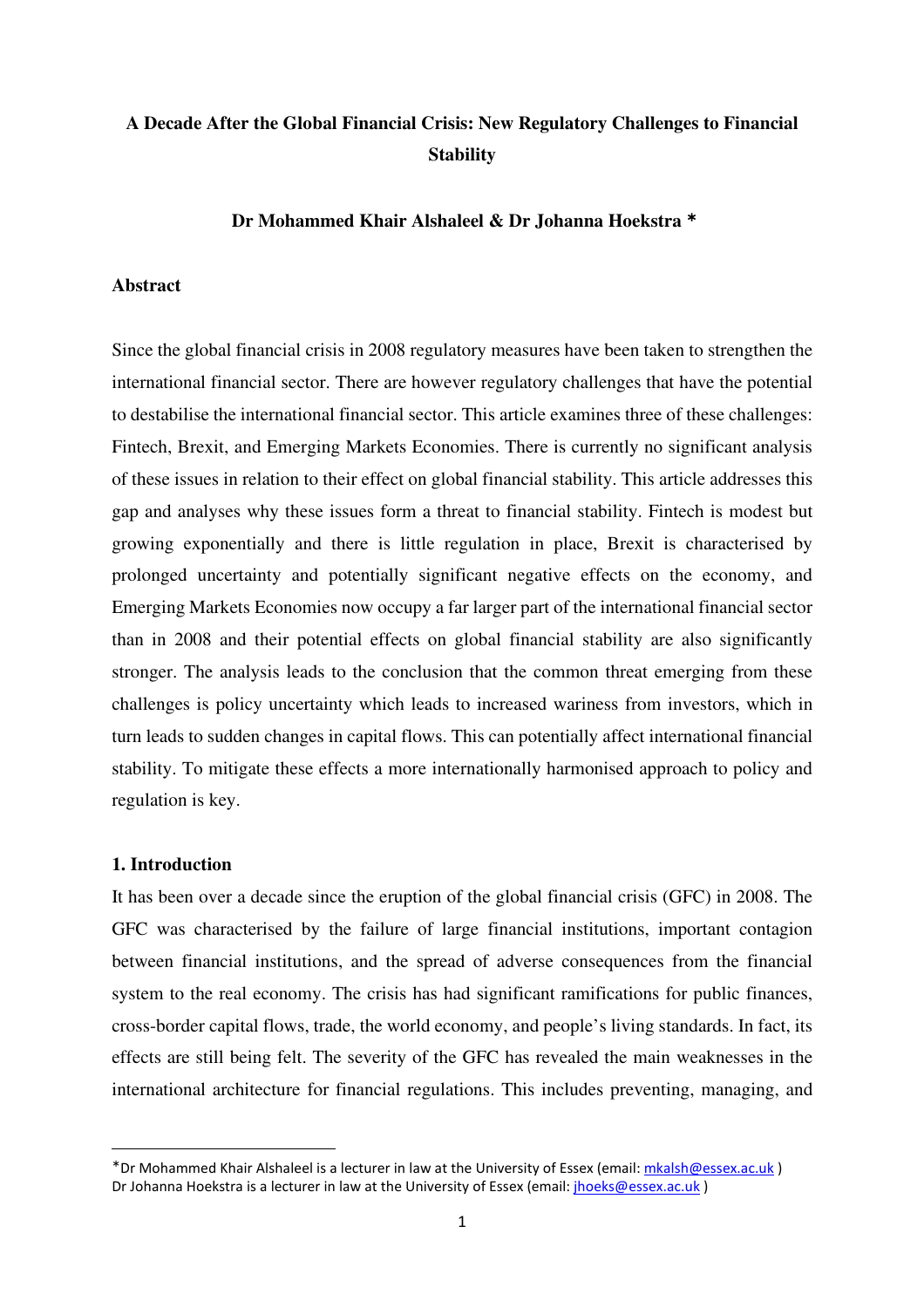# A Decade After the Global Financial Crisis: New Regulatory Challenges to Financial Stability

**Dr Mohammed Khair Alshaleel & Dr Johanna Hoekstra ***

## Abstract

Since the global financial crisis in 2008 regulatory measures have been taken to strengthen the international financial sector. There are however regulatory challenges that have the potential to destabilise the international financial sector. This article examines three of these challenges: Fintech, Brexit, and Emerging Markets Economies. There is currently no significant analysis of these issues in relation to their effect on global financial stability. This article addresses this gap and analyses why these issues form a threat to financial stability. Fintech is modest but growing exponentially and there is little regulation in place, Brexit is characterised by prolonged uncertainty and potentially significant negative effects on the economy, and Emerging Markets Economies now occupy a far larger part of the international financial sector than in 2008 and their potential effects on global financial stability are also significantly stronger. The analysis leads to the conclusion that the common threat emerging from these challenges is policy uncertainty which leads to increased wariness from investors, which in turn leads to sudden changes in capital flows. This can potentially affect international financial stability. To mitigate these effects a more internationally harmonised approach to policy and regulation is key.

## 1. Introduction

It has been over a decade since the eruption of the global financial crisis (GFC) in 2008. The GFC was characterised by the failure of large financial institutions, important contagion between financial institutions, and the spread of adverse consequences from the financial system to the real economy. The crisis has had significant ramifications for public finances, cross-border capital flows, trade, the world economy, and people's living standards. In fact, its effects are still being felt. The severity of the GFC has revealed the main weaknesses in the international architecture for financial regulations. This includes preventing, managing, and

---

*Dr Mohammed Khair Alshaleel is a lecturer in law at the University of Essex (email: mkalsh@essex.ac.uk )
Dr Johanna Hoekstra is a lecturer in law at the University of Essex (email: jhoeks@essex.ac.uk )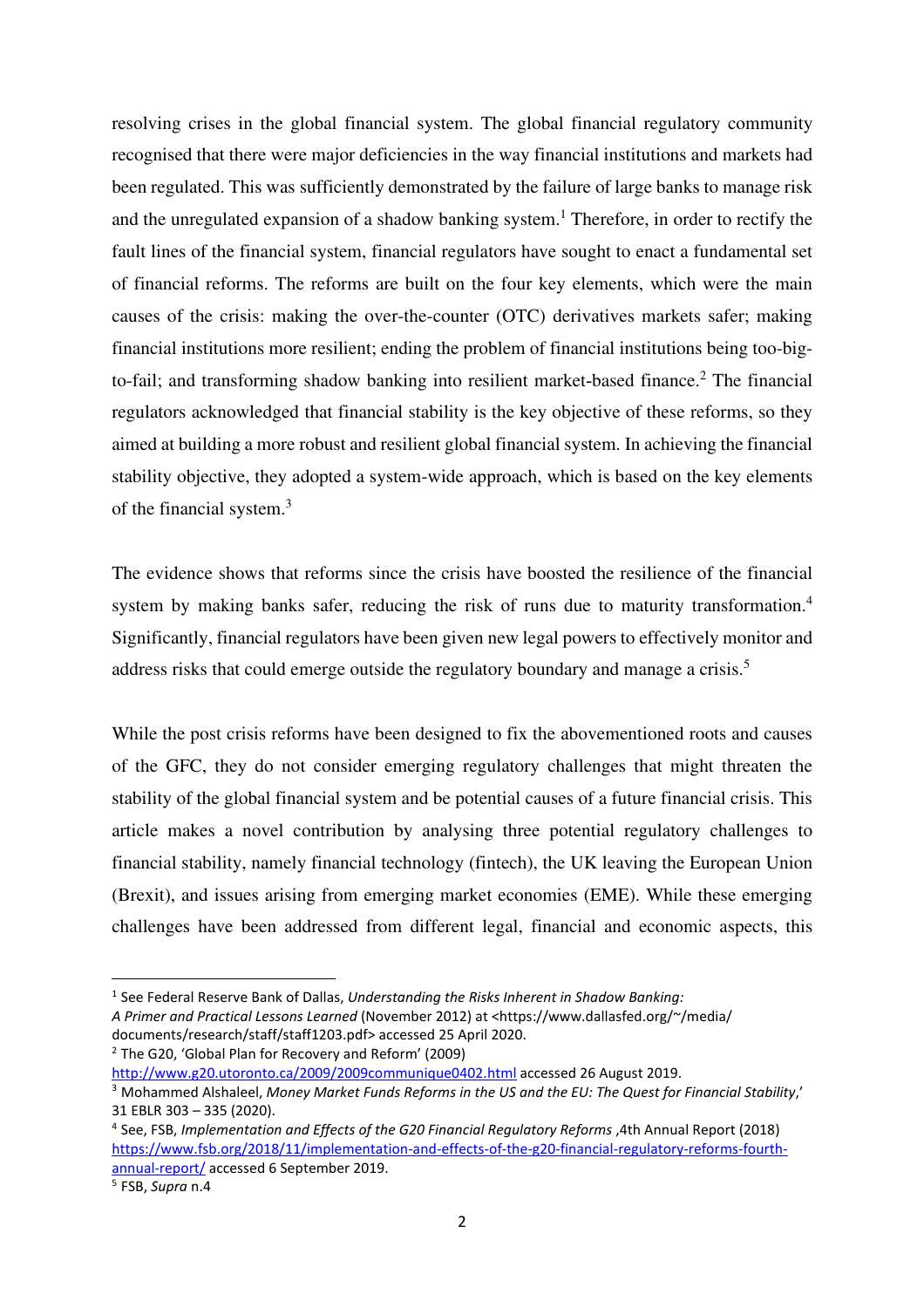resolving crises in the global financial system. The global financial regulatory community recognised that there were major deficiencies in the way financial institutions and markets had been regulated. This was sufficiently demonstrated by the failure of large banks to manage risk and the unregulated expansion of a shadow banking system.[1] Therefore, in order to rectify the fault lines of the financial system, financial regulators have sought to enact a fundamental set of financial reforms. The reforms are built on the four key elements, which were the main causes of the crisis: making the over-the-counter (OTC) derivatives markets safer; making financial institutions more resilient; ending the problem of financial institutions being too-big-to-fail; and transforming shadow banking into resilient market-based finance.[2] The financial regulators acknowledged that financial stability is the key objective of these reforms, so they aimed at building a more robust and resilient global financial system. In achieving the financial stability objective, they adopted a system-wide approach, which is based on the key elements of the financial system.[3]

The evidence shows that reforms since the crisis have boosted the resilience of the financial system by making banks safer, reducing the risk of runs due to maturity transformation.[4] Significantly, financial regulators have been given new legal powers to effectively monitor and address risks that could emerge outside the regulatory boundary and manage a crisis.[5]

While the post crisis reforms have been designed to fix the abovementioned roots and causes of the GFC, they do not consider emerging regulatory challenges that might threaten the stability of the global financial system and be potential causes of a future financial crisis. This article makes a novel contribution by analysing three potential regulatory challenges to financial stability, namely financial technology (fintech), the UK leaving the European Union (Brexit), and issues arising from emerging market economies (EME). While these emerging challenges have been addressed from different legal, financial and economic aspects, this

---

[1] See Federal Reserve Bank of Dallas, *Understanding the Risks Inherent in Shadow Banking: A Primer and Practical Lessons Learned* (November 2012) at <https://www.dallasfed.org/~/media/documents/research/staff/staff1203.pdf> accessed 25 April 2020.

[2] The G20, 'Global Plan for Recovery and Reform' (2009) http://www.g20.utoronto.ca/2009/2009communique0402.html accessed 26 August 2019.

[3] Mohammed Alshaleel, *Money Market Funds Reforms in the US and the EU: The Quest for Financial Stability*,' 31 EBLR 303 – 335 (2020).

[4] See, FSB, *Implementation and Effects of the G20 Financial Regulatory Reforms* ,4th Annual Report (2018) https://www.fsb.org/2018/11/implementation-and-effects-of-the-g20-financial-regulatory-reforms-fourth-annual-report/ accessed 6 September 2019.

[5] FSB, *Supra* n.4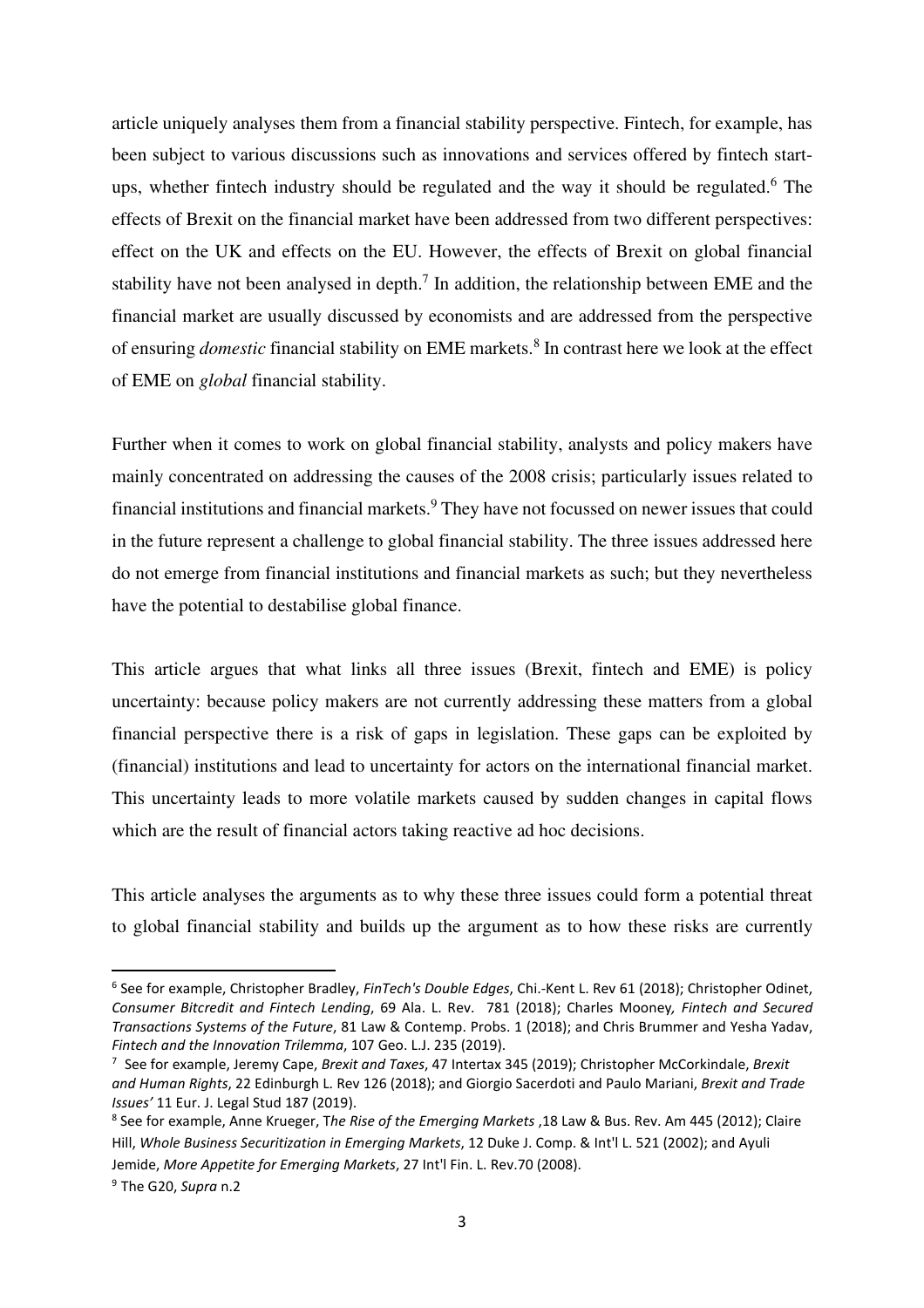article uniquely analyses them from a financial stability perspective. Fintech, for example, has been subject to various discussions such as innovations and services offered by fintech start-ups, whether fintech industry should be regulated and the way it should be regulated.[6] The effects of Brexit on the financial market have been addressed from two different perspectives: effect on the UK and effects on the EU. However, the effects of Brexit on global financial stability have not been analysed in depth.[7] In addition, the relationship between EME and the financial market are usually discussed by economists and are addressed from the perspective of ensuring *domestic* financial stability on EME markets.[8] In contrast here we look at the effect of EME on *global* financial stability.

Further when it comes to work on global financial stability, analysts and policy makers have mainly concentrated on addressing the causes of the 2008 crisis; particularly issues related to financial institutions and financial markets.[9] They have not focussed on newer issues that could in the future represent a challenge to global financial stability. The three issues addressed here do not emerge from financial institutions and financial markets as such; but they nevertheless have the potential to destabilise global finance.

This article argues that what links all three issues (Brexit, fintech and EME) is policy uncertainty: because policy makers are not currently addressing these matters from a global financial perspective there is a risk of gaps in legislation. These gaps can be exploited by (financial) institutions and lead to uncertainty for actors on the international financial market. This uncertainty leads to more volatile markets caused by sudden changes in capital flows which are the result of financial actors taking reactive ad hoc decisions.

This article analyses the arguments as to why these three issues could form a potential threat to global financial stability and builds up the argument as to how these risks are currently

---

[6] See for example, Christopher Bradley, *FinTech's Double Edges*, Chi.-Kent L. Rev 61 (2018); Christopher Odinet, *Consumer Bitcredit and Fintech Lending*, 69 Ala. L. Rev. 781 (2018); Charles Mooney*, Fintech and Secured Transactions Systems of the Future*, 81 Law & Contemp. Probs. 1 (2018); and Chris Brummer and Yesha Yadav, *Fintech and the Innovation Trilemma*, 107 Geo. L.J. 235 (2019).

[7] See for example, Jeremy Cape, *Brexit and Taxes*, 47 Intertax 345 (2019); Christopher McCorkindale, *Brexit and Human Rights*, 22 Edinburgh L. Rev 126 (2018); and Giorgio Sacerdoti and Paulo Mariani, *Brexit and Trade Issues'* 11 Eur. J. Legal Stud 187 (2019).

[8] See for example, Anne Krueger, T*he Rise of the Emerging Markets* ,18 Law & Bus. Rev. Am 445 (2012); Claire Hill, *Whole Business Securitization in Emerging Markets*, 12 Duke J. Comp. & Int'l L. 521 (2002); and Ayuli Jemide, *More Appetite for Emerging Markets*, 27 Int'l Fin. L. Rev.70 (2008).

[9] The G20, *Supra* n.2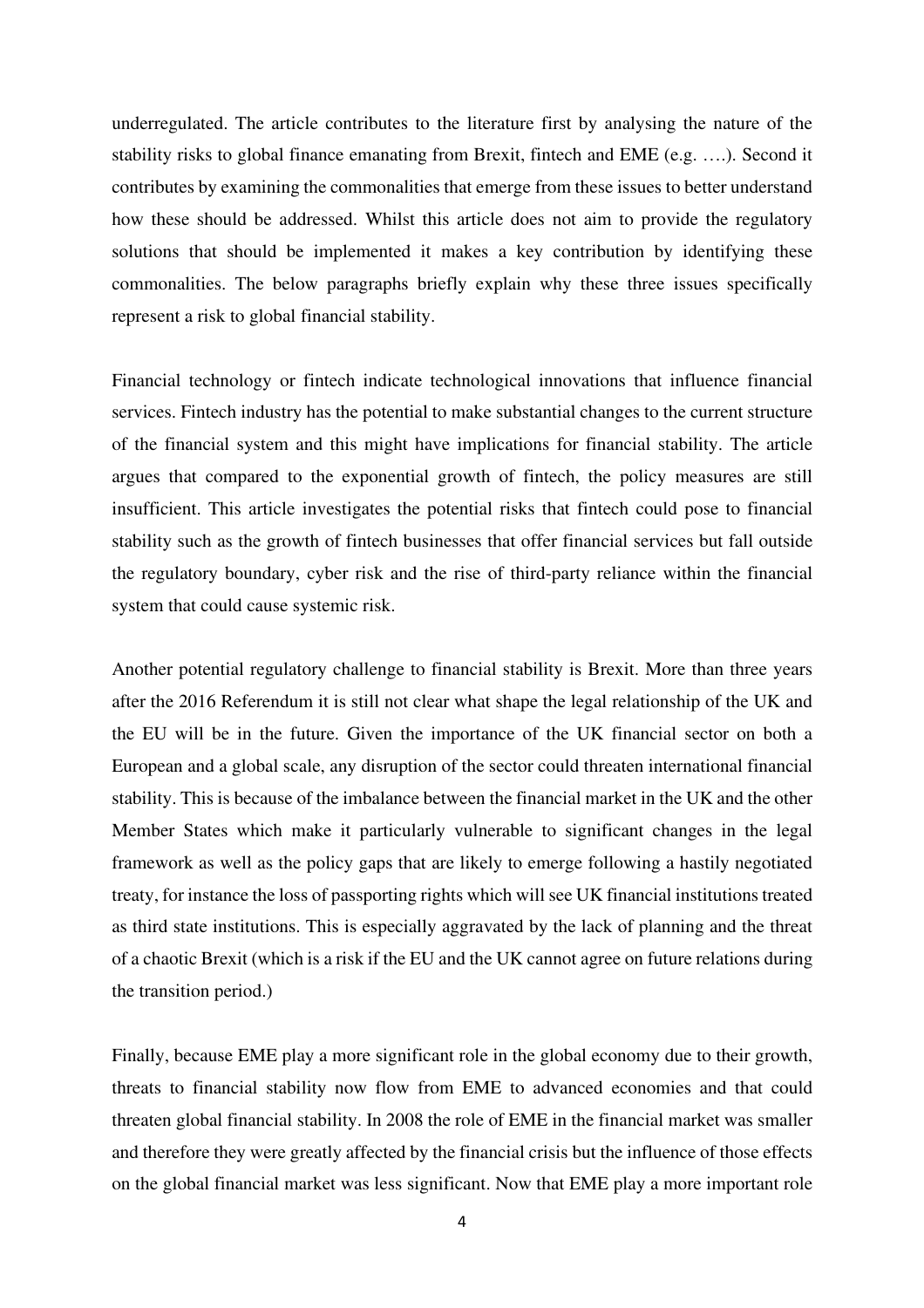underregulated. The article contributes to the literature first by analysing the nature of the stability risks to global finance emanating from Brexit, fintech and EME (e.g. ….). Second it contributes by examining the commonalities that emerge from these issues to better understand how these should be addressed. Whilst this article does not aim to provide the regulatory solutions that should be implemented it makes a key contribution by identifying these commonalities. The below paragraphs briefly explain why these three issues specifically represent a risk to global financial stability.

Financial technology or fintech indicate technological innovations that influence financial services. Fintech industry has the potential to make substantial changes to the current structure of the financial system and this might have implications for financial stability. The article argues that compared to the exponential growth of fintech, the policy measures are still insufficient. This article investigates the potential risks that fintech could pose to financial stability such as the growth of fintech businesses that offer financial services but fall outside the regulatory boundary, cyber risk and the rise of third-party reliance within the financial system that could cause systemic risk.

Another potential regulatory challenge to financial stability is Brexit. More than three years after the 2016 Referendum it is still not clear what shape the legal relationship of the UK and the EU will be in the future. Given the importance of the UK financial sector on both a European and a global scale, any disruption of the sector could threaten international financial stability. This is because of the imbalance between the financial market in the UK and the other Member States which make it particularly vulnerable to significant changes in the legal framework as well as the policy gaps that are likely to emerge following a hastily negotiated treaty, for instance the loss of passporting rights which will see UK financial institutions treated as third state institutions. This is especially aggravated by the lack of planning and the threat of a chaotic Brexit (which is a risk if the EU and the UK cannot agree on future relations during the transition period.)

Finally, because EME play a more significant role in the global economy due to their growth, threats to financial stability now flow from EME to advanced economies and that could threaten global financial stability. In 2008 the role of EME in the financial market was smaller and therefore they were greatly affected by the financial crisis but the influence of those effects on the global financial market was less significant. Now that EME play a more important role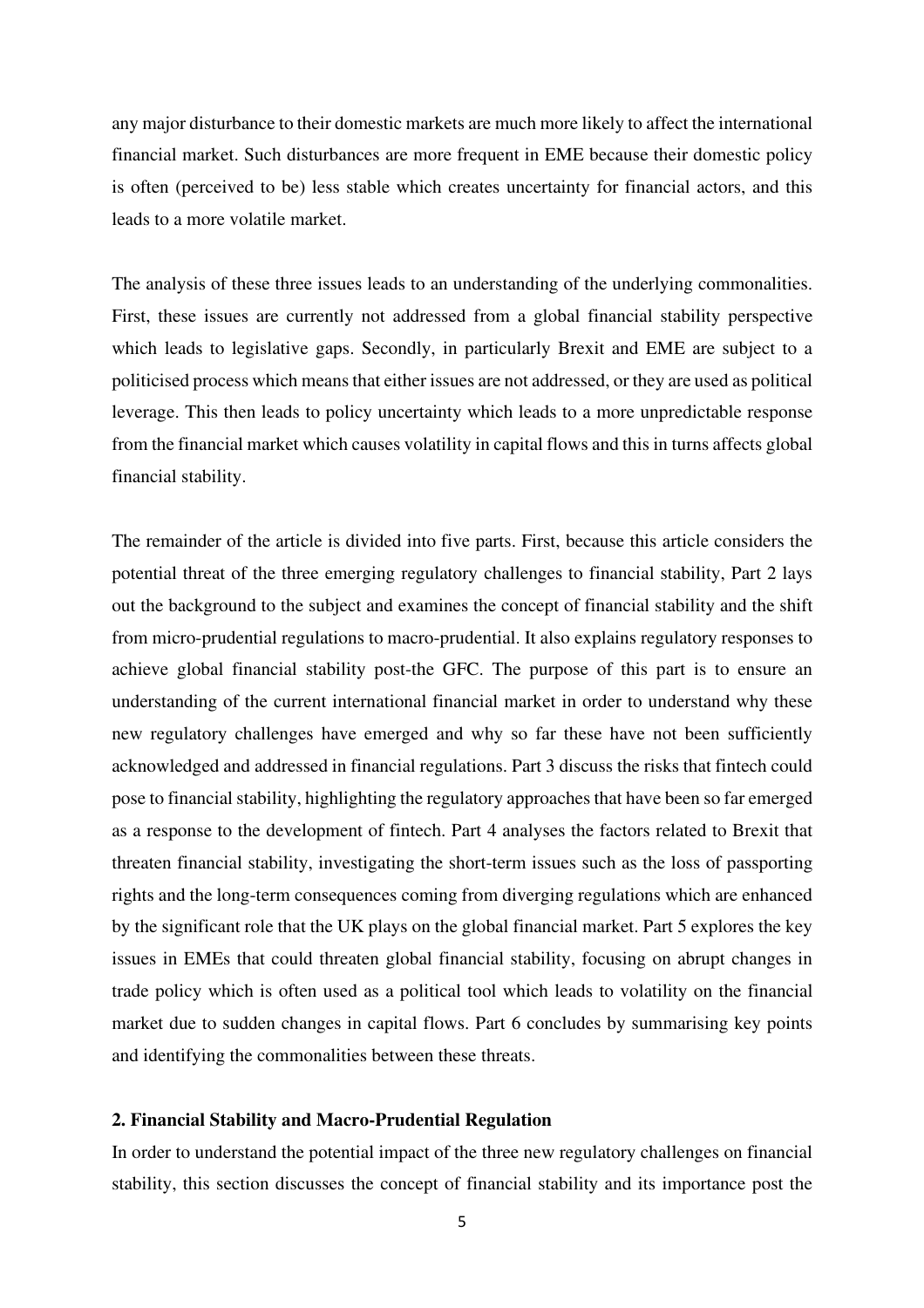any major disturbance to their domestic markets are much more likely to affect the international financial market. Such disturbances are more frequent in EME because their domestic policy is often (perceived to be) less stable which creates uncertainty for financial actors, and this leads to a more volatile market.

The analysis of these three issues leads to an understanding of the underlying commonalities. First, these issues are currently not addressed from a global financial stability perspective which leads to legislative gaps. Secondly, in particularly Brexit and EME are subject to a politicised process which means that either issues are not addressed, or they are used as political leverage. This then leads to policy uncertainty which leads to a more unpredictable response from the financial market which causes volatility in capital flows and this in turns affects global financial stability.

The remainder of the article is divided into five parts. First, because this article considers the potential threat of the three emerging regulatory challenges to financial stability, Part 2 lays out the background to the subject and examines the concept of financial stability and the shift from micro-prudential regulations to macro-prudential. It also explains regulatory responses to achieve global financial stability post-the GFC. The purpose of this part is to ensure an understanding of the current international financial market in order to understand why these new regulatory challenges have emerged and why so far these have not been sufficiently acknowledged and addressed in financial regulations. Part 3 discuss the risks that fintech could pose to financial stability, highlighting the regulatory approaches that have been so far emerged as a response to the development of fintech. Part 4 analyses the factors related to Brexit that threaten financial stability, investigating the short-term issues such as the loss of passporting rights and the long-term consequences coming from diverging regulations which are enhanced by the significant role that the UK plays on the global financial market. Part 5 explores the key issues in EMEs that could threaten global financial stability, focusing on abrupt changes in trade policy which is often used as a political tool which leads to volatility on the financial market due to sudden changes in capital flows. Part 6 concludes by summarising key points and identifying the commonalities between these threats.

## 2. Financial Stability and Macro-Prudential Regulation

In order to understand the potential impact of the three new regulatory challenges on financial stability, this section discusses the concept of financial stability and its importance post the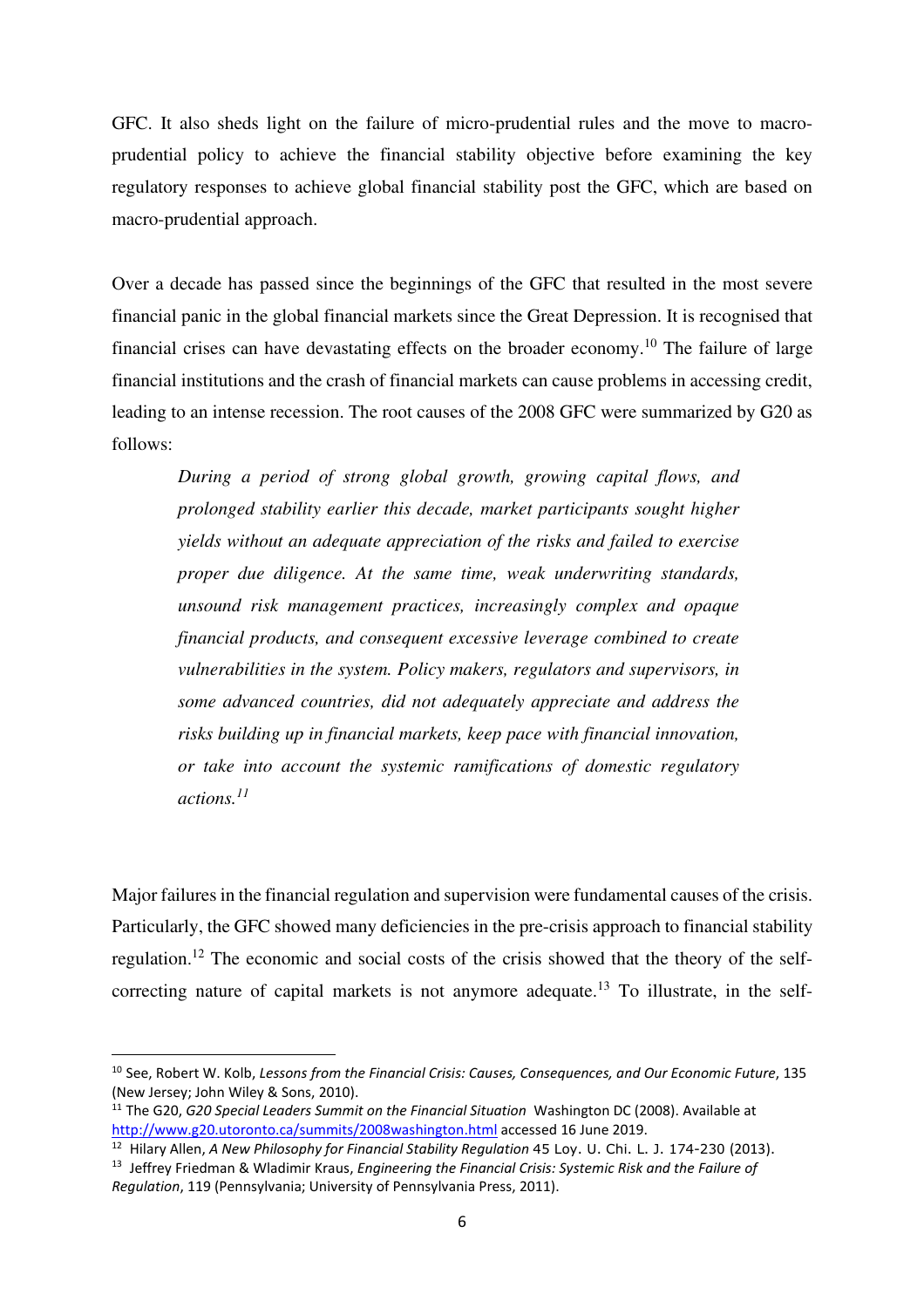GFC. It also sheds light on the failure of micro-prudential rules and the move to macro-prudential policy to achieve the financial stability objective before examining the key regulatory responses to achieve global financial stability post the GFC, which are based on macro-prudential approach.

Over a decade has passed since the beginnings of the GFC that resulted in the most severe financial panic in the global financial markets since the Great Depression. It is recognised that financial crises can have devastating effects on the broader economy.[10] The failure of large financial institutions and the crash of financial markets can cause problems in accessing credit, leading to an intense recession. The root causes of the 2008 GFC were summarized by G20 as follows:

> *During a period of strong global growth, growing capital flows, and prolonged stability earlier this decade, market participants sought higher yields without an adequate appreciation of the risks and failed to exercise proper due diligence. At the same time, weak underwriting standards, unsound risk management practices, increasingly complex and opaque financial products, and consequent excessive leverage combined to create vulnerabilities in the system. Policy makers, regulators and supervisors, in some advanced countries, did not adequately appreciate and address the risks building up in financial markets, keep pace with financial innovation, or take into account the systemic ramifications of domestic regulatory actions.*[11]

Major failures in the financial regulation and supervision were fundamental causes of the crisis. Particularly, the GFC showed many deficiencies in the pre-crisis approach to financial stability regulation.[12] The economic and social costs of the crisis showed that the theory of the self-correcting nature of capital markets is not anymore adequate.[13] To illustrate, in the self-

---

[10] See, Robert W. Kolb, *Lessons from the Financial Crisis: Causes, Consequences, and Our Economic Future*, 135 (New Jersey; John Wiley & Sons, 2010).

[11] The G20, *G20 Special Leaders Summit on the Financial Situation* Washington DC (2008). Available at http://www.g20.utoronto.ca/summits/2008washington.html accessed 16 June 2019.

[12] Hilary Allen, *A New Philosophy for Financial Stability Regulation* 45 Loy. U. Chi. L. J. 174-230 (2013).

[13] Jeffrey Friedman & Wladimir Kraus, *Engineering the Financial Crisis: Systemic Risk and the Failure of Regulation*, 119 (Pennsylvania; University of Pennsylvania Press, 2011).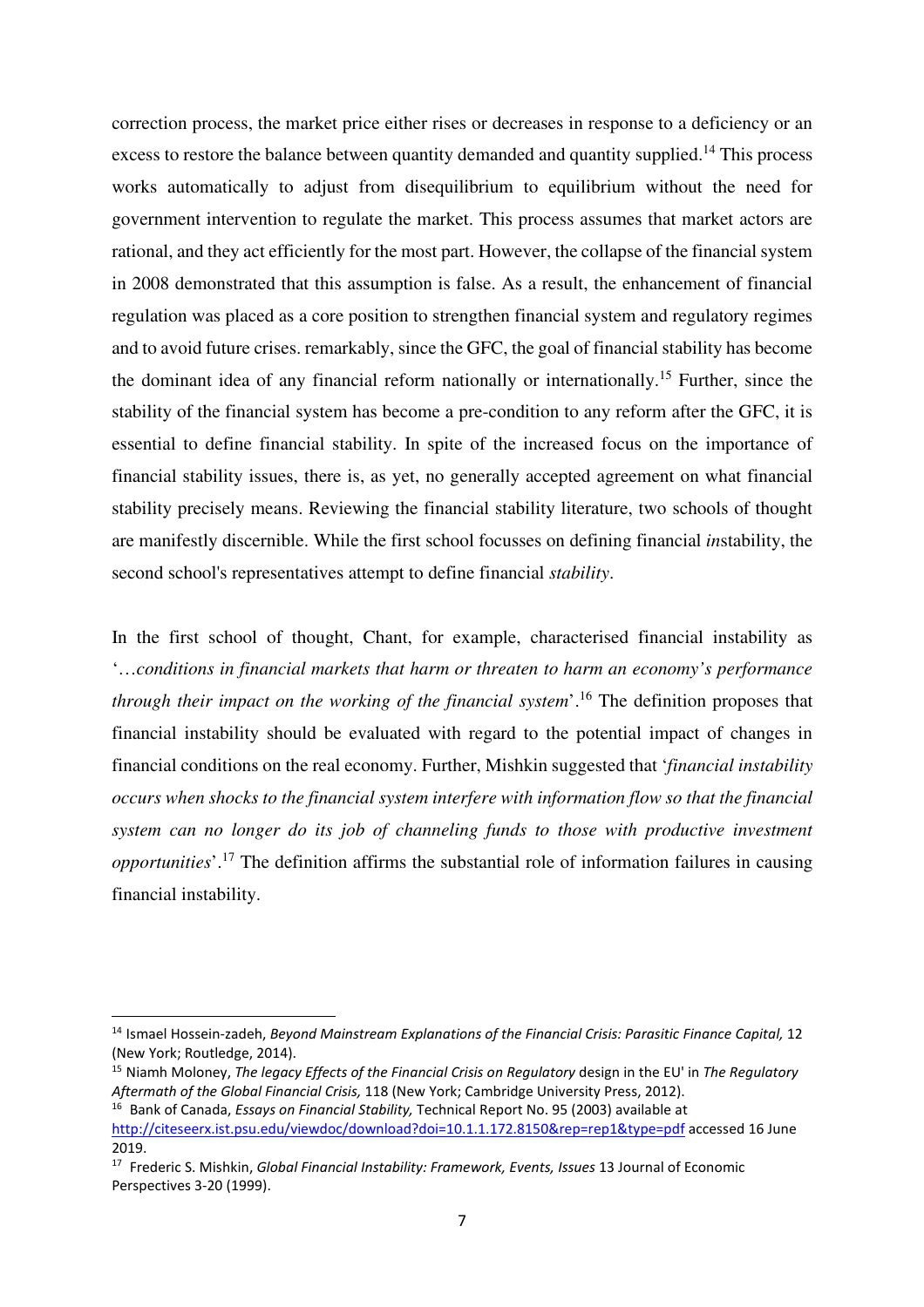correction process, the market price either rises or decreases in response to a deficiency or an excess to restore the balance between quantity demanded and quantity supplied.[14] This process works automatically to adjust from disequilibrium to equilibrium without the need for government intervention to regulate the market. This process assumes that market actors are rational, and they act efficiently for the most part. However, the collapse of the financial system in 2008 demonstrated that this assumption is false. As a result, the enhancement of financial regulation was placed as a core position to strengthen financial system and regulatory regimes and to avoid future crises. remarkably, since the GFC, the goal of financial stability has become the dominant idea of any financial reform nationally or internationally.[15] Further, since the stability of the financial system has become a pre-condition to any reform after the GFC, it is essential to define financial stability. In spite of the increased focus on the importance of financial stability issues, there is, as yet, no generally accepted agreement on what financial stability precisely means. Reviewing the financial stability literature, two schools of thought are manifestly discernible. While the first school focusses on defining financial *in*stability, the second school's representatives attempt to define financial *stability*.

In the first school of thought, Chant, for example, characterised financial instability as '…*conditions in financial markets that harm or threaten to harm an economy's performance through their impact on the working of the financial system*'.[16] The definition proposes that financial instability should be evaluated with regard to the potential impact of changes in financial conditions on the real economy. Further, Mishkin suggested that '*financial instability occurs when shocks to the financial system interfere with information flow so that the financial system can no longer do its job of channeling funds to those with productive investment opportunities*'.[17] The definition affirms the substantial role of information failures in causing financial instability.

---

[14] Ismael Hossein-zadeh, *Beyond Mainstream Explanations of the Financial Crisis: Parasitic Finance Capital,* 12 (New York; Routledge, 2014).

[15] Niamh Moloney, *The legacy Effects of the Financial Crisis on Regulatory* design in the EU' in *The Regulatory Aftermath of the Global Financial Crisis,* 118 (New York; Cambridge University Press, 2012).

[16] Bank of Canada, *Essays on Financial Stability,* Technical Report No. 95 (2003) available at http://citeseerx.ist.psu.edu/viewdoc/download?doi=10.1.1.172.8150&rep=rep1&type=pdf accessed 16 June 2019.

[17] Frederic S. Mishkin, *Global Financial Instability: Framework, Events, Issues* 13 Journal of Economic Perspectives 3-20 (1999).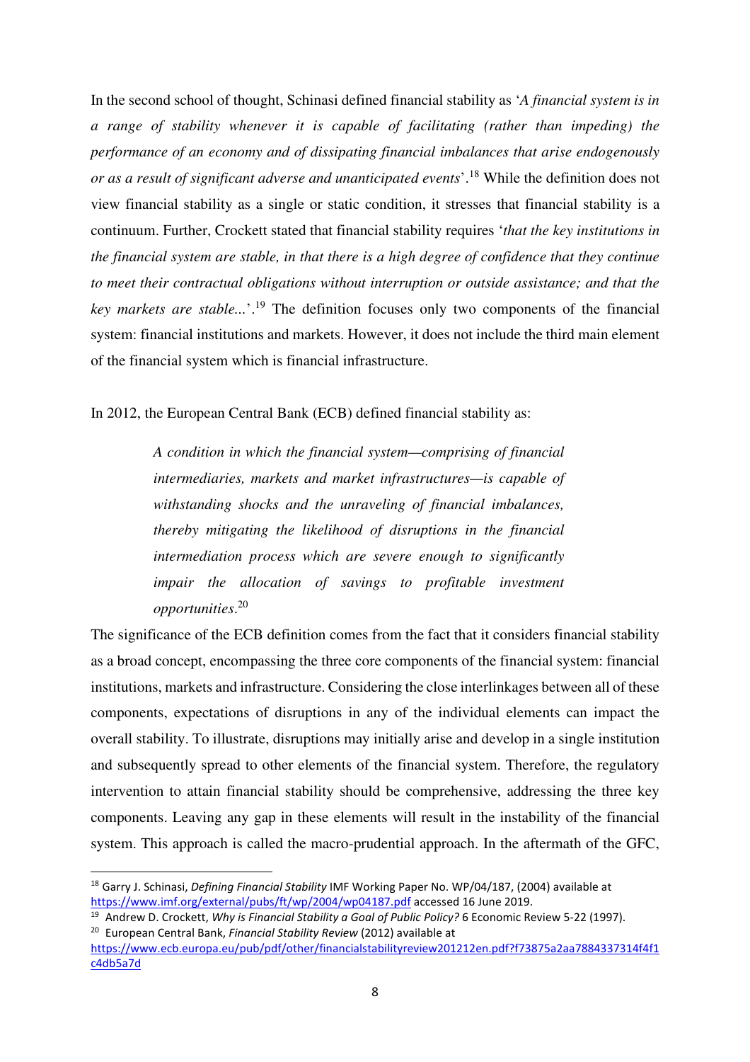In the second school of thought, Schinasi defined financial stability as '*A financial system is in a range of stability whenever it is capable of facilitating (rather than impeding) the performance of an economy and of dissipating financial imbalances that arise endogenously or as a result of significant adverse and unanticipated events*'.[18] While the definition does not view financial stability as a single or static condition, it stresses that financial stability is a continuum. Further, Crockett stated that financial stability requires '*that the key institutions in the financial system are stable, in that there is a high degree of confidence that they continue to meet their contractual obligations without interruption or outside assistance; and that the key markets are stable...*'.[19] The definition focuses only two components of the financial system: financial institutions and markets. However, it does not include the third main element of the financial system which is financial infrastructure.

In 2012, the European Central Bank (ECB) defined financial stability as:

> *A condition in which the financial system—comprising of financial intermediaries, markets and market infrastructures—is capable of withstanding shocks and the unraveling of financial imbalances, thereby mitigating the likelihood of disruptions in the financial intermediation process which are severe enough to significantly impair the allocation of savings to profitable investment opportunities*.[20]

The significance of the ECB definition comes from the fact that it considers financial stability as a broad concept, encompassing the three core components of the financial system: financial institutions, markets and infrastructure. Considering the close interlinkages between all of these components, expectations of disruptions in any of the individual elements can impact the overall stability. To illustrate, disruptions may initially arise and develop in a single institution and subsequently spread to other elements of the financial system. Therefore, the regulatory intervention to attain financial stability should be comprehensive, addressing the three key components. Leaving any gap in these elements will result in the instability of the financial system. This approach is called the macro-prudential approach. In the aftermath of the GFC,

---

[18] Garry J. Schinasi, *Defining Financial Stability* IMF Working Paper No. WP/04/187, (2004) available at https://www.imf.org/external/pubs/ft/wp/2004/wp04187.pdf accessed 16 June 2019.

[19] Andrew D. Crockett, *Why is Financial Stability a Goal of Public Policy?* 6 Economic Review 5-22 (1997).

[20] European Central Bank, *Financial Stability Review* (2012) available at https://www.ecb.europa.eu/pub/pdf/other/financialstabilityreview201212en.pdf?f73875a2aa7884337314f4f1c4db5a7d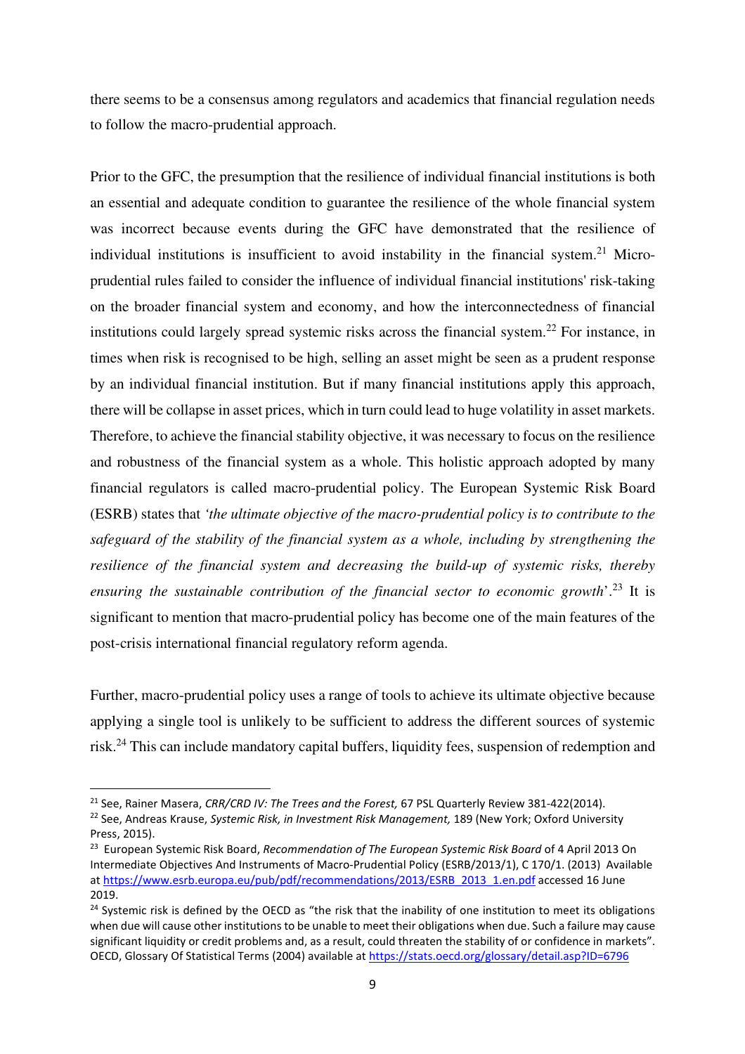there seems to be a consensus among regulators and academics that financial regulation needs to follow the macro-prudential approach.

Prior to the GFC, the presumption that the resilience of individual financial institutions is both an essential and adequate condition to guarantee the resilience of the whole financial system was incorrect because events during the GFC have demonstrated that the resilience of individual institutions is insufficient to avoid instability in the financial system.[21] Micro-prudential rules failed to consider the influence of individual financial institutions' risk-taking on the broader financial system and economy, and how the interconnectedness of financial institutions could largely spread systemic risks across the financial system.[22] For instance, in times when risk is recognised to be high, selling an asset might be seen as a prudent response by an individual financial institution. But if many financial institutions apply this approach, there will be collapse in asset prices, which in turn could lead to huge volatility in asset markets. Therefore, to achieve the financial stability objective, it was necessary to focus on the resilience and robustness of the financial system as a whole. This holistic approach adopted by many financial regulators is called macro-prudential policy. The European Systemic Risk Board (ESRB) states that *'the ultimate objective of the macro-prudential policy is to contribute to the safeguard of the stability of the financial system as a whole, including by strengthening the resilience of the financial system and decreasing the build-up of systemic risks, thereby ensuring the sustainable contribution of the financial sector to economic growth'*.[23] It is significant to mention that macro-prudential policy has become one of the main features of the post-crisis international financial regulatory reform agenda.

Further, macro-prudential policy uses a range of tools to achieve its ultimate objective because applying a single tool is unlikely to be sufficient to address the different sources of systemic risk.[24] This can include mandatory capital buffers, liquidity fees, suspension of redemption and

---

[21] See, Rainer Masera, *CRR/CRD IV: The Trees and the Forest,* 67 PSL Quarterly Review 381-422(2014).

[22] See, Andreas Krause, *Systemic Risk, in Investment Risk Management,* 189 (New York; Oxford University Press, 2015).

[23] European Systemic Risk Board, *Recommendation of The European Systemic Risk Board* of 4 April 2013 On Intermediate Objectives And Instruments of Macro-Prudential Policy (ESRB/2013/1), C 170/1. (2013) Available at https://www.esrb.europa.eu/pub/pdf/recommendations/2013/ESRB_2013_1.en.pdf accessed 16 June 2019.

[24] Systemic risk is defined by the OECD as "the risk that the inability of one institution to meet its obligations when due will cause other institutions to be unable to meet their obligations when due. Such a failure may cause significant liquidity or credit problems and, as a result, could threaten the stability of or confidence in markets". OECD, Glossary Of Statistical Terms (2004) available at https://stats.oecd.org/glossary/detail.asp?ID=6796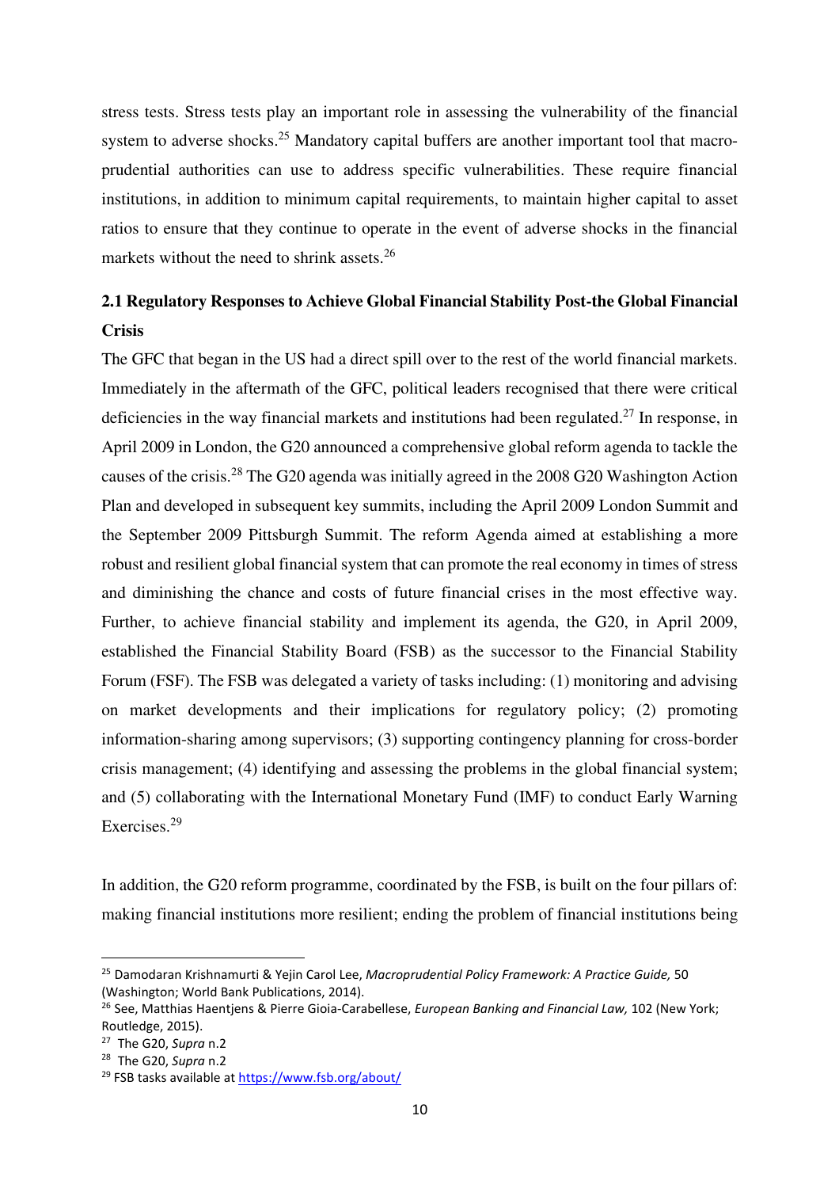stress tests. Stress tests play an important role in assessing the vulnerability of the financial system to adverse shocks.[25] Mandatory capital buffers are another important tool that macro-prudential authorities can use to address specific vulnerabilities. These require financial institutions, in addition to minimum capital requirements, to maintain higher capital to asset ratios to ensure that they continue to operate in the event of adverse shocks in the financial markets without the need to shrink assets.[26]

## 2.1 Regulatory Responses to Achieve Global Financial Stability Post-the Global Financial Crisis

The GFC that began in the US had a direct spill over to the rest of the world financial markets. Immediately in the aftermath of the GFC, political leaders recognised that there were critical deficiencies in the way financial markets and institutions had been regulated.[27] In response, in April 2009 in London, the G20 announced a comprehensive global reform agenda to tackle the causes of the crisis.[28] The G20 agenda was initially agreed in the 2008 G20 Washington Action Plan and developed in subsequent key summits, including the April 2009 London Summit and the September 2009 Pittsburgh Summit. The reform Agenda aimed at establishing a more robust and resilient global financial system that can promote the real economy in times of stress and diminishing the chance and costs of future financial crises in the most effective way. Further, to achieve financial stability and implement its agenda, the G20, in April 2009, established the Financial Stability Board (FSB) as the successor to the Financial Stability Forum (FSF). The FSB was delegated a variety of tasks including: (1) monitoring and advising on market developments and their implications for regulatory policy; (2) promoting information-sharing among supervisors; (3) supporting contingency planning for cross-border crisis management; (4) identifying and assessing the problems in the global financial system; and (5) collaborating with the International Monetary Fund (IMF) to conduct Early Warning Exercises.[29]

In addition, the G20 reform programme, coordinated by the FSB, is built on the four pillars of: making financial institutions more resilient; ending the problem of financial institutions being

---

[25] Damodaran Krishnamurti & Yejin Carol Lee, *Macroprudential Policy Framework: A Practice Guide,* 50 (Washington; World Bank Publications, 2014).

[26] See, Matthias Haentjens & Pierre Gioia-Carabellese, *European Banking and Financial Law,* 102 (New York; Routledge, 2015).

[27] The G20, *Supra* n.2

[28] The G20, *Supra* n.2

[29] FSB tasks available at https://www.fsb.org/about/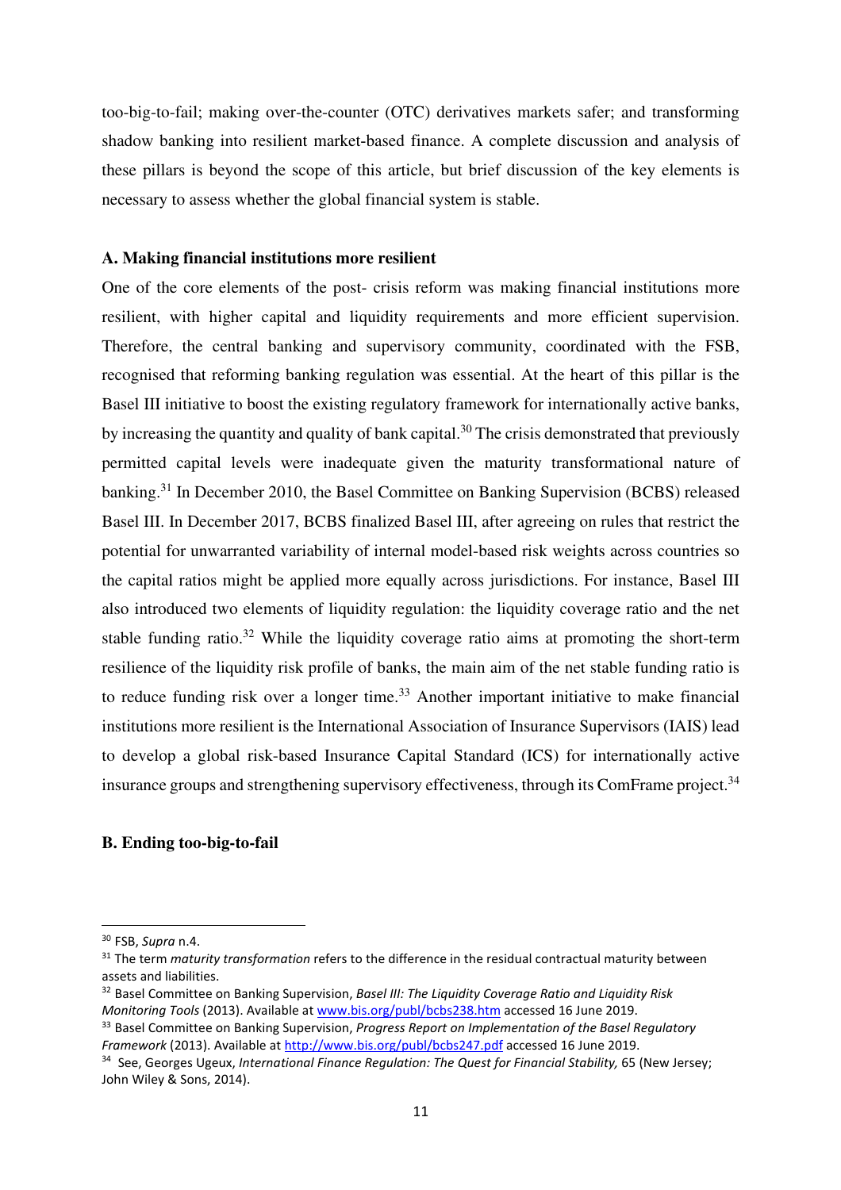too-big-to-fail; making over-the-counter (OTC) derivatives markets safer; and transforming shadow banking into resilient market-based finance. A complete discussion and analysis of these pillars is beyond the scope of this article, but brief discussion of the key elements is necessary to assess whether the global financial system is stable.

### A. Making financial institutions more resilient

One of the core elements of the post- crisis reform was making financial institutions more resilient, with higher capital and liquidity requirements and more efficient supervision. Therefore, the central banking and supervisory community, coordinated with the FSB, recognised that reforming banking regulation was essential. At the heart of this pillar is the Basel III initiative to boost the existing regulatory framework for internationally active banks, by increasing the quantity and quality of bank capital.[30] The crisis demonstrated that previously permitted capital levels were inadequate given the maturity transformational nature of banking.[31] In December 2010, the Basel Committee on Banking Supervision (BCBS) released Basel III. In December 2017, BCBS finalized Basel III, after agreeing on rules that restrict the potential for unwarranted variability of internal model-based risk weights across countries so the capital ratios might be applied more equally across jurisdictions. For instance, Basel III also introduced two elements of liquidity regulation: the liquidity coverage ratio and the net stable funding ratio.[32] While the liquidity coverage ratio aims at promoting the short-term resilience of the liquidity risk profile of banks, the main aim of the net stable funding ratio is to reduce funding risk over a longer time.[33] Another important initiative to make financial institutions more resilient is the International Association of Insurance Supervisors (IAIS) lead to develop a global risk-based Insurance Capital Standard (ICS) for internationally active insurance groups and strengthening supervisory effectiveness, through its ComFrame project.[34]

### B. Ending too-big-to-fail

---

[30] FSB, *Supra* n.4.

[31] The term *maturity transformation* refers to the difference in the residual contractual maturity between assets and liabilities.

[32] Basel Committee on Banking Supervision, *Basel III: The Liquidity Coverage Ratio and Liquidity Risk Monitoring Tools* (2013). Available at www.bis.org/publ/bcbs238.htm accessed 16 June 2019.

[33] Basel Committee on Banking Supervision, *Progress Report on Implementation of the Basel Regulatory Framework* (2013). Available at http://www.bis.org/publ/bcbs247.pdf accessed 16 June 2019.

[34] See, Georges Ugeux, *International Finance Regulation: The Quest for Financial Stability,* 65 (New Jersey; John Wiley & Sons, 2014).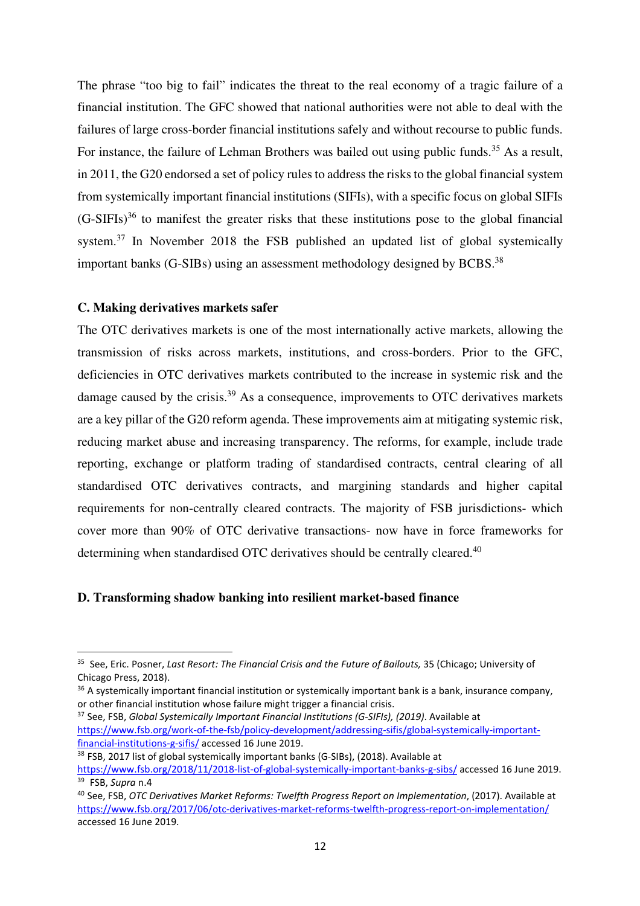The phrase "too big to fail" indicates the threat to the real economy of a tragic failure of a financial institution. The GFC showed that national authorities were not able to deal with the failures of large cross-border financial institutions safely and without recourse to public funds. For instance, the failure of Lehman Brothers was bailed out using public funds.[35] As a result, in 2011, the G20 endorsed a set of policy rules to address the risks to the global financial system from systemically important financial institutions (SIFIs), with a specific focus on global SIFIs (G-SIFIs)[36] to manifest the greater risks that these institutions pose to the global financial system.[37] In November 2018 the FSB published an updated list of global systemically important banks (G-SIBs) using an assessment methodology designed by BCBS.[38]

### C. Making derivatives markets safer

The OTC derivatives markets is one of the most internationally active markets, allowing the transmission of risks across markets, institutions, and cross-borders. Prior to the GFC, deficiencies in OTC derivatives markets contributed to the increase in systemic risk and the damage caused by the crisis.[39] As a consequence, improvements to OTC derivatives markets are a key pillar of the G20 reform agenda. These improvements aim at mitigating systemic risk, reducing market abuse and increasing transparency. The reforms, for example, include trade reporting, exchange or platform trading of standardised contracts, central clearing of all standardised OTC derivatives contracts, and margining standards and higher capital requirements for non-centrally cleared contracts. The majority of FSB jurisdictions- which cover more than 90% of OTC derivative transactions- now have in force frameworks for determining when standardised OTC derivatives should be centrally cleared.[40]

### D. Transforming shadow banking into resilient market-based finance

---

[35] See, Eric. Posner, *Last Resort: The Financial Crisis and the Future of Bailouts,* 35 (Chicago; University of Chicago Press, 2018).

[36] A systemically important financial institution or systemically important bank is a bank, insurance company, or other financial institution whose failure might trigger a financial crisis.

[37] See, FSB, *Global Systemically Important Financial Institutions (G-SIFIs), (2019)*. Available at https://www.fsb.org/work-of-the-fsb/policy-development/addressing-sifis/global-systemically-important-financial-institutions-g-sifis/ accessed 16 June 2019.

[38] FSB, 2017 list of global systemically important banks (G-SIBs), (2018). Available at https://www.fsb.org/2018/11/2018-list-of-global-systemically-important-banks-g-sibs/ accessed 16 June 2019.

[39] FSB, *Supra* n.4

[40] See, FSB, *OTC Derivatives Market Reforms: Twelfth Progress Report on Implementation*, (2017). Available at https://www.fsb.org/2017/06/otc-derivatives-market-reforms-twelfth-progress-report-on-implementation/ accessed 16 June 2019.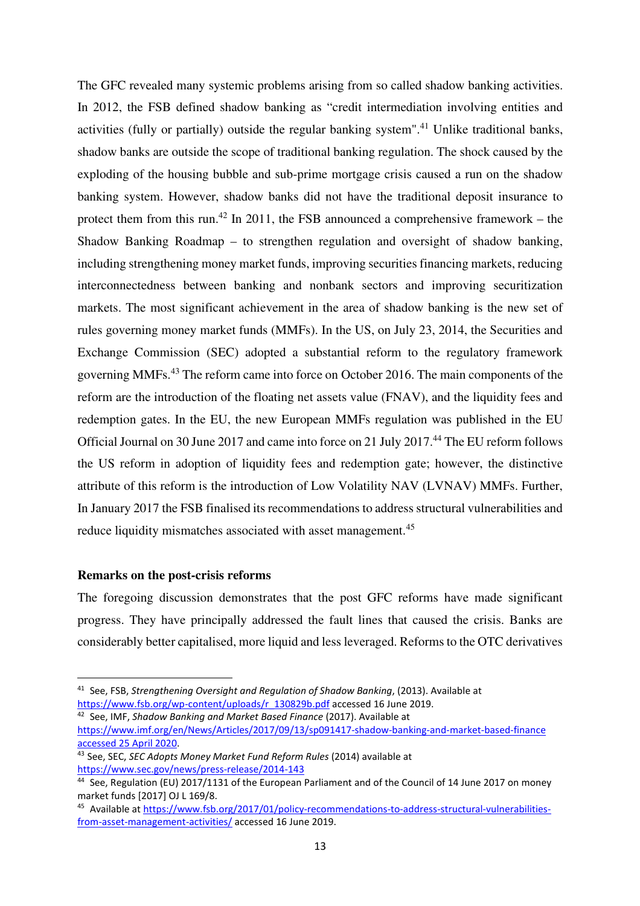The GFC revealed many systemic problems arising from so called shadow banking activities. In 2012, the FSB defined shadow banking as "credit intermediation involving entities and activities (fully or partially) outside the regular banking system".[41] Unlike traditional banks, shadow banks are outside the scope of traditional banking regulation. The shock caused by the exploding of the housing bubble and sub-prime mortgage crisis caused a run on the shadow banking system. However, shadow banks did not have the traditional deposit insurance to protect them from this run.[42] In 2011, the FSB announced a comprehensive framework – the Shadow Banking Roadmap – to strengthen regulation and oversight of shadow banking, including strengthening money market funds, improving securities financing markets, reducing interconnectedness between banking and nonbank sectors and improving securitization markets. The most significant achievement in the area of shadow banking is the new set of rules governing money market funds (MMFs). In the US, on July 23, 2014, the Securities and Exchange Commission (SEC) adopted a substantial reform to the regulatory framework governing MMFs.[43] The reform came into force on October 2016. The main components of the reform are the introduction of the floating net assets value (FNAV), and the liquidity fees and redemption gates. In the EU, the new European MMFs regulation was published in the EU Official Journal on 30 June 2017 and came into force on 21 July 2017.[44] The EU reform follows the US reform in adoption of liquidity fees and redemption gate; however, the distinctive attribute of this reform is the introduction of Low Volatility NAV (LVNAV) MMFs. Further, In January 2017 the FSB finalised its recommendations to address structural vulnerabilities and reduce liquidity mismatches associated with asset management.[45]

**Remarks on the post-crisis reforms**

The foregoing discussion demonstrates that the post GFC reforms have made significant progress. They have principally addressed the fault lines that caused the crisis. Banks are considerably better capitalised, more liquid and less leveraged. Reforms to the OTC derivatives

---

[41] See, FSB, *Strengthening Oversight and Regulation of Shadow Banking*, (2013). Available at https://www.fsb.org/wp-content/uploads/r_130829b.pdf accessed 16 June 2019.

[42] See, IMF, *Shadow Banking and Market Based Finance* (2017). Available at https://www.imf.org/en/News/Articles/2017/09/13/sp091417-shadow-banking-and-market-based-finance accessed 25 April 2020.

[43] See, SEC, *SEC Adopts Money Market Fund Reform Rules* (2014) available at https://www.sec.gov/news/press-release/2014-143

[44] See, Regulation (EU) 2017/1131 of the European Parliament and of the Council of 14 June 2017 on money market funds [2017] OJ L 169/8.

[45] Available at https://www.fsb.org/2017/01/policy-recommendations-to-address-structural-vulnerabilities-from-asset-management-activities/ accessed 16 June 2019.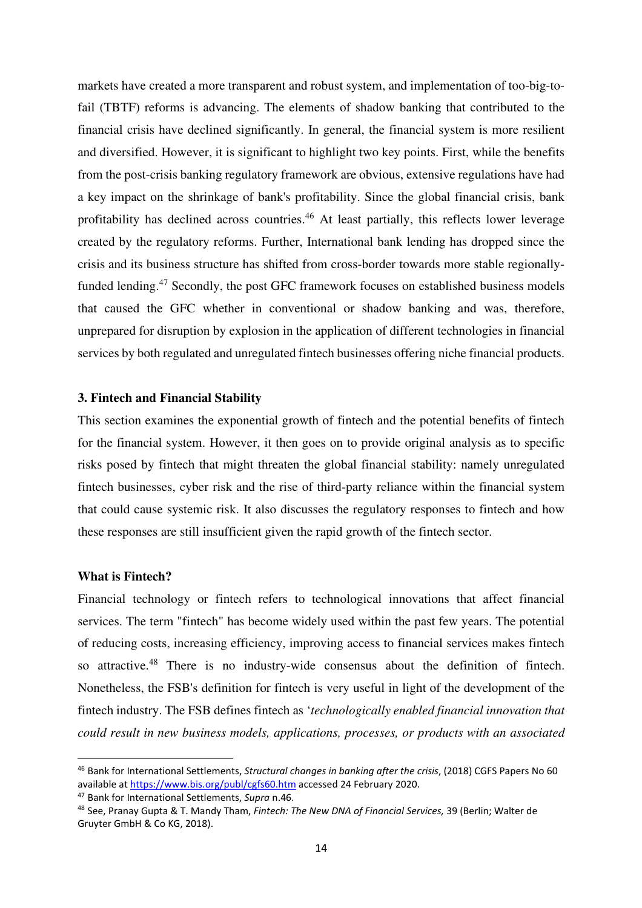markets have created a more transparent and robust system, and implementation of too-big-to-fail (TBTF) reforms is advancing. The elements of shadow banking that contributed to the financial crisis have declined significantly. In general, the financial system is more resilient and diversified. However, it is significant to highlight two key points. First, while the benefits from the post-crisis banking regulatory framework are obvious, extensive regulations have had a key impact on the shrinkage of bank's profitability. Since the global financial crisis, bank profitability has declined across countries.[46] At least partially, this reflects lower leverage created by the regulatory reforms. Further, International bank lending has dropped since the crisis and its business structure has shifted from cross-border towards more stable regionally-funded lending.[47] Secondly, the post GFC framework focuses on established business models that caused the GFC whether in conventional or shadow banking and was, therefore, unprepared for disruption by explosion in the application of different technologies in financial services by both regulated and unregulated fintech businesses offering niche financial products.

## 3. Fintech and Financial Stability

This section examines the exponential growth of fintech and the potential benefits of fintech for the financial system. However, it then goes on to provide original analysis as to specific risks posed by fintech that might threaten the global financial stability: namely unregulated fintech businesses, cyber risk and the rise of third-party reliance within the financial system that could cause systemic risk. It also discusses the regulatory responses to fintech and how these responses are still insufficient given the rapid growth of the fintech sector.

### What is Fintech?

Financial technology or fintech refers to technological innovations that affect financial services. The term "fintech" has become widely used within the past few years. The potential of reducing costs, increasing efficiency, improving access to financial services makes fintech so attractive.[48] There is no industry-wide consensus about the definition of fintech. Nonetheless, the FSB's definition for fintech is very useful in light of the development of the fintech industry. The FSB defines fintech as '*technologically enabled financial innovation that could result in new business models, applications, processes, or products with an associated*

---

[46] Bank for International Settlements, *Structural changes in banking after the crisis*, (2018) CGFS Papers No 60 available at https://www.bis.org/publ/cgfs60.htm accessed 24 February 2020.

[47] Bank for International Settlements, *Supra* n.46.

[48] See, Pranay Gupta & T. Mandy Tham, *Fintech: The New DNA of Financial Services,* 39 (Berlin; Walter de Gruyter GmbH & Co KG, 2018).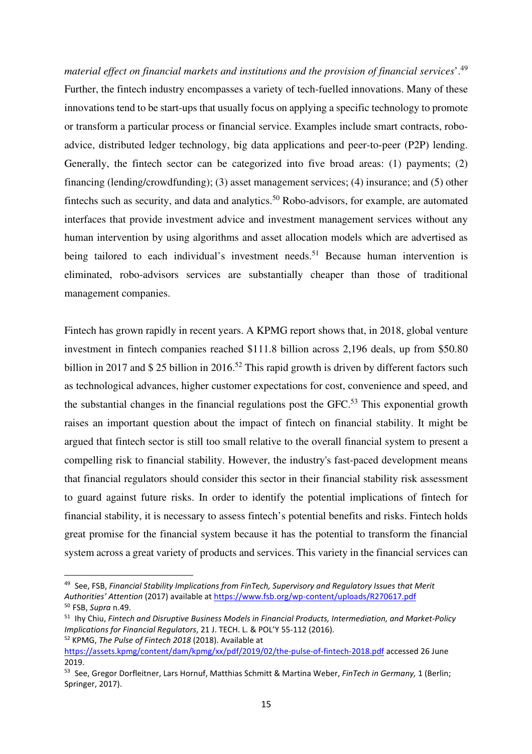*material effect on financial markets and institutions and the provision of financial services*'.[49] Further, the fintech industry encompasses a variety of tech-fuelled innovations. Many of these innovations tend to be start-ups that usually focus on applying a specific technology to promote or transform a particular process or financial service. Examples include smart contracts, robo-advice, distributed ledger technology, big data applications and peer-to-peer (P2P) lending. Generally, the fintech sector can be categorized into five broad areas: (1) payments; (2) financing (lending/crowdfunding); (3) asset management services; (4) insurance; and (5) other fintechs such as security, and data and analytics.[50] Robo-advisors, for example, are automated interfaces that provide investment advice and investment management services without any human intervention by using algorithms and asset allocation models which are advertised as being tailored to each individual's investment needs.[51] Because human intervention is eliminated, robo-advisors services are substantially cheaper than those of traditional management companies.

Fintech has grown rapidly in recent years. A KPMG report shows that, in 2018, global venture investment in fintech companies reached $111.8 billion across 2,196 deals, up from $50.80 billion in 2017 and $ 25 billion in 2016.[52] This rapid growth is driven by different factors such as technological advances, higher customer expectations for cost, convenience and speed, and the substantial changes in the financial regulations post the GFC.[53] This exponential growth raises an important question about the impact of fintech on financial stability. It might be argued that fintech sector is still too small relative to the overall financial system to present a compelling risk to financial stability. However, the industry's fast-paced development means that financial regulators should consider this sector in their financial stability risk assessment to guard against future risks. In order to identify the potential implications of fintech for financial stability, it is necessary to assess fintech's potential benefits and risks. Fintech holds great promise for the financial system because it has the potential to transform the financial system across a great variety of products and services. This variety in the financial services can

---

[49] See, FSB, *Financial Stability Implications from FinTech, Supervisory and Regulatory Issues that Merit Authorities' Attention* (2017) available at https://www.fsb.org/wp-content/uploads/R270617.pdf

[50] FSB, *Supra* n.49.

[51] Ihy Chiu, *Fintech and Disruptive Business Models in Financial Products, Intermediation, and Market-Policy Implications for Financial Regulators*, 21 J. TECH. L. & POL'Y 55-112 (2016).

[52] KPMG, *The Pulse of Fintech 2018* (2018). Available at https://assets.kpmg/content/dam/kpmg/xx/pdf/2019/02/the-pulse-of-fintech-2018.pdf accessed 26 June 2019.

[53] See, Gregor Dorfleitner, Lars Hornuf, Matthias Schmitt & Martina Weber, *FinTech in Germany,* 1 (Berlin; Springer, 2017).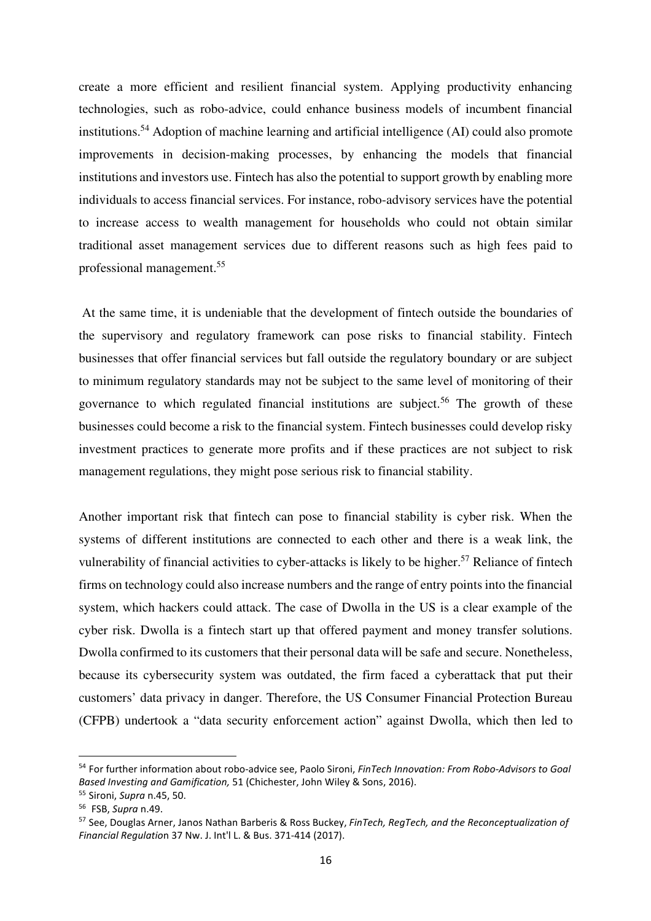create a more efficient and resilient financial system. Applying productivity enhancing technologies, such as robo-advice, could enhance business models of incumbent financial institutions.[54] Adoption of machine learning and artificial intelligence (AI) could also promote improvements in decision-making processes, by enhancing the models that financial institutions and investors use. Fintech has also the potential to support growth by enabling more individuals to access financial services. For instance, robo-advisory services have the potential to increase access to wealth management for households who could not obtain similar traditional asset management services due to different reasons such as high fees paid to professional management.[55]

At the same time, it is undeniable that the development of fintech outside the boundaries of the supervisory and regulatory framework can pose risks to financial stability. Fintech businesses that offer financial services but fall outside the regulatory boundary or are subject to minimum regulatory standards may not be subject to the same level of monitoring of their governance to which regulated financial institutions are subject.[56] The growth of these businesses could become a risk to the financial system. Fintech businesses could develop risky investment practices to generate more profits and if these practices are not subject to risk management regulations, they might pose serious risk to financial stability.

Another important risk that fintech can pose to financial stability is cyber risk. When the systems of different institutions are connected to each other and there is a weak link, the vulnerability of financial activities to cyber-attacks is likely to be higher.[57] Reliance of fintech firms on technology could also increase numbers and the range of entry points into the financial system, which hackers could attack. The case of Dwolla in the US is a clear example of the cyber risk. Dwolla is a fintech start up that offered payment and money transfer solutions. Dwolla confirmed to its customers that their personal data will be safe and secure. Nonetheless, because its cybersecurity system was outdated, the firm faced a cyberattack that put their customers' data privacy in danger. Therefore, the US Consumer Financial Protection Bureau (CFPB) undertook a "data security enforcement action" against Dwolla, which then led to

---

[54] For further information about robo-advice see, Paolo Sironi, *FinTech Innovation: From Robo-Advisors to Goal Based Investing and Gamification,* 51 (Chichester, John Wiley & Sons, 2016).

[55] Sironi, *Supra* n.45, 50.

[56] FSB, *Supra* n.49.

[57] See, Douglas Arner, Janos Nathan Barberis & Ross Buckey, *FinTech, RegTech, and the Reconceptualization of Financial Regulation* 37 Nw. J. Int'l L. & Bus. 371-414 (2017).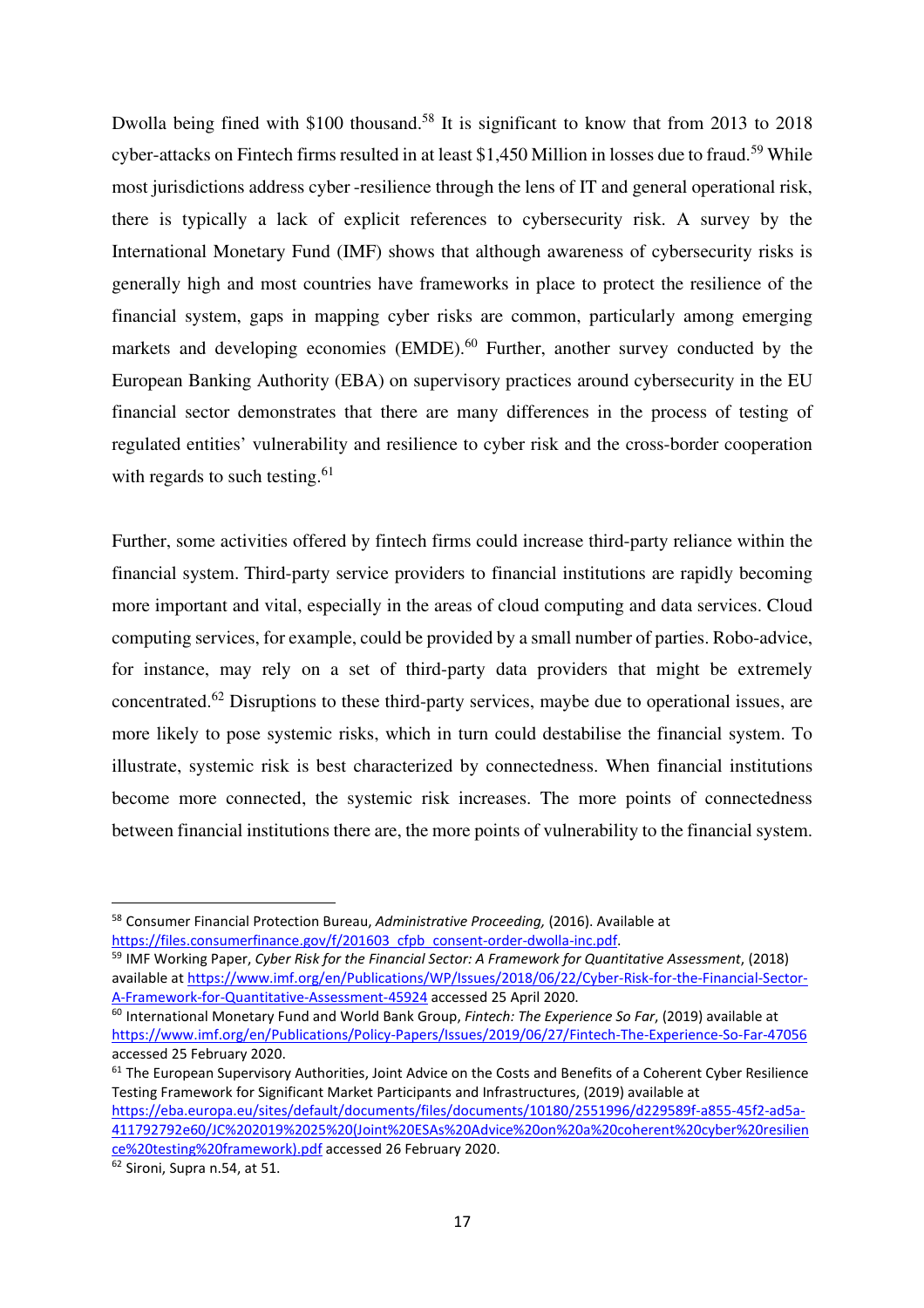Dwolla being fined with $100 thousand.[58] It is significant to know that from 2013 to 2018 cyber-attacks on Fintech firms resulted in at least $1,450 Million in losses due to fraud.[59] While most jurisdictions address cyber -resilience through the lens of IT and general operational risk, there is typically a lack of explicit references to cybersecurity risk. A survey by the International Monetary Fund (IMF) shows that although awareness of cybersecurity risks is generally high and most countries have frameworks in place to protect the resilience of the financial system, gaps in mapping cyber risks are common, particularly among emerging markets and developing economies (EMDE).[60] Further, another survey conducted by the European Banking Authority (EBA) on supervisory practices around cybersecurity in the EU financial sector demonstrates that there are many differences in the process of testing of regulated entities' vulnerability and resilience to cyber risk and the cross-border cooperation with regards to such testing.[61]

Further, some activities offered by fintech firms could increase third-party reliance within the financial system. Third-party service providers to financial institutions are rapidly becoming more important and vital, especially in the areas of cloud computing and data services. Cloud computing services, for example, could be provided by a small number of parties. Robo-advice, for instance, may rely on a set of third-party data providers that might be extremely concentrated.[62] Disruptions to these third-party services, maybe due to operational issues, are more likely to pose systemic risks, which in turn could destabilise the financial system. To illustrate, systemic risk is best characterized by connectedness. When financial institutions become more connected, the systemic risk increases. The more points of connectedness between financial institutions there are, the more points of vulnerability to the financial system.

---

[58] Consumer Financial Protection Bureau, *Administrative Proceeding,* (2016). Available at https://files.consumerfinance.gov/f/201603_cfpb_consent-order-dwolla-inc.pdf.

[59] IMF Working Paper, *Cyber Risk for the Financial Sector: A Framework for Quantitative Assessment*, (2018) available at https://www.imf.org/en/Publications/WP/Issues/2018/06/22/Cyber-Risk-for-the-Financial-Sector-A-Framework-for-Quantitative-Assessment-45924 accessed 25 April 2020.

[60] International Monetary Fund and World Bank Group, *Fintech: The Experience So Far*, (2019) available at https://www.imf.org/en/Publications/Policy-Papers/Issues/2019/06/27/Fintech-The-Experience-So-Far-47056 accessed 25 February 2020.

[61] The European Supervisory Authorities, Joint Advice on the Costs and Benefits of a Coherent Cyber Resilience Testing Framework for Significant Market Participants and Infrastructures, (2019) available at https://eba.europa.eu/sites/default/documents/files/documents/10180/2551996/d229589f-a855-45f2-ad5a-411792792e60/JC%202019%2025%20(Joint%20ESAs%20Advice%20on%20a%20coherent%20cyber%20resilience%20testing%20framework).pdf accessed 26 February 2020.

[62] Sironi, Supra n.54, at 51.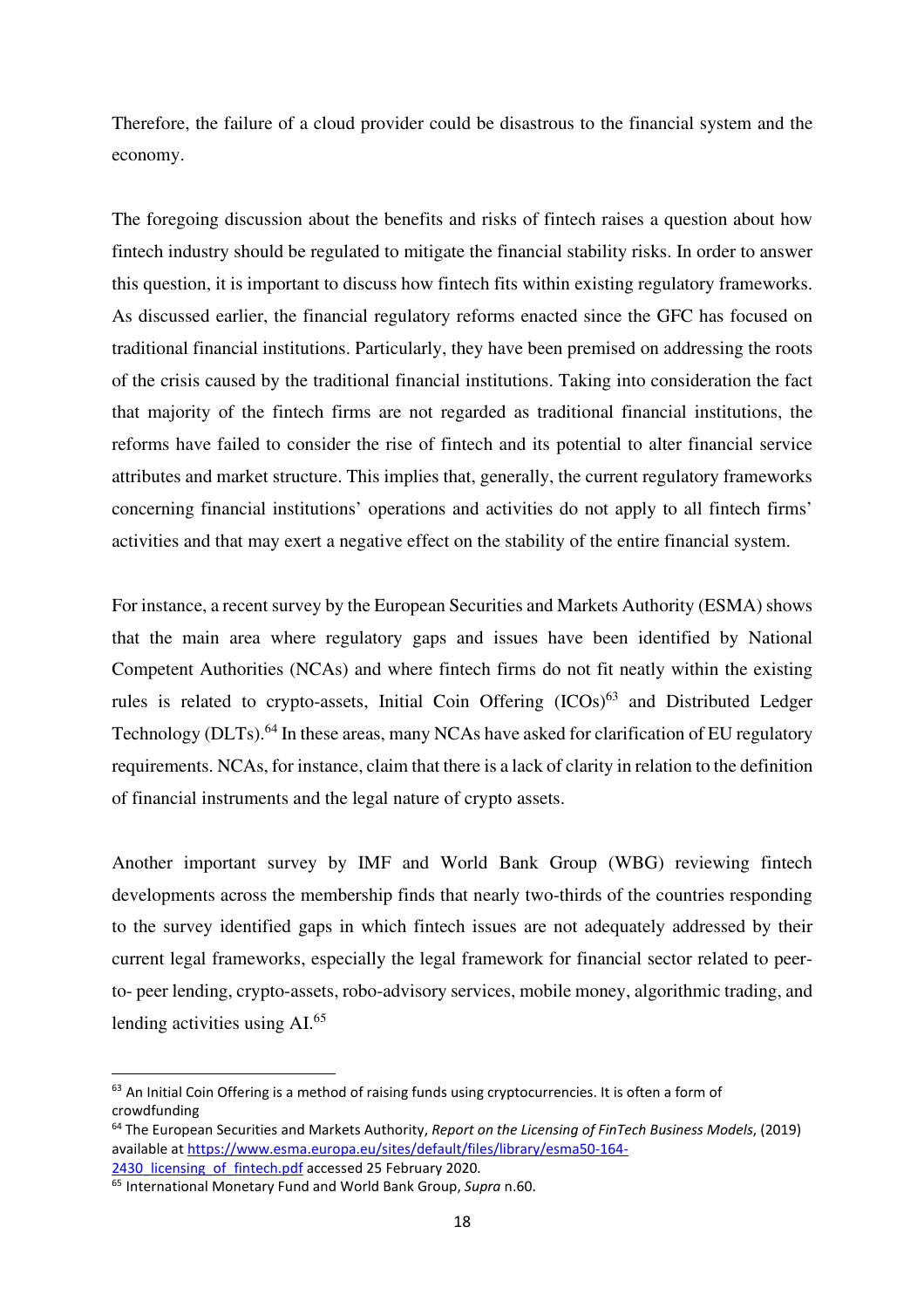Therefore, the failure of a cloud provider could be disastrous to the financial system and the economy.

The foregoing discussion about the benefits and risks of fintech raises a question about how fintech industry should be regulated to mitigate the financial stability risks. In order to answer this question, it is important to discuss how fintech fits within existing regulatory frameworks. As discussed earlier, the financial regulatory reforms enacted since the GFC has focused on traditional financial institutions. Particularly, they have been premised on addressing the roots of the crisis caused by the traditional financial institutions. Taking into consideration the fact that majority of the fintech firms are not regarded as traditional financial institutions, the reforms have failed to consider the rise of fintech and its potential to alter financial service attributes and market structure. This implies that, generally, the current regulatory frameworks concerning financial institutions' operations and activities do not apply to all fintech firms' activities and that may exert a negative effect on the stability of the entire financial system.

For instance, a recent survey by the European Securities and Markets Authority (ESMA) shows that the main area where regulatory gaps and issues have been identified by National Competent Authorities (NCAs) and where fintech firms do not fit neatly within the existing rules is related to crypto-assets, Initial Coin Offering (ICOs)[63] and Distributed Ledger Technology (DLTs).[64] In these areas, many NCAs have asked for clarification of EU regulatory requirements. NCAs, for instance, claim that there is a lack of clarity in relation to the definition of financial instruments and the legal nature of crypto assets.

Another important survey by IMF and World Bank Group (WBG) reviewing fintech developments across the membership finds that nearly two-thirds of the countries responding to the survey identified gaps in which fintech issues are not adequately addressed by their current legal frameworks, especially the legal framework for financial sector related to peer-to- peer lending, crypto-assets, robo-advisory services, mobile money, algorithmic trading, and lending activities using AI.[65]

---

[63] An Initial Coin Offering is a method of raising funds using cryptocurrencies. It is often a form of crowdfunding

[64] The European Securities and Markets Authority, *Report on the Licensing of FinTech Business Models*, (2019) available at https://www.esma.europa.eu/sites/default/files/library/esma50-164-2430_licensing_of_fintech.pdf accessed 25 February 2020.

[65] International Monetary Fund and World Bank Group, *Supra* n.60.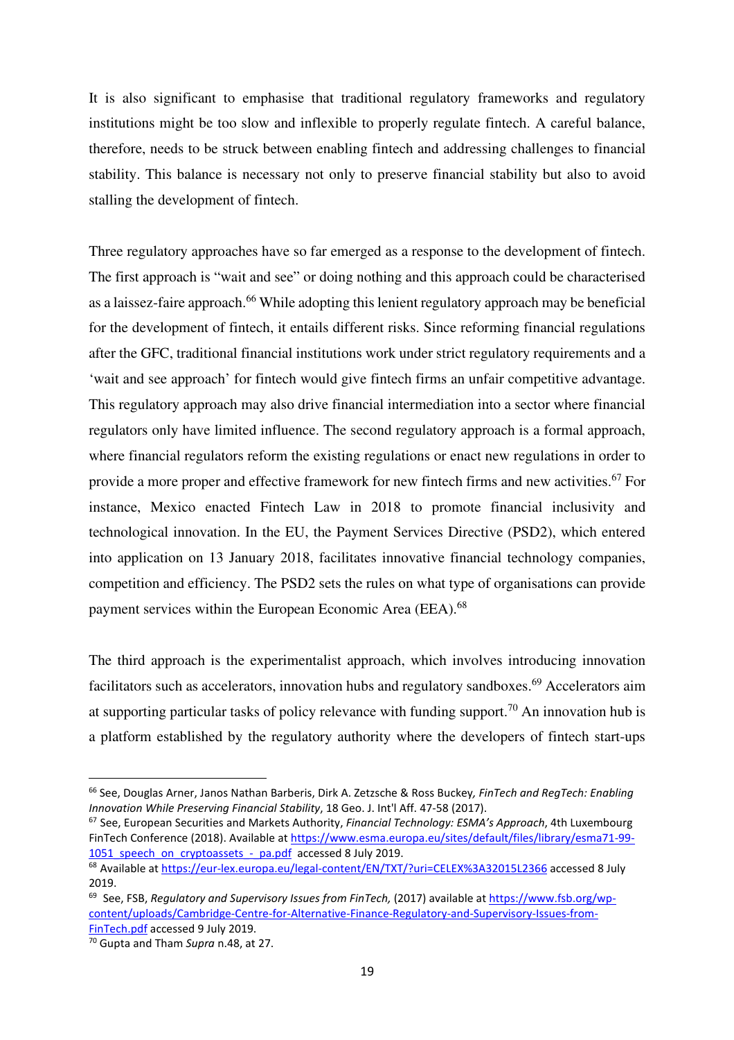It is also significant to emphasise that traditional regulatory frameworks and regulatory institutions might be too slow and inflexible to properly regulate fintech. A careful balance, therefore, needs to be struck between enabling fintech and addressing challenges to financial stability. This balance is necessary not only to preserve financial stability but also to avoid stalling the development of fintech.

Three regulatory approaches have so far emerged as a response to the development of fintech. The first approach is "wait and see" or doing nothing and this approach could be characterised as a laissez-faire approach.[66] While adopting this lenient regulatory approach may be beneficial for the development of fintech, it entails different risks. Since reforming financial regulations after the GFC, traditional financial institutions work under strict regulatory requirements and a 'wait and see approach' for fintech would give fintech firms an unfair competitive advantage. This regulatory approach may also drive financial intermediation into a sector where financial regulators only have limited influence. The second regulatory approach is a formal approach, where financial regulators reform the existing regulations or enact new regulations in order to provide a more proper and effective framework for new fintech firms and new activities.[67] For instance, Mexico enacted Fintech Law in 2018 to promote financial inclusivity and technological innovation. In the EU, the Payment Services Directive (PSD2), which entered into application on 13 January 2018, facilitates innovative financial technology companies, competition and efficiency. The PSD2 sets the rules on what type of organisations can provide payment services within the European Economic Area (EEA).[68]

The third approach is the experimentalist approach, which involves introducing innovation facilitators such as accelerators, innovation hubs and regulatory sandboxes.[69] Accelerators aim at supporting particular tasks of policy relevance with funding support.[70] An innovation hub is a platform established by the regulatory authority where the developers of fintech start-ups

---

[66] See, Douglas Arner, Janos Nathan Barberis, Dirk A. Zetzsche & Ross Buckey, *FinTech and RegTech: Enabling Innovation While Preserving Financial Stability*, 18 Geo. J. Int'l Aff. 47-58 (2017).

[67] See, European Securities and Markets Authority, *Financial Technology: ESMA's Approach*, 4th Luxembourg FinTech Conference (2018). Available at https://www.esma.europa.eu/sites/default/files/library/esma71-99-1051_speech_on_cryptoassets_-_pa.pdf accessed 8 July 2019.

[68] Available at https://eur-lex.europa.eu/legal-content/EN/TXT/?uri=CELEX%3A32015L2366 accessed 8 July 2019.

[69] See, FSB, *Regulatory and Supervisory Issues from FinTech,* (2017) available at https://www.fsb.org/wp-content/uploads/Cambridge-Centre-for-Alternative-Finance-Regulatory-and-Supervisory-Issues-from-FinTech.pdf accessed 9 July 2019.

[70] Gupta and Tham *Supra* n.48, at 27.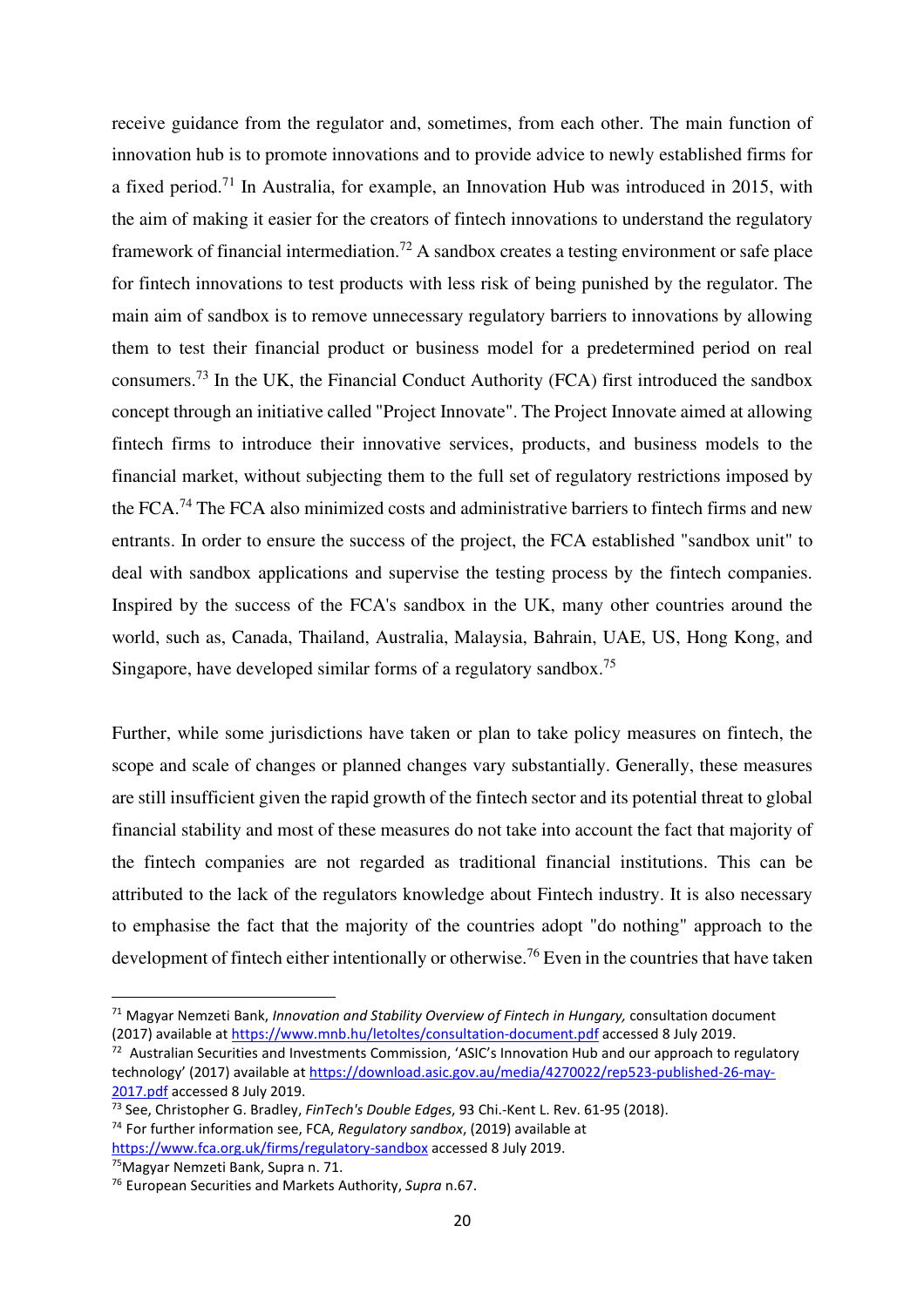receive guidance from the regulator and, sometimes, from each other. The main function of innovation hub is to promote innovations and to provide advice to newly established firms for a fixed period.[71] In Australia, for example, an Innovation Hub was introduced in 2015, with the aim of making it easier for the creators of fintech innovations to understand the regulatory framework of financial intermediation.[72] A sandbox creates a testing environment or safe place for fintech innovations to test products with less risk of being punished by the regulator. The main aim of sandbox is to remove unnecessary regulatory barriers to innovations by allowing them to test their financial product or business model for a predetermined period on real consumers.[73] In the UK, the Financial Conduct Authority (FCA) first introduced the sandbox concept through an initiative called "Project Innovate". The Project Innovate aimed at allowing fintech firms to introduce their innovative services, products, and business models to the financial market, without subjecting them to the full set of regulatory restrictions imposed by the FCA.[74] The FCA also minimized costs and administrative barriers to fintech firms and new entrants. In order to ensure the success of the project, the FCA established "sandbox unit" to deal with sandbox applications and supervise the testing process by the fintech companies. Inspired by the success of the FCA's sandbox in the UK, many other countries around the world, such as, Canada, Thailand, Australia, Malaysia, Bahrain, UAE, US, Hong Kong, and Singapore, have developed similar forms of a regulatory sandbox.[75]

Further, while some jurisdictions have taken or plan to take policy measures on fintech, the scope and scale of changes or planned changes vary substantially. Generally, these measures are still insufficient given the rapid growth of the fintech sector and its potential threat to global financial stability and most of these measures do not take into account the fact that majority of the fintech companies are not regarded as traditional financial institutions. This can be attributed to the lack of the regulators knowledge about Fintech industry. It is also necessary to emphasise the fact that the majority of the countries adopt "do nothing" approach to the development of fintech either intentionally or otherwise.[76] Even in the countries that have taken

---

[71] Magyar Nemzeti Bank, *Innovation and Stability Overview of Fintech in Hungary,* consultation document (2017) available at https://www.mnb.hu/letoltes/consultation-document.pdf accessed 8 July 2019.

[72] Australian Securities and Investments Commission, 'ASIC's Innovation Hub and our approach to regulatory technology' (2017) available at https://download.asic.gov.au/media/4270022/rep523-published-26-may-2017.pdf accessed 8 July 2019.

[73] See, Christopher G. Bradley, *FinTech's Double Edges*, 93 Chi.-Kent L. Rev. 61-95 (2018).

[74] For further information see, FCA, *Regulatory sandbox*, (2019) available at https://www.fca.org.uk/firms/regulatory-sandbox accessed 8 July 2019.

[75] Magyar Nemzeti Bank, Supra n. 71.

[76] European Securities and Markets Authority, *Supra* n.67.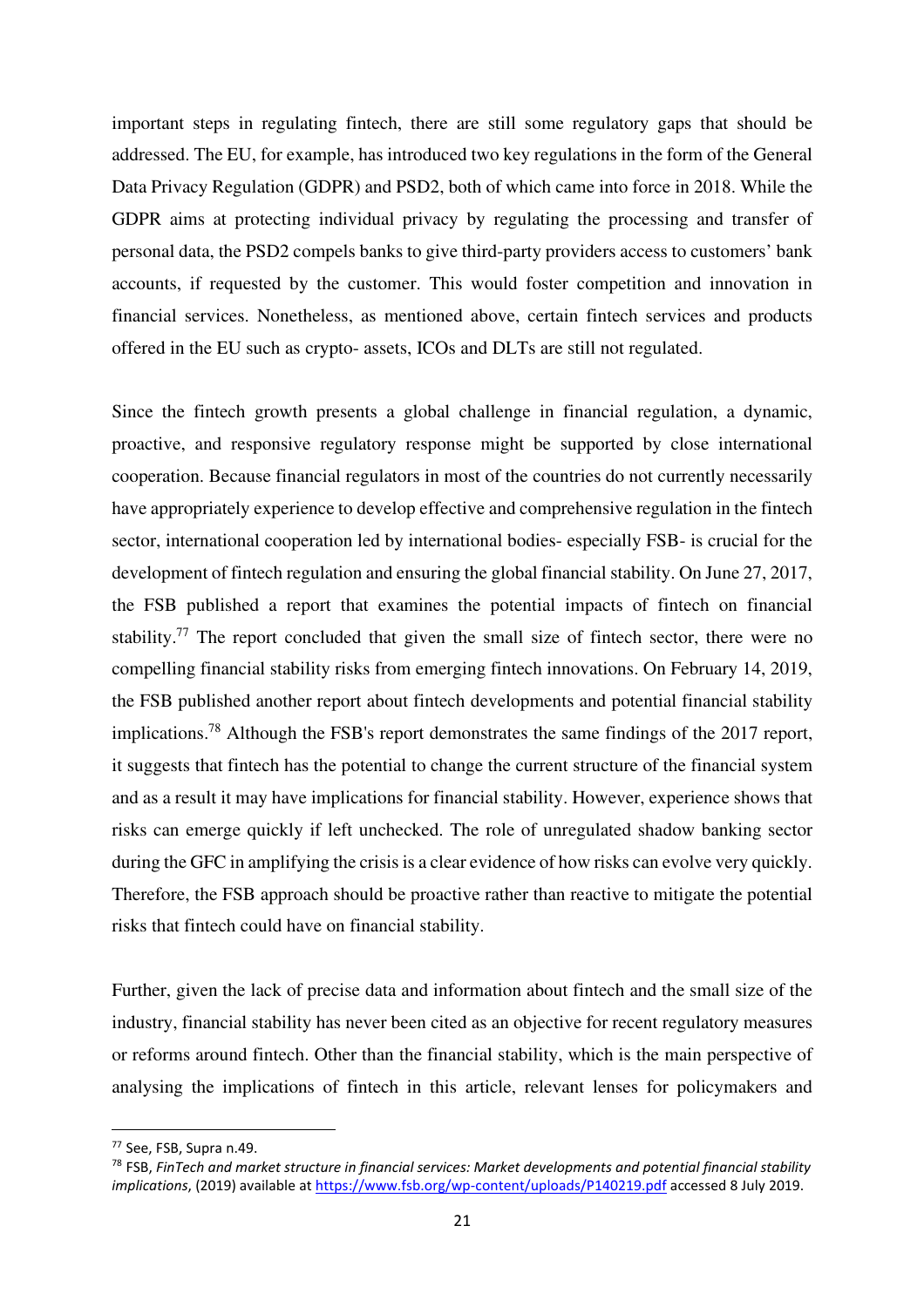important steps in regulating fintech, there are still some regulatory gaps that should be addressed. The EU, for example, has introduced two key regulations in the form of the General Data Privacy Regulation (GDPR) and PSD2, both of which came into force in 2018. While the GDPR aims at protecting individual privacy by regulating the processing and transfer of personal data, the PSD2 compels banks to give third-party providers access to customers' bank accounts, if requested by the customer. This would foster competition and innovation in financial services. Nonetheless, as mentioned above, certain fintech services and products offered in the EU such as crypto- assets, ICOs and DLTs are still not regulated.

Since the fintech growth presents a global challenge in financial regulation, a dynamic, proactive, and responsive regulatory response might be supported by close international cooperation. Because financial regulators in most of the countries do not currently necessarily have appropriately experience to develop effective and comprehensive regulation in the fintech sector, international cooperation led by international bodies- especially FSB- is crucial for the development of fintech regulation and ensuring the global financial stability. On June 27, 2017, the FSB published a report that examines the potential impacts of fintech on financial stability.[77] The report concluded that given the small size of fintech sector, there were no compelling financial stability risks from emerging fintech innovations. On February 14, 2019, the FSB published another report about fintech developments and potential financial stability implications.[78] Although the FSB's report demonstrates the same findings of the 2017 report, it suggests that fintech has the potential to change the current structure of the financial system and as a result it may have implications for financial stability. However, experience shows that risks can emerge quickly if left unchecked. The role of unregulated shadow banking sector during the GFC in amplifying the crisis is a clear evidence of how risks can evolve very quickly. Therefore, the FSB approach should be proactive rather than reactive to mitigate the potential risks that fintech could have on financial stability.

Further, given the lack of precise data and information about fintech and the small size of the industry, financial stability has never been cited as an objective for recent regulatory measures or reforms around fintech. Other than the financial stability, which is the main perspective of analysing the implications of fintech in this article, relevant lenses for policymakers and

---

[77] See, FSB, Supra n.49.

[78] FSB, *FinTech and market structure in financial services: Market developments and potential financial stability implications*, (2019) available at https://www.fsb.org/wp-content/uploads/P140219.pdf accessed 8 July 2019.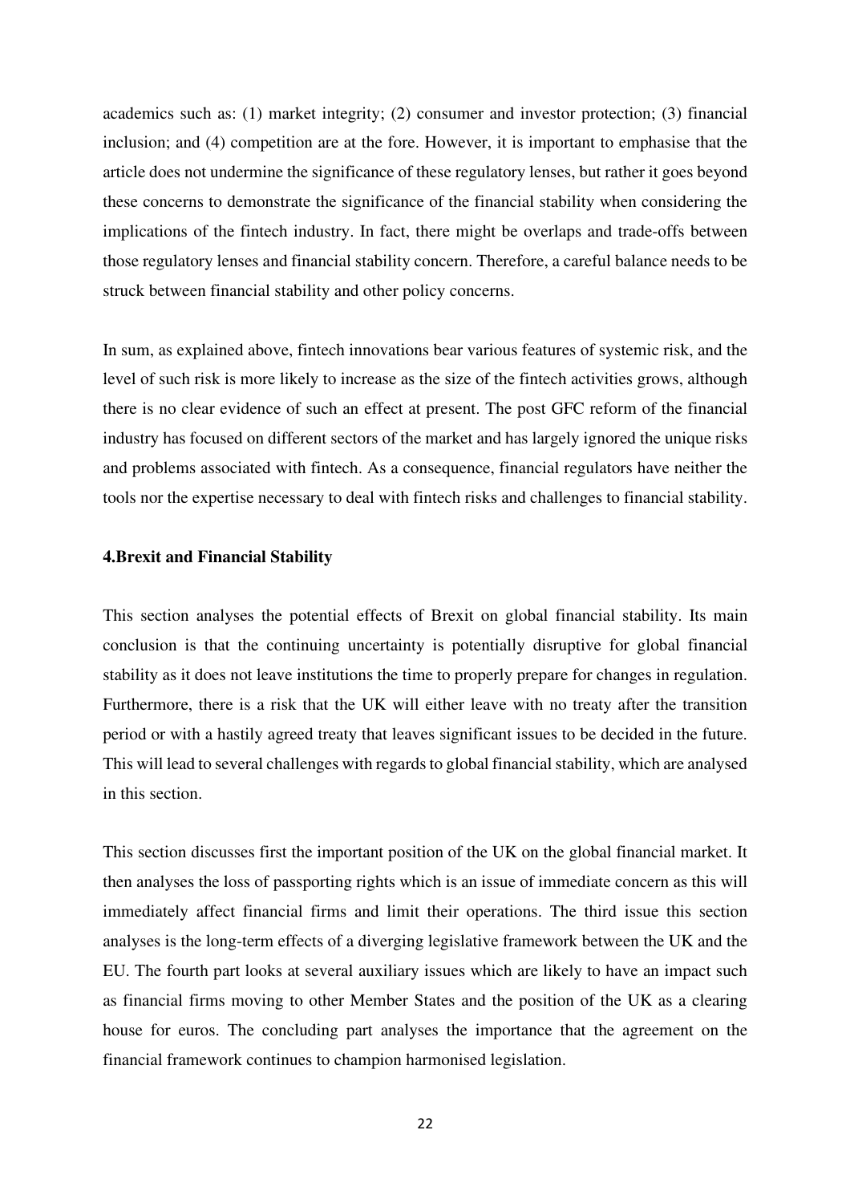academics such as: (1) market integrity; (2) consumer and investor protection; (3) financial inclusion; and (4) competition are at the fore. However, it is important to emphasise that the article does not undermine the significance of these regulatory lenses, but rather it goes beyond these concerns to demonstrate the significance of the financial stability when considering the implications of the fintech industry. In fact, there might be overlaps and trade-offs between those regulatory lenses and financial stability concern. Therefore, a careful balance needs to be struck between financial stability and other policy concerns.

In sum, as explained above, fintech innovations bear various features of systemic risk, and the level of such risk is more likely to increase as the size of the fintech activities grows, although there is no clear evidence of such an effect at present. The post GFC reform of the financial industry has focused on different sectors of the market and has largely ignored the unique risks and problems associated with fintech. As a consequence, financial regulators have neither the tools nor the expertise necessary to deal with fintech risks and challenges to financial stability.

## 4.Brexit and Financial Stability

This section analyses the potential effects of Brexit on global financial stability. Its main conclusion is that the continuing uncertainty is potentially disruptive for global financial stability as it does not leave institutions the time to properly prepare for changes in regulation. Furthermore, there is a risk that the UK will either leave with no treaty after the transition period or with a hastily agreed treaty that leaves significant issues to be decided in the future. This will lead to several challenges with regards to global financial stability, which are analysed in this section.

This section discusses first the important position of the UK on the global financial market. It then analyses the loss of passporting rights which is an issue of immediate concern as this will immediately affect financial firms and limit their operations. The third issue this section analyses is the long-term effects of a diverging legislative framework between the UK and the EU. The fourth part looks at several auxiliary issues which are likely to have an impact such as financial firms moving to other Member States and the position of the UK as a clearing house for euros. The concluding part analyses the importance that the agreement on the financial framework continues to champion harmonised legislation.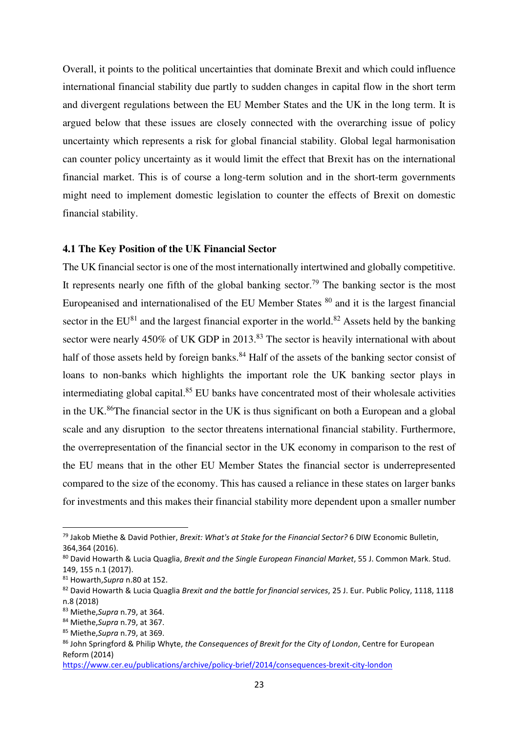Overall, it points to the political uncertainties that dominate Brexit and which could influence international financial stability due partly to sudden changes in capital flow in the short term and divergent regulations between the EU Member States and the UK in the long term. It is argued below that these issues are closely connected with the overarching issue of policy uncertainty which represents a risk for global financial stability. Global legal harmonisation can counter policy uncertainty as it would limit the effect that Brexit has on the international financial market. This is of course a long-term solution and in the short-term governments might need to implement domestic legislation to counter the effects of Brexit on domestic financial stability.

### 4.1 The Key Position of the UK Financial Sector

The UK financial sector is one of the most internationally intertwined and globally competitive. It represents nearly one fifth of the global banking sector.[79] The banking sector is the most Europeanised and internationalised of the EU Member States [80] and it is the largest financial sector in the EU[81] and the largest financial exporter in the world.[82] Assets held by the banking sector were nearly 450% of UK GDP in 2013.[83] The sector is heavily international with about half of those assets held by foreign banks.[84] Half of the assets of the banking sector consist of loans to non-banks which highlights the important role the UK banking sector plays in intermediating global capital.[85] EU banks have concentrated most of their wholesale activities in the UK.[86]The financial sector in the UK is thus significant on both a European and a global scale and any disruption to the sector threatens international financial stability. Furthermore, the overrepresentation of the financial sector in the UK economy in comparison to the rest of the EU means that in the other EU Member States the financial sector is underrepresented compared to the size of the economy. This has caused a reliance in these states on larger banks for investments and this makes their financial stability more dependent upon a smaller number

---

[79] Jakob Miethe & David Pothier, *Brexit: What's at Stake for the Financial Sector?* 6 DIW Economic Bulletin, 364,364 (2016).

[80] David Howarth & Lucia Quaglia, *Brexit and the Single European Financial Market*, 55 J. Common Mark. Stud. 149, 155 n.1 (2017).

[81] Howarth,*Supra* n.80 at 152.

[82] David Howarth & Lucia Quaglia *Brexit and the battle for financial services*, 25 J. Eur. Public Policy, 1118, 1118 n.8 (2018)

[83] Miethe,*Supra* n.79, at 364.

[84] Miethe,*Supra* n.79, at 367.

[85] Miethe,*Supra* n.79, at 369.

[86] John Springford & Philip Whyte, *the Consequences of Brexit for the City of London*, Centre for European Reform (2014) https://www.cer.eu/publications/archive/policy-brief/2014/consequences-brexit-city-london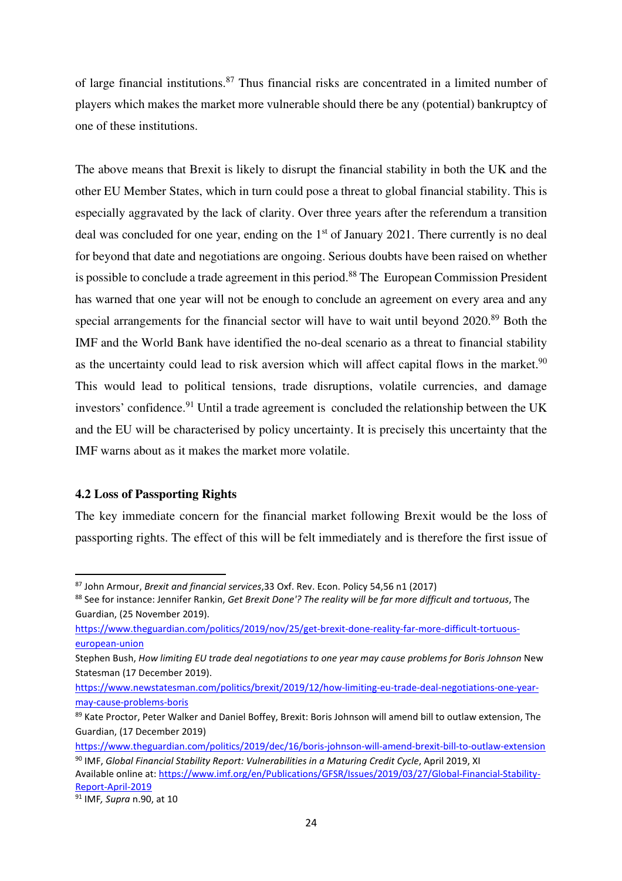of large financial institutions.[87] Thus financial risks are concentrated in a limited number of players which makes the market more vulnerable should there be any (potential) bankruptcy of one of these institutions.

The above means that Brexit is likely to disrupt the financial stability in both the UK and the other EU Member States, which in turn could pose a threat to global financial stability. This is especially aggravated by the lack of clarity. Over three years after the referendum a transition deal was concluded for one year, ending on the 1st of January 2021. There currently is no deal for beyond that date and negotiations are ongoing. Serious doubts have been raised on whether is possible to conclude a trade agreement in this period.[88] The European Commission President has warned that one year will not be enough to conclude an agreement on every area and any special arrangements for the financial sector will have to wait until beyond 2020.[89] Both the IMF and the World Bank have identified the no-deal scenario as a threat to financial stability as the uncertainty could lead to risk aversion which will affect capital flows in the market.[90] This would lead to political tensions, trade disruptions, volatile currencies, and damage investors' confidence.[91] Until a trade agreement is concluded the relationship between the UK and the EU will be characterised by policy uncertainty. It is precisely this uncertainty that the IMF warns about as it makes the market more volatile.

### 4.2 Loss of Passporting Rights

The key immediate concern for the financial market following Brexit would be the loss of passporting rights. The effect of this will be felt immediately and is therefore the first issue of

---

[87] John Armour, *Brexit and financial services*,33 Oxf. Rev. Econ. Policy 54,56 n1 (2017)

[88] See for instance: Jennifer Rankin, *Get Brexit Done'? The reality will be far more difficult and tortuous*, The Guardian, (25 November 2019).
https://www.theguardian.com/politics/2019/nov/25/get-brexit-done-reality-far-more-difficult-tortuous-european-union
Stephen Bush, *How limiting EU trade deal negotiations to one year may cause problems for Boris Johnson* New Statesman (17 December 2019).
https://www.newstatesman.com/politics/brexit/2019/12/how-limiting-eu-trade-deal-negotiations-one-year-may-cause-problems-boris

[89] Kate Proctor, Peter Walker and Daniel Boffey, Brexit: Boris Johnson will amend bill to outlaw extension, The Guardian, (17 December 2019)
https://www.theguardian.com/politics/2019/dec/16/boris-johnson-will-amend-brexit-bill-to-outlaw-extension

[90] IMF, *Global Financial Stability Report: Vulnerabilities in a Maturing Credit Cycle*, April 2019, XI
Available online at: https://www.imf.org/en/Publications/GFSR/Issues/2019/03/27/Global-Financial-Stability-Report-April-2019

[91] IMF*, Supra* n.90, at 10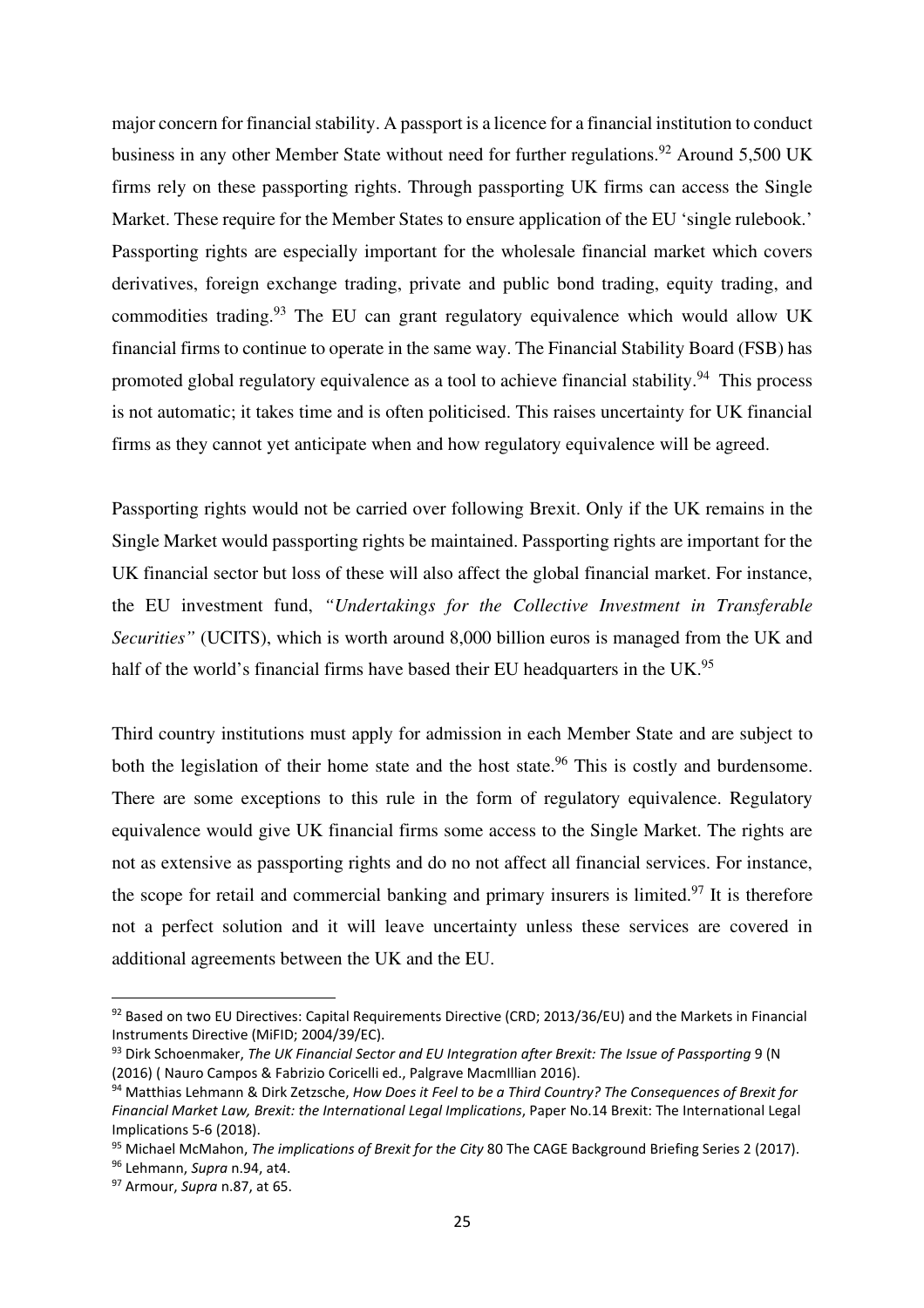major concern for financial stability. A passport is a licence for a financial institution to conduct business in any other Member State without need for further regulations.[92] Around 5,500 UK firms rely on these passporting rights. Through passporting UK firms can access the Single Market. These require for the Member States to ensure application of the EU 'single rulebook.' Passporting rights are especially important for the wholesale financial market which covers derivatives, foreign exchange trading, private and public bond trading, equity trading, and commodities trading.[93] The EU can grant regulatory equivalence which would allow UK financial firms to continue to operate in the same way. The Financial Stability Board (FSB) has promoted global regulatory equivalence as a tool to achieve financial stability.[94] This process is not automatic; it takes time and is often politicised. This raises uncertainty for UK financial firms as they cannot yet anticipate when and how regulatory equivalence will be agreed.

Passporting rights would not be carried over following Brexit. Only if the UK remains in the Single Market would passporting rights be maintained. Passporting rights are important for the UK financial sector but loss of these will also affect the global financial market. For instance, the EU investment fund, *"Undertakings for the Collective Investment in Transferable Securities"* (UCITS), which is worth around 8,000 billion euros is managed from the UK and half of the world's financial firms have based their EU headquarters in the UK.[95]

Third country institutions must apply for admission in each Member State and are subject to both the legislation of their home state and the host state.[96] This is costly and burdensome. There are some exceptions to this rule in the form of regulatory equivalence. Regulatory equivalence would give UK financial firms some access to the Single Market. The rights are not as extensive as passporting rights and do no not affect all financial services. For instance, the scope for retail and commercial banking and primary insurers is limited.[97] It is therefore not a perfect solution and it will leave uncertainty unless these services are covered in additional agreements between the UK and the EU.

---

[92] Based on two EU Directives: Capital Requirements Directive (CRD; 2013/36/EU) and the Markets in Financial Instruments Directive (MiFID; 2004/39/EC).

[93] Dirk Schoenmaker, *The UK Financial Sector and EU Integration after Brexit: The Issue of Passporting* 9 (N (2016) ( Nauro Campos & Fabrizio Coricelli ed., Palgrave MacmIllian 2016).

[94] Matthias Lehmann & Dirk Zetzsche, *How Does it Feel to be a Third Country? The Consequences of Brexit for Financial Market Law, Brexit: the International Legal Implications*, Paper No.14 Brexit: The International Legal Implications 5-6 (2018).

[95] Michael McMahon, *The implications of Brexit for the City* 80 The CAGE Background Briefing Series 2 (2017).

[96] Lehmann, *Supra* n.94, at4.

[97] Armour, *Supra* n.87, at 65.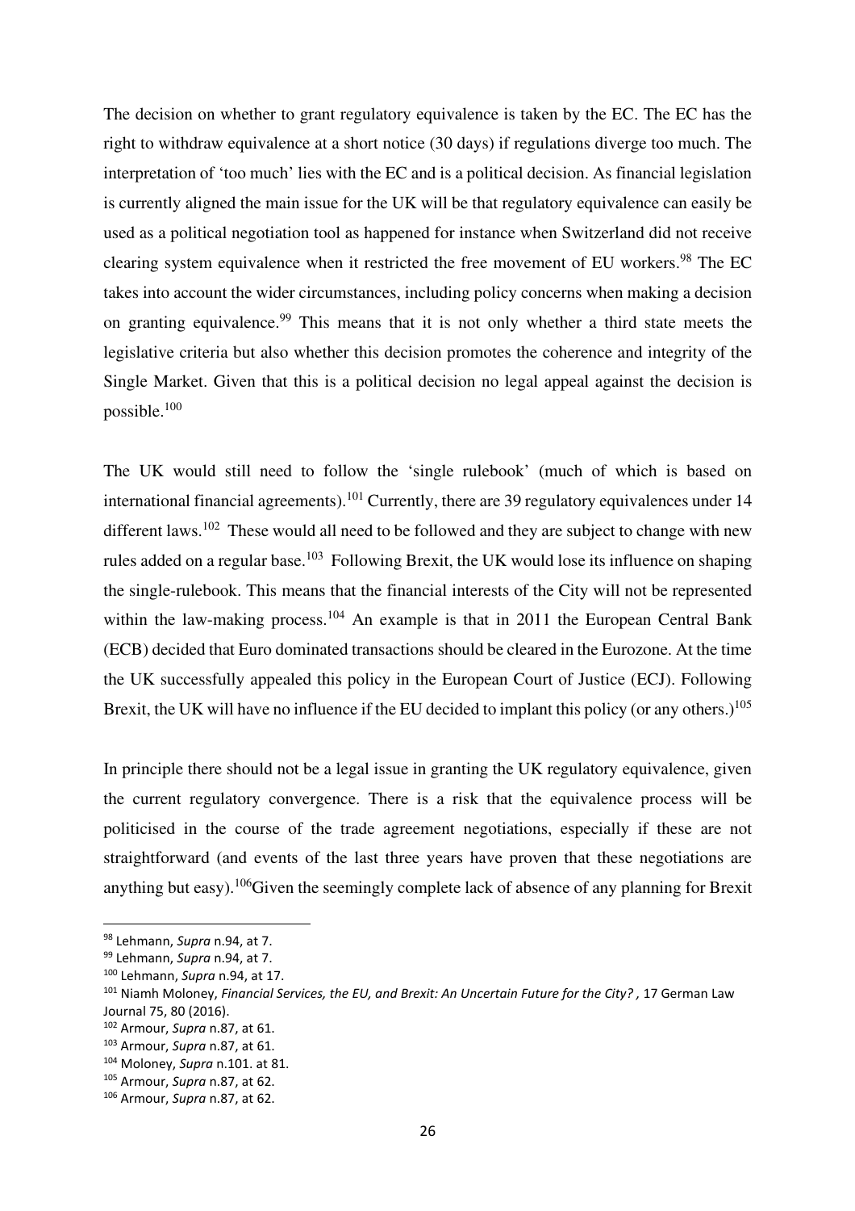The decision on whether to grant regulatory equivalence is taken by the EC. The EC has the right to withdraw equivalence at a short notice (30 days) if regulations diverge too much. The interpretation of 'too much' lies with the EC and is a political decision. As financial legislation is currently aligned the main issue for the UK will be that regulatory equivalence can easily be used as a political negotiation tool as happened for instance when Switzerland did not receive clearing system equivalence when it restricted the free movement of EU workers.[98] The EC takes into account the wider circumstances, including policy concerns when making a decision on granting equivalence.[99] This means that it is not only whether a third state meets the legislative criteria but also whether this decision promotes the coherence and integrity of the Single Market. Given that this is a political decision no legal appeal against the decision is possible.[100]

The UK would still need to follow the 'single rulebook' (much of which is based on international financial agreements).[101] Currently, there are 39 regulatory equivalences under 14 different laws.[102] These would all need to be followed and they are subject to change with new rules added on a regular base.[103] Following Brexit, the UK would lose its influence on shaping the single-rulebook. This means that the financial interests of the City will not be represented within the law-making process.[104] An example is that in 2011 the European Central Bank (ECB) decided that Euro dominated transactions should be cleared in the Eurozone. At the time the UK successfully appealed this policy in the European Court of Justice (ECJ). Following Brexit, the UK will have no influence if the EU decided to implant this policy (or any others.)[105]

In principle there should not be a legal issue in granting the UK regulatory equivalence, given the current regulatory convergence. There is a risk that the equivalence process will be politicised in the course of the trade agreement negotiations, especially if these are not straightforward (and events of the last three years have proven that these negotiations are anything but easy).[106]Given the seemingly complete lack of absence of any planning for Brexit

---

[98] Lehmann, *Supra* n.94, at 7.

[99] Lehmann, *Supra* n.94, at 7.

[100] Lehmann, *Supra* n.94, at 17.

[101] Niamh Moloney, *Financial Services, the EU, and Brexit: An Uncertain Future for the City?* , 17 German Law Journal 75, 80 (2016).

[102] Armour, *Supra* n.87, at 61.

[103] Armour, *Supra* n.87, at 61.

[104] Moloney, *Supra* n.101. at 81.

[105] Armour, *Supra* n.87, at 62.

[106] Armour, *Supra* n.87, at 62.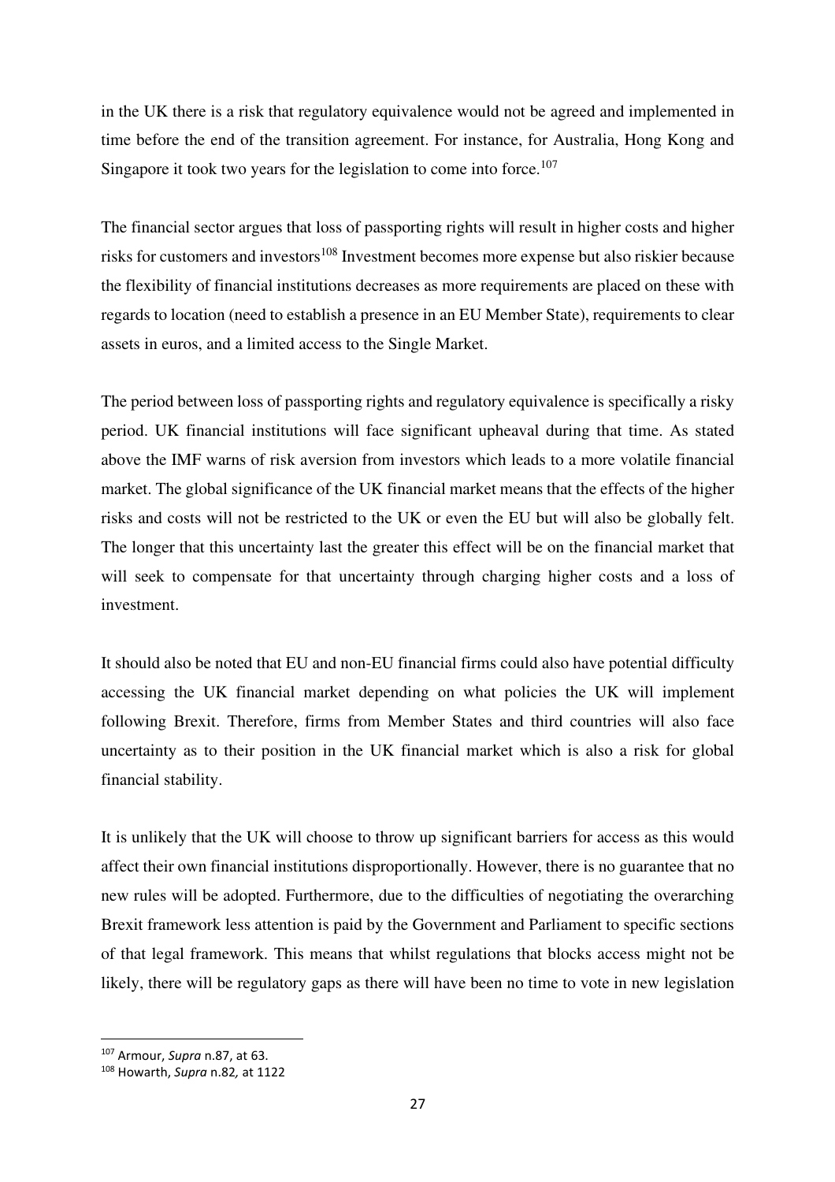in the UK there is a risk that regulatory equivalence would not be agreed and implemented in time before the end of the transition agreement. For instance, for Australia, Hong Kong and Singapore it took two years for the legislation to come into force.[107]

The financial sector argues that loss of passporting rights will result in higher costs and higher risks for customers and investors[108] Investment becomes more expense but also riskier because the flexibility of financial institutions decreases as more requirements are placed on these with regards to location (need to establish a presence in an EU Member State), requirements to clear assets in euros, and a limited access to the Single Market.

The period between loss of passporting rights and regulatory equivalence is specifically a risky period. UK financial institutions will face significant upheaval during that time. As stated above the IMF warns of risk aversion from investors which leads to a more volatile financial market. The global significance of the UK financial market means that the effects of the higher risks and costs will not be restricted to the UK or even the EU but will also be globally felt. The longer that this uncertainty last the greater this effect will be on the financial market that will seek to compensate for that uncertainty through charging higher costs and a loss of investment.

It should also be noted that EU and non-EU financial firms could also have potential difficulty accessing the UK financial market depending on what policies the UK will implement following Brexit. Therefore, firms from Member States and third countries will also face uncertainty as to their position in the UK financial market which is also a risk for global financial stability.

It is unlikely that the UK will choose to throw up significant barriers for access as this would affect their own financial institutions disproportionally. However, there is no guarantee that no new rules will be adopted. Furthermore, due to the difficulties of negotiating the overarching Brexit framework less attention is paid by the Government and Parliament to specific sections of that legal framework. This means that whilst regulations that blocks access might not be likely, there will be regulatory gaps as there will have been no time to vote in new legislation

---

[107] Armour, *Supra* n.87, at 63.

[108] Howarth, *Supra* n.82, at 1122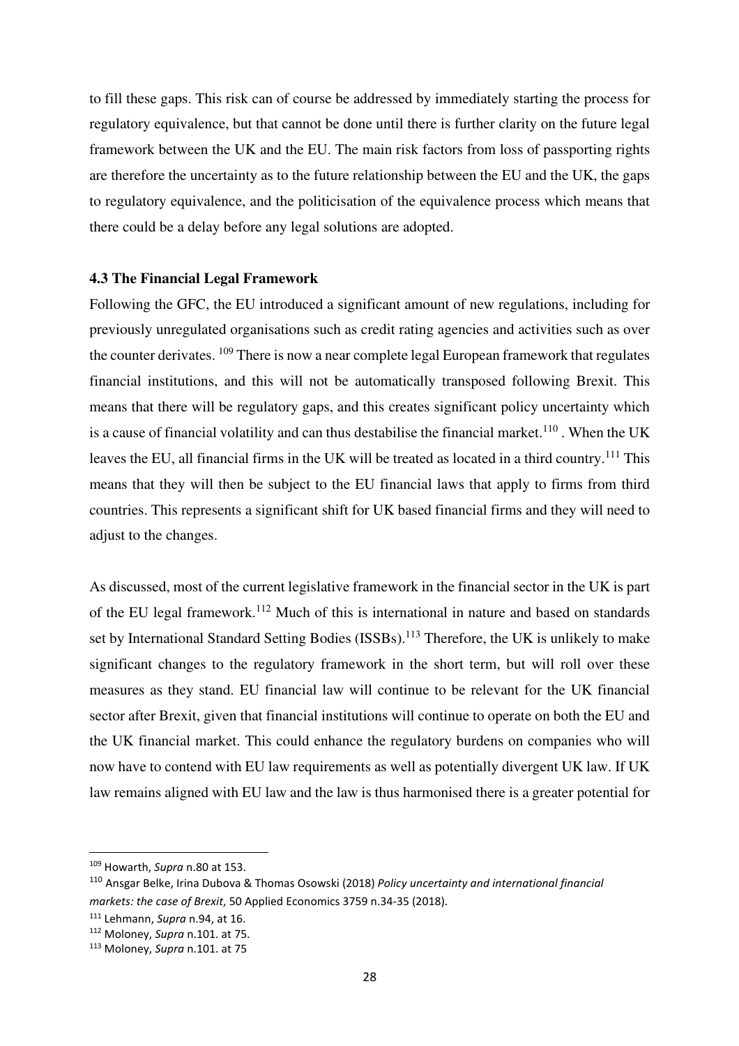to fill these gaps. This risk can of course be addressed by immediately starting the process for regulatory equivalence, but that cannot be done until there is further clarity on the future legal framework between the UK and the EU. The main risk factors from loss of passporting rights are therefore the uncertainty as to the future relationship between the EU and the UK, the gaps to regulatory equivalence, and the politicisation of the equivalence process which means that there could be a delay before any legal solutions are adopted.

**4.3 The Financial Legal Framework**

Following the GFC, the EU introduced a significant amount of new regulations, including for previously unregulated organisations such as credit rating agencies and activities such as over the counter derivates. [109] There is now a near complete legal European framework that regulates financial institutions, and this will not be automatically transposed following Brexit. This means that there will be regulatory gaps, and this creates significant policy uncertainty which is a cause of financial volatility and can thus destabilise the financial market.[110] . When the UK leaves the EU, all financial firms in the UK will be treated as located in a third country.[111] This means that they will then be subject to the EU financial laws that apply to firms from third countries. This represents a significant shift for UK based financial firms and they will need to adjust to the changes.

As discussed, most of the current legislative framework in the financial sector in the UK is part of the EU legal framework.[112] Much of this is international in nature and based on standards set by International Standard Setting Bodies (ISSBs).[113] Therefore, the UK is unlikely to make significant changes to the regulatory framework in the short term, but will roll over these measures as they stand. EU financial law will continue to be relevant for the UK financial sector after Brexit, given that financial institutions will continue to operate on both the EU and the UK financial market. This could enhance the regulatory burdens on companies who will now have to contend with EU law requirements as well as potentially divergent UK law. If UK law remains aligned with EU law and the law is thus harmonised there is a greater potential for

[109] Howarth, *Supra* n.80 at 153.

[110] Ansgar Belke, Irina Dubova & Thomas Osowski (2018) *Policy uncertainty and international financial markets: the case of Brexit*, 50 Applied Economics 3759 n.34-35 (2018).

[111] Lehmann, *Supra* n.94, at 16.

[112] Moloney, *Supra* n.101. at 75.

[113] Moloney, *Supra* n.101. at 75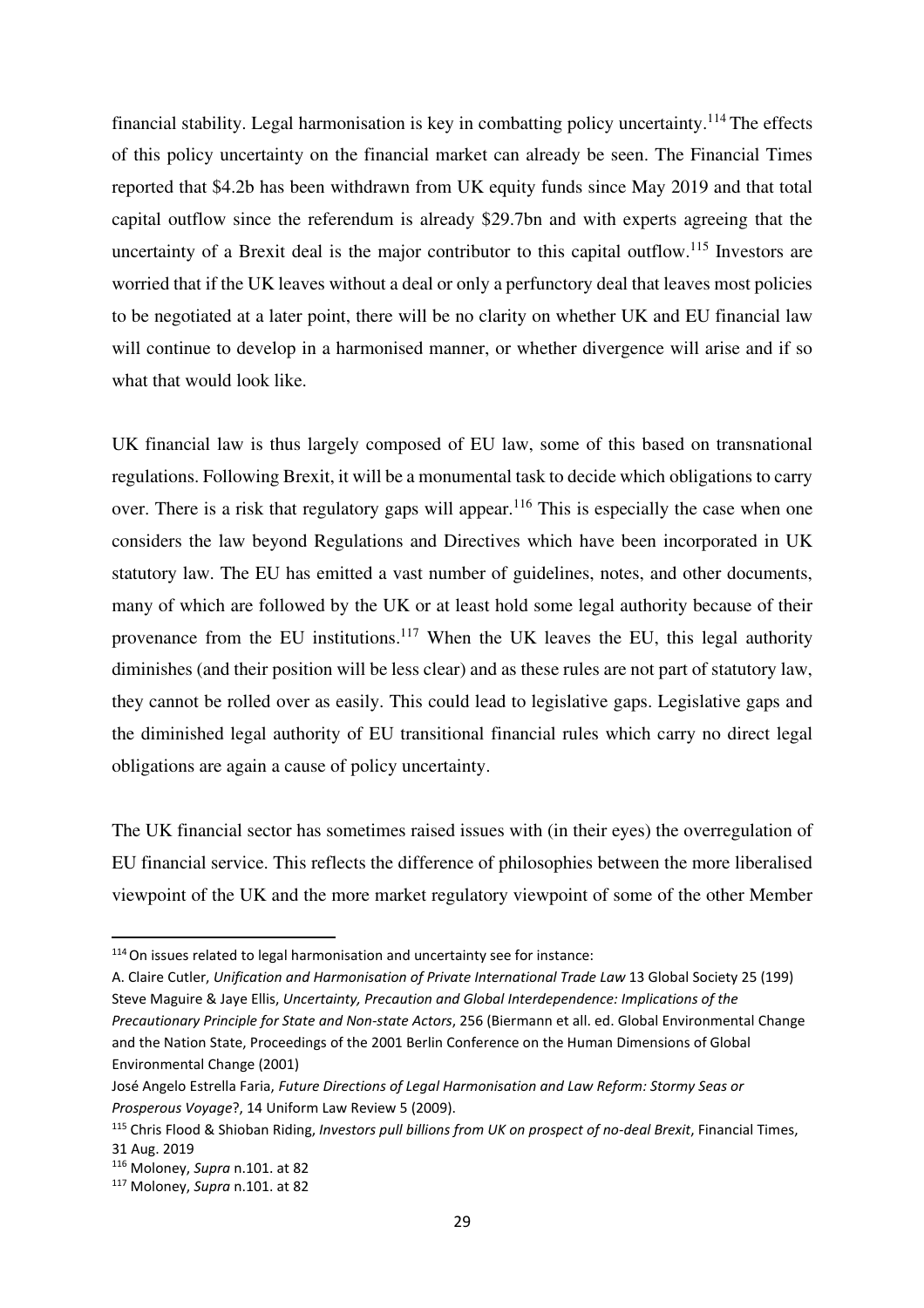financial stability. Legal harmonisation is key in combatting policy uncertainty.[114] The effects of this policy uncertainty on the financial market can already be seen. The Financial Times reported that $4.2b has been withdrawn from UK equity funds since May 2019 and that total capital outflow since the referendum is already $29.7bn and with experts agreeing that the uncertainty of a Brexit deal is the major contributor to this capital outflow.[115] Investors are worried that if the UK leaves without a deal or only a perfunctory deal that leaves most policies to be negotiated at a later point, there will be no clarity on whether UK and EU financial law will continue to develop in a harmonised manner, or whether divergence will arise and if so what that would look like.

UK financial law is thus largely composed of EU law, some of this based on transnational regulations. Following Brexit, it will be a monumental task to decide which obligations to carry over. There is a risk that regulatory gaps will appear.[116] This is especially the case when one considers the law beyond Regulations and Directives which have been incorporated in UK statutory law. The EU has emitted a vast number of guidelines, notes, and other documents, many of which are followed by the UK or at least hold some legal authority because of their provenance from the EU institutions.[117] When the UK leaves the EU, this legal authority diminishes (and their position will be less clear) and as these rules are not part of statutory law, they cannot be rolled over as easily. This could lead to legislative gaps. Legislative gaps and the diminished legal authority of EU transitional financial rules which carry no direct legal obligations are again a cause of policy uncertainty.

The UK financial sector has sometimes raised issues with (in their eyes) the overregulation of EU financial service. This reflects the difference of philosophies between the more liberalised viewpoint of the UK and the more market regulatory viewpoint of some of the other Member

---

[114] On issues related to legal harmonisation and uncertainty see for instance:
A. Claire Cutler, *Unification and Harmonisation of Private International Trade Law* 13 Global Society 25 (199)
Steve Maguire & Jaye Ellis, *Uncertainty, Precaution and Global Interdependence: Implications of the Precautionary Principle for State and Non-state Actors*, 256 (Biermann et all. ed. Global Environmental Change and the Nation State, Proceedings of the 2001 Berlin Conference on the Human Dimensions of Global Environmental Change (2001)
José Angelo Estrella Faria, *Future Directions of Legal Harmonisation and Law Reform: Stormy Seas or Prosperous Voyage*?, 14 Uniform Law Review 5 (2009).

[115] Chris Flood & Shioban Riding, *Investors pull billions from UK on prospect of no-deal Brexit*, Financial Times, 31 Aug. 2019

[116] Moloney, *Supra* n.101. at 82

[117] Moloney, *Supra* n.101. at 82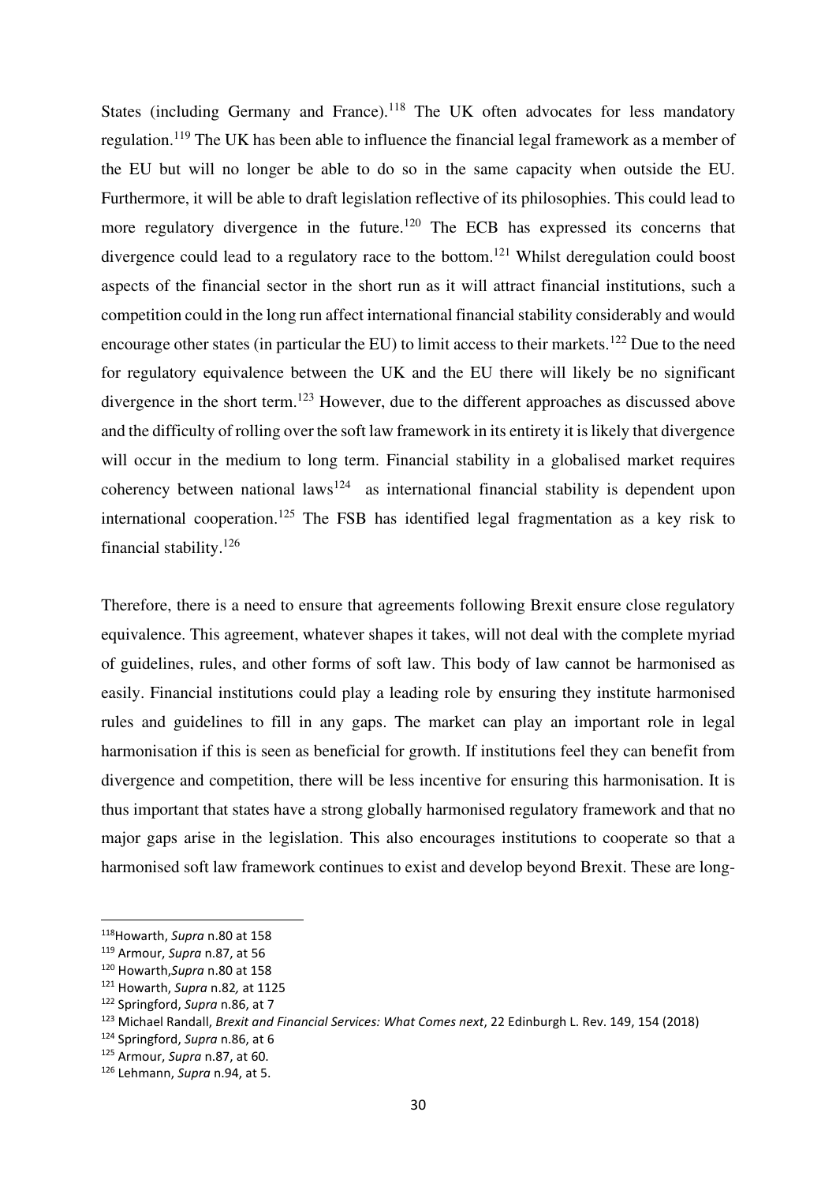States (including Germany and France).[118] The UK often advocates for less mandatory regulation.[119] The UK has been able to influence the financial legal framework as a member of the EU but will no longer be able to do so in the same capacity when outside the EU. Furthermore, it will be able to draft legislation reflective of its philosophies. This could lead to more regulatory divergence in the future.[120] The ECB has expressed its concerns that divergence could lead to a regulatory race to the bottom.[121] Whilst deregulation could boost aspects of the financial sector in the short run as it will attract financial institutions, such a competition could in the long run affect international financial stability considerably and would encourage other states (in particular the EU) to limit access to their markets.[122] Due to the need for regulatory equivalence between the UK and the EU there will likely be no significant divergence in the short term.[123] However, due to the different approaches as discussed above and the difficulty of rolling over the soft law framework in its entirety it is likely that divergence will occur in the medium to long term. Financial stability in a globalised market requires coherency between national laws[124] as international financial stability is dependent upon international cooperation.[125] The FSB has identified legal fragmentation as a key risk to financial stability.[126]

Therefore, there is a need to ensure that agreements following Brexit ensure close regulatory equivalence. This agreement, whatever shapes it takes, will not deal with the complete myriad of guidelines, rules, and other forms of soft law. This body of law cannot be harmonised as easily. Financial institutions could play a leading role by ensuring they institute harmonised rules and guidelines to fill in any gaps. The market can play an important role in legal harmonisation if this is seen as beneficial for growth. If institutions feel they can benefit from divergence and competition, there will be less incentive for ensuring this harmonisation. It is thus important that states have a strong globally harmonised regulatory framework and that no major gaps arise in the legislation. This also encourages institutions to cooperate so that a harmonised soft law framework continues to exist and develop beyond Brexit. These are long-

---

[118] Howarth, *Supra* n.80 at 158

[119] Armour, *Supra* n.87, at 56

[120] Howarth, *Supra* n.80 at 158

[121] Howarth, *Supra* n.82*,* at 1125

[122] Springford, *Supra* n.86, at 7

[123] Michael Randall, *Brexit and Financial Services: What Comes next*, 22 Edinburgh L. Rev. 149, 154 (2018)

[124] Springford, *Supra* n.86, at 6

[125] Armour, *Supra* n.87, at 60.

[126] Lehmann, *Supra* n.94, at 5.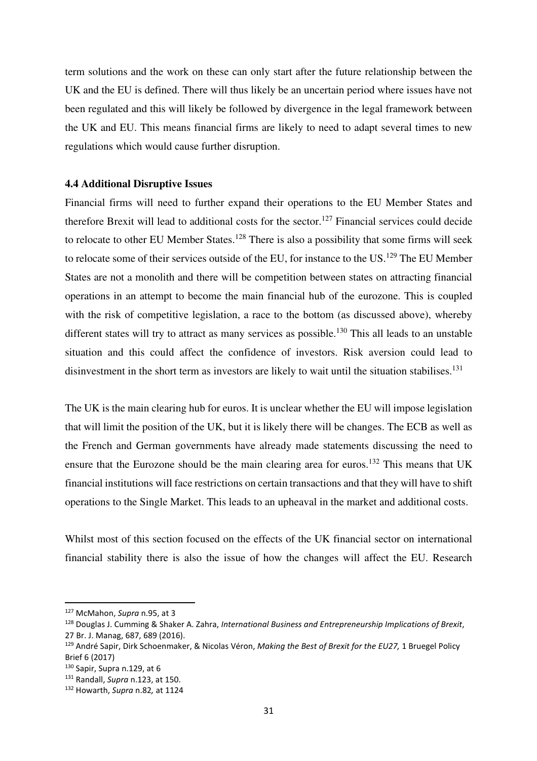term solutions and the work on these can only start after the future relationship between the UK and the EU is defined. There will thus likely be an uncertain period where issues have not been regulated and this will likely be followed by divergence in the legal framework between the UK and EU. This means financial firms are likely to need to adapt several times to new regulations which would cause further disruption.

### 4.4 Additional Disruptive Issues

Financial firms will need to further expand their operations to the EU Member States and therefore Brexit will lead to additional costs for the sector.[127] Financial services could decide to relocate to other EU Member States.[128] There is also a possibility that some firms will seek to relocate some of their services outside of the EU, for instance to the US.[129] The EU Member States are not a monolith and there will be competition between states on attracting financial operations in an attempt to become the main financial hub of the eurozone. This is coupled with the risk of competitive legislation, a race to the bottom (as discussed above), whereby different states will try to attract as many services as possible.[130] This all leads to an unstable situation and this could affect the confidence of investors. Risk aversion could lead to disinvestment in the short term as investors are likely to wait until the situation stabilises.[131]

The UK is the main clearing hub for euros. It is unclear whether the EU will impose legislation that will limit the position of the UK, but it is likely there will be changes. The ECB as well as the French and German governments have already made statements discussing the need to ensure that the Eurozone should be the main clearing area for euros.[132] This means that UK financial institutions will face restrictions on certain transactions and that they will have to shift operations to the Single Market. This leads to an upheaval in the market and additional costs.

Whilst most of this section focused on the effects of the UK financial sector on international financial stability there is also the issue of how the changes will affect the EU. Research

---

[127] McMahon, *Supra* n.95, at 3

[128] Douglas J. Cumming & Shaker A. Zahra, *International Business and Entrepreneurship Implications of Brexit*, 27 Br. J. Manag, 687, 689 (2016).

[129] André Sapir, Dirk Schoenmaker, & Nicolas Véron, *Making the Best of Brexit for the EU27,* 1 Bruegel Policy Brief 6 (2017)

[130] Sapir, Supra n.129, at 6

[131] Randall, *Supra* n.123, at 150.

[132] Howarth, *Supra* n.82*,* at 1124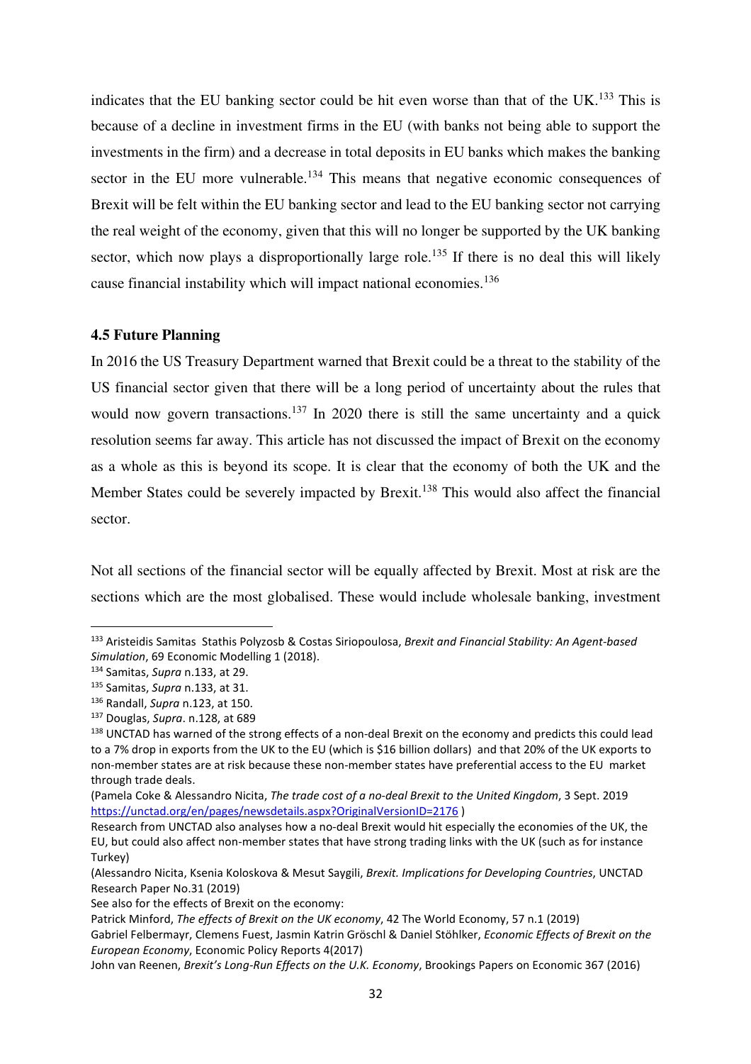indicates that the EU banking sector could be hit even worse than that of the UK.[133] This is because of a decline in investment firms in the EU (with banks not being able to support the investments in the firm) and a decrease in total deposits in EU banks which makes the banking sector in the EU more vulnerable.[134] This means that negative economic consequences of Brexit will be felt within the EU banking sector and lead to the EU banking sector not carrying the real weight of the economy, given that this will no longer be supported by the UK banking sector, which now plays a disproportionally large role.[135] If there is no deal this will likely cause financial instability which will impact national economies.[136]

### 4.5 Future Planning

In 2016 the US Treasury Department warned that Brexit could be a threat to the stability of the US financial sector given that there will be a long period of uncertainty about the rules that would now govern transactions.[137] In 2020 there is still the same uncertainty and a quick resolution seems far away. This article has not discussed the impact of Brexit on the economy as a whole as this is beyond its scope. It is clear that the economy of both the UK and the Member States could be severely impacted by Brexit.[138] This would also affect the financial sector.

Not all sections of the financial sector will be equally affected by Brexit. Most at risk are the sections which are the most globalised. These would include wholesale banking, investment

---

[133] Aristeidis Samitas Stathis Polyzosb & Costas Siriopoulosa, *Brexit and Financial Stability: An Agent-based Simulation*, 69 Economic Modelling 1 (2018).

[134] Samitas, *Supra* n.133, at 29.

[135] Samitas, *Supra* n.133, at 31.

[136] Randall, *Supra* n.123, at 150.

[137] Douglas, *Supra*. n.128, at 689

[138] UNCTAD has warned of the strong effects of a non-deal Brexit on the economy and predicts this could lead to a 7% drop in exports from the UK to the EU (which is $16 billion dollars) and that 20% of the UK exports to non-member states are at risk because these non-member states have preferential access to the EU market through trade deals.

(Pamela Coke & Alessandro Nicita, *The trade cost of a no-deal Brexit to the United Kingdom*, 3 Sept. 2019 https://unctad.org/en/pages/newsdetails.aspx?OriginalVersionID=2176 )

Research from UNCTAD also analyses how a no-deal Brexit would hit especially the economies of the UK, the EU, but could also affect non-member states that have strong trading links with the UK (such as for instance Turkey)

(Alessandro Nicita, Ksenia Koloskova & Mesut Saygili, *Brexit. Implications for Developing Countries*, UNCTAD Research Paper No.31 (2019)

See also for the effects of Brexit on the economy:

Patrick Minford, *The effects of Brexit on the UK economy*, 42 The World Economy, 57 n.1 (2019)

Gabriel Felbermayr, Clemens Fuest, Jasmin Katrin Gröschl & Daniel Stöhlker, *Economic Effects of Brexit on the European Economy*, Economic Policy Reports 4(2017)

John van Reenen, *Brexit's Long-Run Effects on the U.K. Economy*, Brookings Papers on Economic 367 (2016)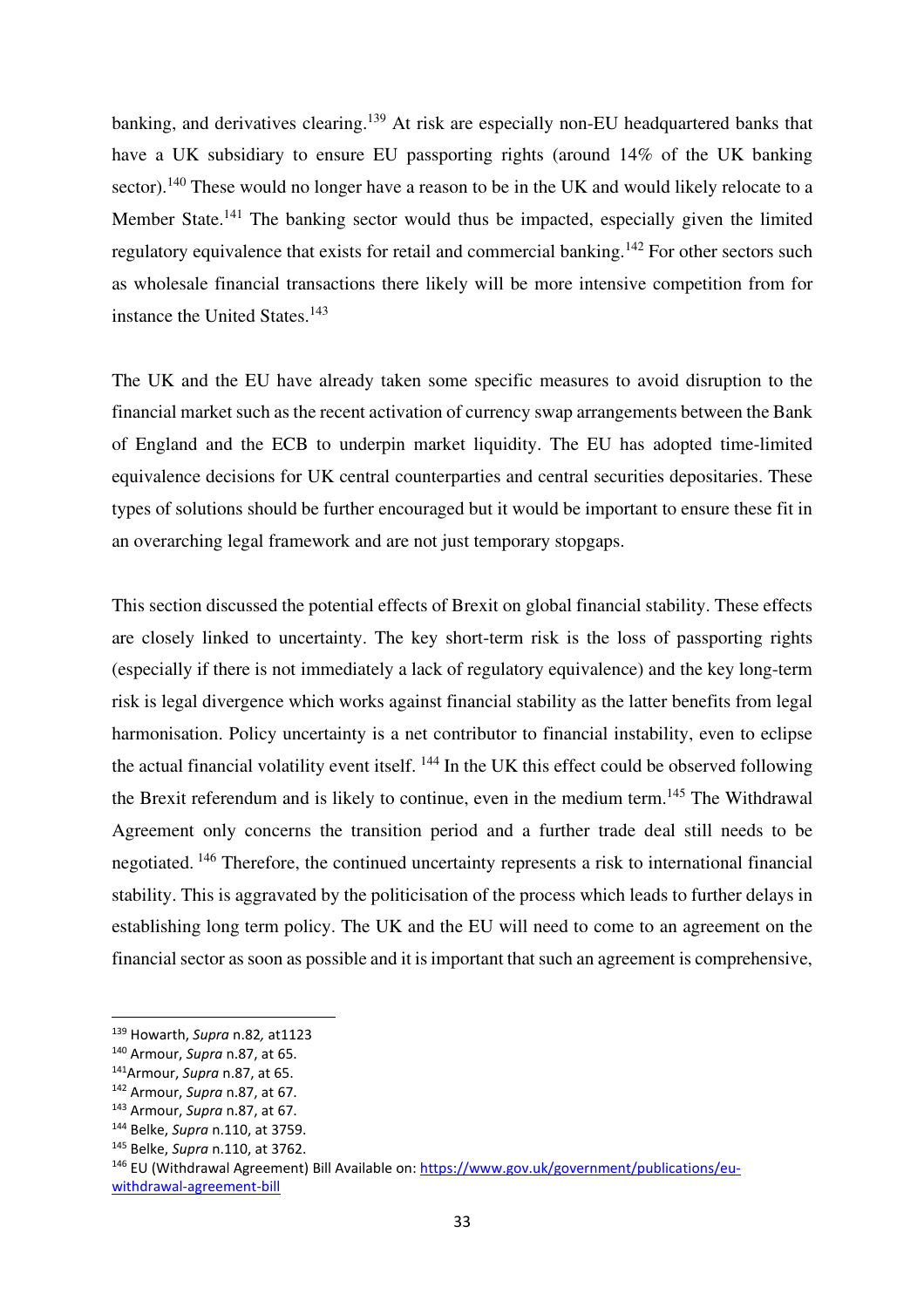banking, and derivatives clearing.[139] At risk are especially non-EU headquartered banks that have a UK subsidiary to ensure EU passporting rights (around 14% of the UK banking sector).[140] These would no longer have a reason to be in the UK and would likely relocate to a Member State.[141] The banking sector would thus be impacted, especially given the limited regulatory equivalence that exists for retail and commercial banking.[142] For other sectors such as wholesale financial transactions there likely will be more intensive competition from for instance the United States.[143]

The UK and the EU have already taken some specific measures to avoid disruption to the financial market such as the recent activation of currency swap arrangements between the Bank of England and the ECB to underpin market liquidity. The EU has adopted time-limited equivalence decisions for UK central counterparties and central securities depositaries. These types of solutions should be further encouraged but it would be important to ensure these fit in an overarching legal framework and are not just temporary stopgaps.

This section discussed the potential effects of Brexit on global financial stability. These effects are closely linked to uncertainty. The key short-term risk is the loss of passporting rights (especially if there is not immediately a lack of regulatory equivalence) and the key long-term risk is legal divergence which works against financial stability as the latter benefits from legal harmonisation. Policy uncertainty is a net contributor to financial instability, even to eclipse the actual financial volatility event itself. [144] In the UK this effect could be observed following the Brexit referendum and is likely to continue, even in the medium term.[145] The Withdrawal Agreement only concerns the transition period and a further trade deal still needs to be negotiated. [146] Therefore, the continued uncertainty represents a risk to international financial stability. This is aggravated by the politicisation of the process which leads to further delays in establishing long term policy. The UK and the EU will need to come to an agreement on the financial sector as soon as possible and it is important that such an agreement is comprehensive,

---

[139] Howarth, *Supra* n.82*,* at1123

[140] Armour, *Supra* n.87, at 65.

[141] Armour, *Supra* n.87, at 65.

[142] Armour, *Supra* n.87, at 67.

[143] Armour, *Supra* n.87, at 67.

[144] Belke, *Supra* n.110, at 3759.

[145] Belke, *Supra* n.110, at 3762.

[146] EU (Withdrawal Agreement) Bill Available on: https://www.gov.uk/government/publications/eu-withdrawal-agreement-bill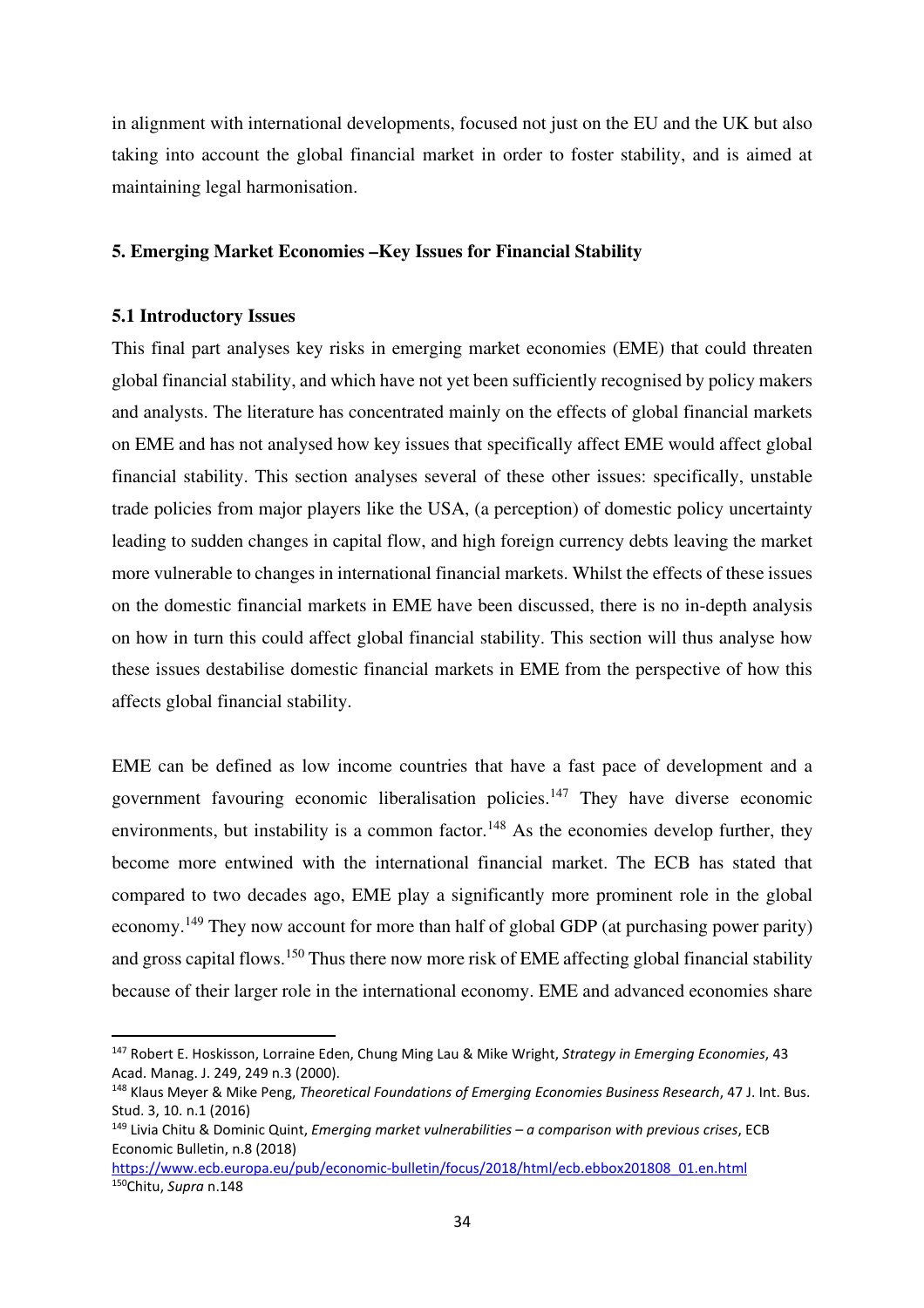in alignment with international developments, focused not just on the EU and the UK but also taking into account the global financial market in order to foster stability, and is aimed at maintaining legal harmonisation.

## 5. Emerging Market Economies –Key Issues for Financial Stability

### 5.1 Introductory Issues

This final part analyses key risks in emerging market economies (EME) that could threaten global financial stability, and which have not yet been sufficiently recognised by policy makers and analysts. The literature has concentrated mainly on the effects of global financial markets on EME and has not analysed how key issues that specifically affect EME would affect global financial stability. This section analyses several of these other issues: specifically, unstable trade policies from major players like the USA, (a perception) of domestic policy uncertainty leading to sudden changes in capital flow, and high foreign currency debts leaving the market more vulnerable to changes in international financial markets. Whilst the effects of these issues on the domestic financial markets in EME have been discussed, there is no in-depth analysis on how in turn this could affect global financial stability. This section will thus analyse how these issues destabilise domestic financial markets in EME from the perspective of how this affects global financial stability.

EME can be defined as low income countries that have a fast pace of development and a government favouring economic liberalisation policies.[147] They have diverse economic environments, but instability is a common factor.[148] As the economies develop further, they become more entwined with the international financial market. The ECB has stated that compared to two decades ago, EME play a significantly more prominent role in the global economy.[149] They now account for more than half of global GDP (at purchasing power parity) and gross capital flows.[150] Thus there now more risk of EME affecting global financial stability because of their larger role in the international economy. EME and advanced economies share

---

[147] Robert E. Hoskisson, Lorraine Eden, Chung Ming Lau & Mike Wright, *Strategy in Emerging Economies*, 43 Acad. Manag. J. 249, 249 n.3 (2000).

[148] Klaus Meyer & Mike Peng, *Theoretical Foundations of Emerging Economies Business Research*, 47 J. Int. Bus. Stud. 3, 10. n.1 (2016)

[149] Livia Chitu & Dominic Quint, *Emerging market vulnerabilities – a comparison with previous crises*, ECB Economic Bulletin, n.8 (2018) https://www.ecb.europa.eu/pub/economic-bulletin/focus/2018/html/ecb.ebbox201808_01.en.html

[150] Chitu, *Supra* n.148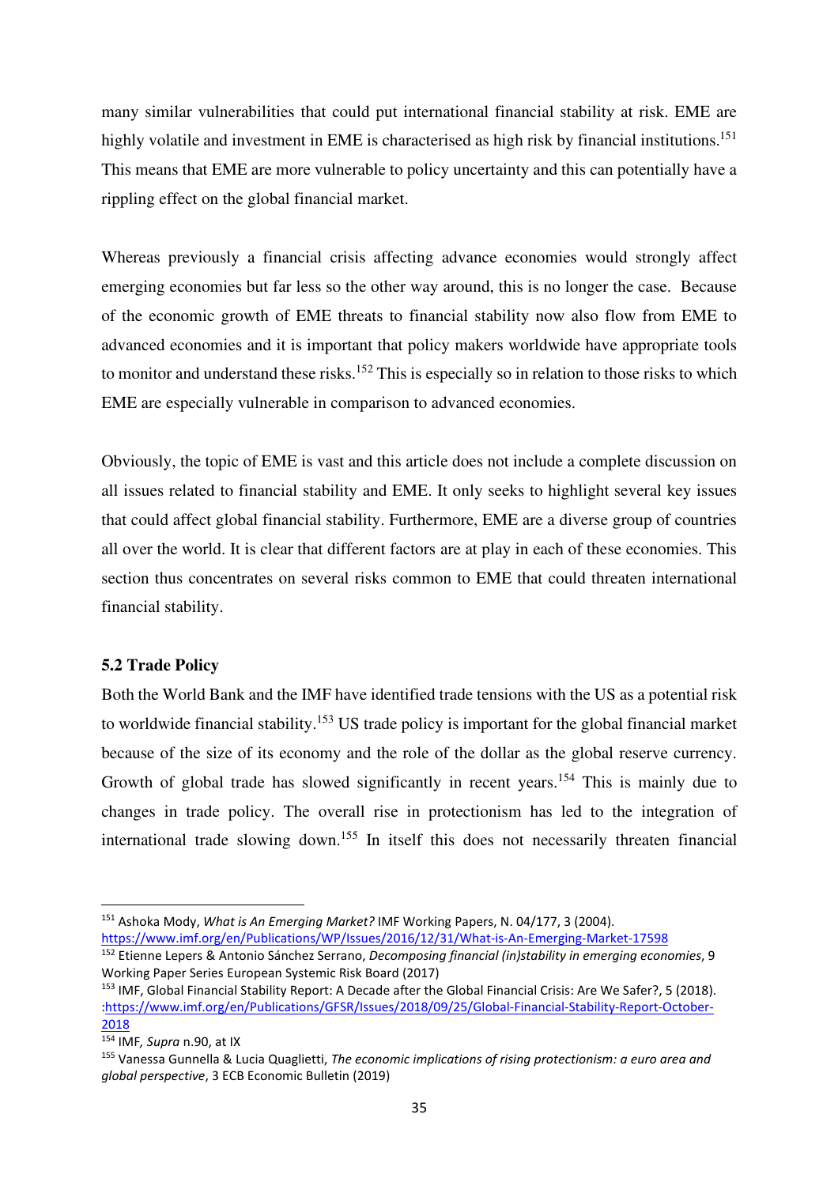many similar vulnerabilities that could put international financial stability at risk. EME are highly volatile and investment in EME is characterised as high risk by financial institutions.[151] This means that EME are more vulnerable to policy uncertainty and this can potentially have a rippling effect on the global financial market.

Whereas previously a financial crisis affecting advance economies would strongly affect emerging economies but far less so the other way around, this is no longer the case. Because of the economic growth of EME threats to financial stability now also flow from EME to advanced economies and it is important that policy makers worldwide have appropriate tools to monitor and understand these risks.[152] This is especially so in relation to those risks to which EME are especially vulnerable in comparison to advanced economies.

Obviously, the topic of EME is vast and this article does not include a complete discussion on all issues related to financial stability and EME. It only seeks to highlight several key issues that could affect global financial stability. Furthermore, EME are a diverse group of countries all over the world. It is clear that different factors are at play in each of these economies. This section thus concentrates on several risks common to EME that could threaten international financial stability.

### 5.2 Trade Policy

Both the World Bank and the IMF have identified trade tensions with the US as a potential risk to worldwide financial stability.[153] US trade policy is important for the global financial market because of the size of its economy and the role of the dollar as the global reserve currency. Growth of global trade has slowed significantly in recent years.[154] This is mainly due to changes in trade policy. The overall rise in protectionism has led to the integration of international trade slowing down.[155] In itself this does not necessarily threaten financial

---

[151] Ashoka Mody, *What is An Emerging Market?* IMF Working Papers, N. 04/177, 3 (2004). https://www.imf.org/en/Publications/WP/Issues/2016/12/31/What-is-An-Emerging-Market-17598

[152] Etienne Lepers & Antonio Sánchez Serrano, *Decomposing financial (in)stability in emerging economies*, 9 Working Paper Series European Systemic Risk Board (2017)

[153] IMF, Global Financial Stability Report: A Decade after the Global Financial Crisis: Are We Safer?, 5 (2018). :https://www.imf.org/en/Publications/GFSR/Issues/2018/09/25/Global-Financial-Stability-Report-October-2018

[154] IMF, *Supra* n.90, at IX

[155] Vanessa Gunnella & Lucia Quaglietti, *The economic implications of rising protectionism: a euro area and global perspective*, 3 ECB Economic Bulletin (2019)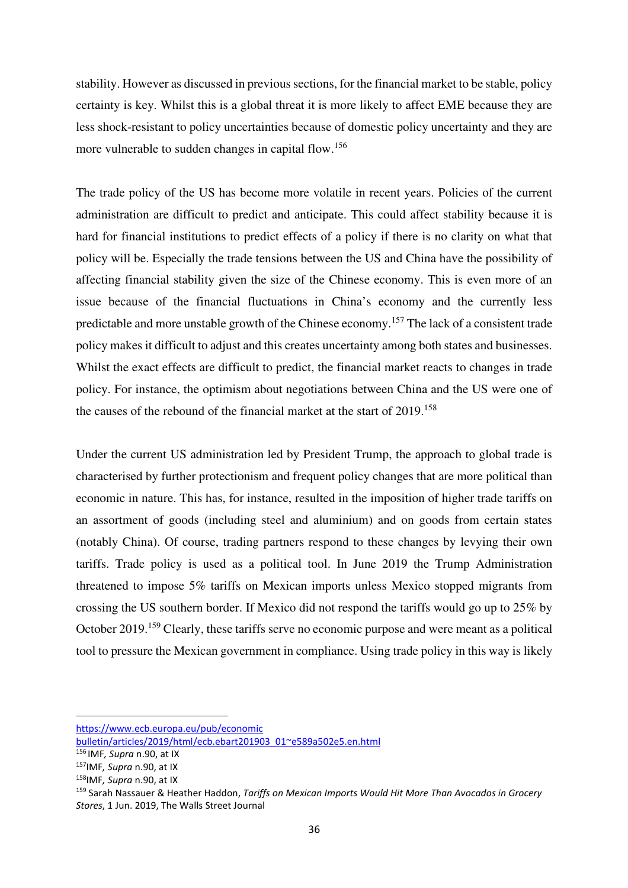stability. However as discussed in previous sections, for the financial market to be stable, policy certainty is key. Whilst this is a global threat it is more likely to affect EME because they are less shock-resistant to policy uncertainties because of domestic policy uncertainty and they are more vulnerable to sudden changes in capital flow.[156]

The trade policy of the US has become more volatile in recent years. Policies of the current administration are difficult to predict and anticipate. This could affect stability because it is hard for financial institutions to predict effects of a policy if there is no clarity on what that policy will be. Especially the trade tensions between the US and China have the possibility of affecting financial stability given the size of the Chinese economy. This is even more of an issue because of the financial fluctuations in China's economy and the currently less predictable and more unstable growth of the Chinese economy.[157] The lack of a consistent trade policy makes it difficult to adjust and this creates uncertainty among both states and businesses. Whilst the exact effects are difficult to predict, the financial market reacts to changes in trade policy. For instance, the optimism about negotiations between China and the US were one of the causes of the rebound of the financial market at the start of 2019.[158]

Under the current US administration led by President Trump, the approach to global trade is characterised by further protectionism and frequent policy changes that are more political than economic in nature. This has, for instance, resulted in the imposition of higher trade tariffs on an assortment of goods (including steel and aluminium) and on goods from certain states (notably China). Of course, trading partners respond to these changes by levying their own tariffs. Trade policy is used as a political tool. In June 2019 the Trump Administration threatened to impose 5% tariffs on Mexican imports unless Mexico stopped migrants from crossing the US southern border. If Mexico did not respond the tariffs would go up to 25% by October 2019.[159] Clearly, these tariffs serve no economic purpose and were meant as a political tool to pressure the Mexican government in compliance. Using trade policy in this way is likely

---

https://www.ecb.europa.eu/pub/economic bulletin/articles/2019/html/ecb.ebart201903_01~e589a502e5.en.html

[156] IMF, *Supra* n.90, at IX

[157] IMF, *Supra* n.90, at IX

[158] IMF, *Supra* n.90, at IX

[159] Sarah Nassauer & Heather Haddon, *Tariffs on Mexican Imports Would Hit More Than Avocados in Grocery Stores*, 1 Jun. 2019, The Walls Street Journal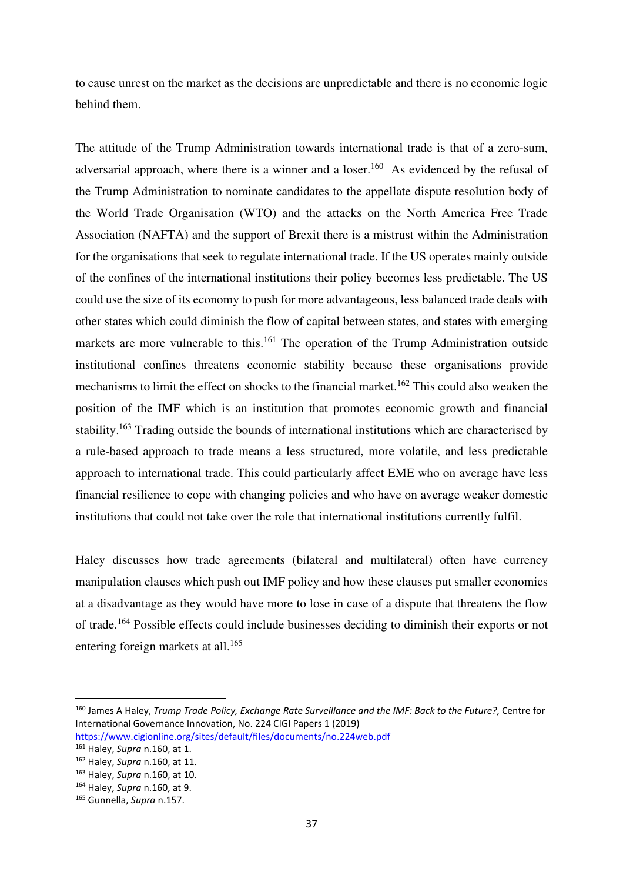to cause unrest on the market as the decisions are unpredictable and there is no economic logic behind them.

The attitude of the Trump Administration towards international trade is that of a zero-sum, adversarial approach, where there is a winner and a loser.[160] As evidenced by the refusal of the Trump Administration to nominate candidates to the appellate dispute resolution body of the World Trade Organisation (WTO) and the attacks on the North America Free Trade Association (NAFTA) and the support of Brexit there is a mistrust within the Administration for the organisations that seek to regulate international trade. If the US operates mainly outside of the confines of the international institutions their policy becomes less predictable. The US could use the size of its economy to push for more advantageous, less balanced trade deals with other states which could diminish the flow of capital between states, and states with emerging markets are more vulnerable to this.[161] The operation of the Trump Administration outside institutional confines threatens economic stability because these organisations provide mechanisms to limit the effect on shocks to the financial market.[162] This could also weaken the position of the IMF which is an institution that promotes economic growth and financial stability.[163] Trading outside the bounds of international institutions which are characterised by a rule-based approach to trade means a less structured, more volatile, and less predictable approach to international trade. This could particularly affect EME who on average have less financial resilience to cope with changing policies and who have on average weaker domestic institutions that could not take over the role that international institutions currently fulfil.

Haley discusses how trade agreements (bilateral and multilateral) often have currency manipulation clauses which push out IMF policy and how these clauses put smaller economies at a disadvantage as they would have more to lose in case of a dispute that threatens the flow of trade.[164] Possible effects could include businesses deciding to diminish their exports or not entering foreign markets at all.[165]

---

[160] James A Haley, *Trump Trade Policy, Exchange Rate Surveillance and the IMF: Back to the Future?*, Centre for International Governance Innovation, No. 224 CIGI Papers 1 (2019) https://www.cigionline.org/sites/default/files/documents/no.224web.pdf

[161] Haley, *Supra* n.160, at 1.

[162] Haley, *Supra* n.160, at 11.

[163] Haley, *Supra* n.160, at 10.

[164] Haley, *Supra* n.160, at 9.

[165] Gunnella, *Supra* n.157.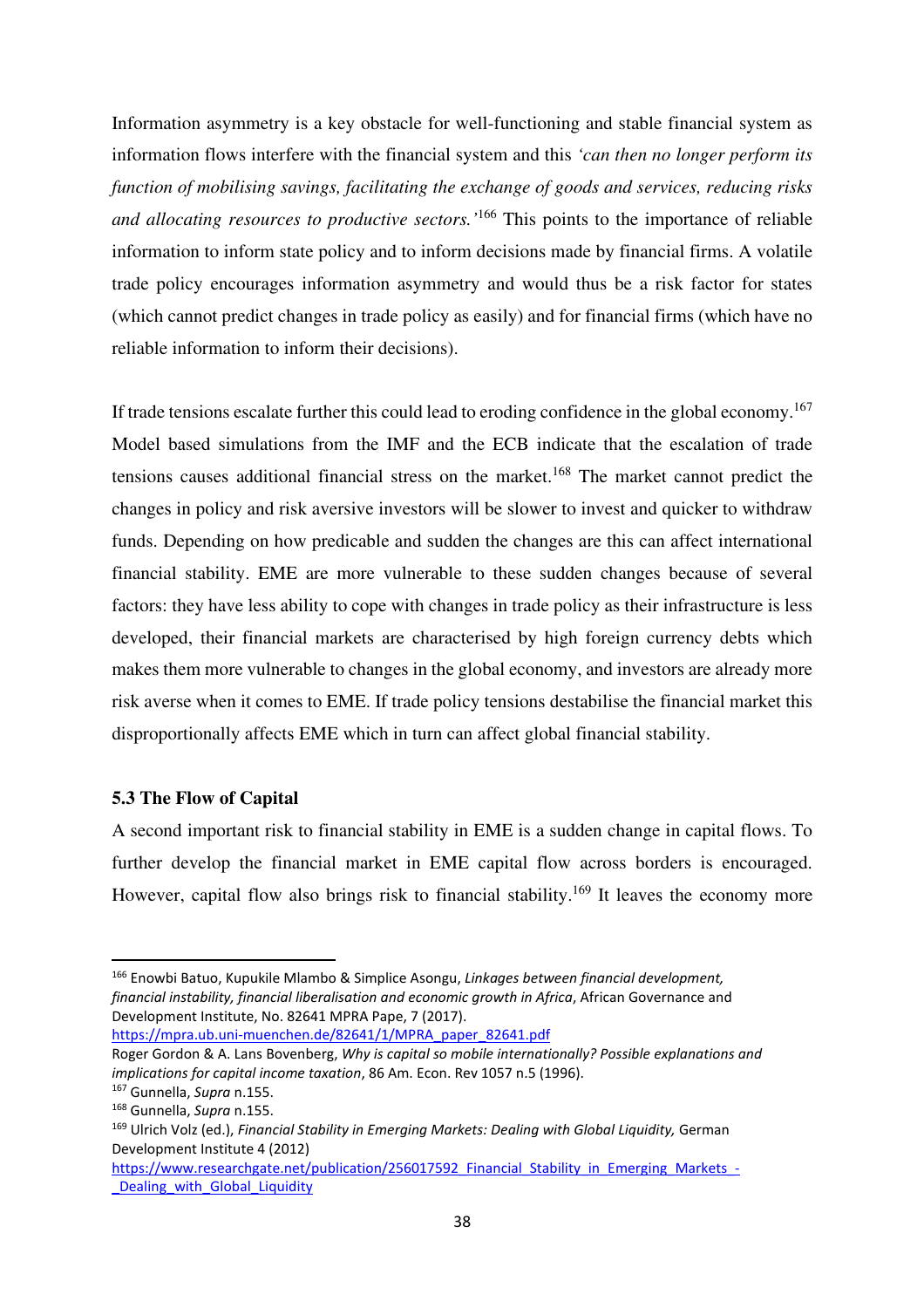Information asymmetry is a key obstacle for well-functioning and stable financial system as information flows interfere with the financial system and this *'can then no longer perform its function of mobilising savings, facilitating the exchange of goods and services, reducing risks and allocating resources to productive sectors.'*[166] This points to the importance of reliable information to inform state policy and to inform decisions made by financial firms. A volatile trade policy encourages information asymmetry and would thus be a risk factor for states (which cannot predict changes in trade policy as easily) and for financial firms (which have no reliable information to inform their decisions).

If trade tensions escalate further this could lead to eroding confidence in the global economy.[167] Model based simulations from the IMF and the ECB indicate that the escalation of trade tensions causes additional financial stress on the market.[168] The market cannot predict the changes in policy and risk aversive investors will be slower to invest and quicker to withdraw funds. Depending on how predicable and sudden the changes are this can affect international financial stability. EME are more vulnerable to these sudden changes because of several factors: they have less ability to cope with changes in trade policy as their infrastructure is less developed, their financial markets are characterised by high foreign currency debts which makes them more vulnerable to changes in the global economy, and investors are already more risk averse when it comes to EME. If trade policy tensions destabilise the financial market this disproportionally affects EME which in turn can affect global financial stability.

### 5.3 The Flow of Capital

A second important risk to financial stability in EME is a sudden change in capital flows. To further develop the financial market in EME capital flow across borders is encouraged. However, capital flow also brings risk to financial stability.[169] It leaves the economy more

---

[166] Enowbi Batuo, Kupukile Mlambo & Simplice Asongu, *Linkages between financial development, financial instability, financial liberalisation and economic growth in Africa*, African Governance and Development Institute, No. 82641 MPRA Pape, 7 (2017). https://mpra.ub.uni-muenchen.de/82641/1/MPRA_paper_82641.pdf
Roger Gordon & A. Lans Bovenberg, *Why is capital so mobile internationally? Possible explanations and implications for capital income taxation*, 86 Am. Econ. Rev 1057 n.5 (1996).

[167] Gunnella, *Supra* n.155.

[168] Gunnella, *Supra* n.155.

[169] Ulrich Volz (ed.), *Financial Stability in Emerging Markets: Dealing with Global Liquidity,* German Development Institute 4 (2012) https://www.researchgate.net/publication/256017592_Financial_Stability_in_Emerging_Markets_-_Dealing_with_Global_Liquidity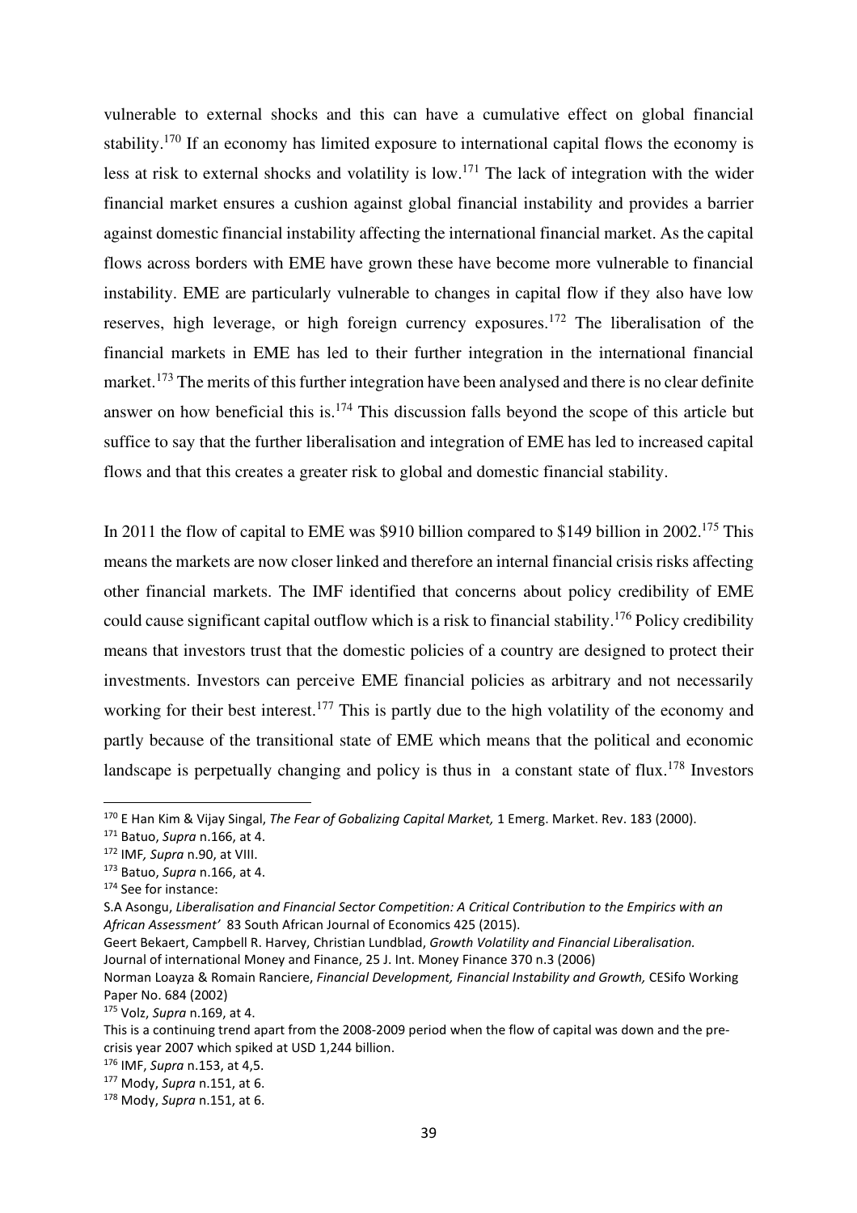vulnerable to external shocks and this can have a cumulative effect on global financial stability.[170] If an economy has limited exposure to international capital flows the economy is less at risk to external shocks and volatility is low.[171] The lack of integration with the wider financial market ensures a cushion against global financial instability and provides a barrier against domestic financial instability affecting the international financial market. As the capital flows across borders with EME have grown these have become more vulnerable to financial instability. EME are particularly vulnerable to changes in capital flow if they also have low reserves, high leverage, or high foreign currency exposures.[172] The liberalisation of the financial markets in EME has led to their further integration in the international financial market.[173] The merits of this further integration have been analysed and there is no clear definite answer on how beneficial this is.[174] This discussion falls beyond the scope of this article but suffice to say that the further liberalisation and integration of EME has led to increased capital flows and that this creates a greater risk to global and domestic financial stability.

In 2011 the flow of capital to EME was $910 billion compared to $149 billion in 2002.[175] This means the markets are now closer linked and therefore an internal financial crisis risks affecting other financial markets. The IMF identified that concerns about policy credibility of EME could cause significant capital outflow which is a risk to financial stability.[176] Policy credibility means that investors trust that the domestic policies of a country are designed to protect their investments. Investors can perceive EME financial policies as arbitrary and not necessarily working for their best interest.[177] This is partly due to the high volatility of the economy and partly because of the transitional state of EME which means that the political and economic landscape is perpetually changing and policy is thus in a constant state of flux.[178] Investors

---

[170] E Han Kim & Vijay Singal, *The Fear of Gobalizing Capital Market,* 1 Emerg. Market. Rev. 183 (2000).

[171] Batuo, *Supra* n.166, at 4.

[172] IMF, *Supra* n.90, at VIII.

[173] Batuo, *Supra* n.166, at 4.

[174] See for instance:
S.A Asongu, *Liberalisation and Financial Sector Competition: A Critical Contribution to the Empirics with an African Assessment'* 83 South African Journal of Economics 425 (2015).
Geert Bekaert, Campbell R. Harvey, Christian Lundblad, *Growth Volatility and Financial Liberalisation.* Journal of international Money and Finance, 25 J. Int. Money Finance 370 n.3 (2006)
Norman Loayza & Romain Ranciere, *Financial Development, Financial Instability and Growth,* CESifo Working Paper No. 684 (2002)

[175] Volz, *Supra* n.169, at 4.
This is a continuing trend apart from the 2008-2009 period when the flow of capital was down and the pre-crisis year 2007 which spiked at USD 1,244 billion.

[176] IMF, *Supra* n.153, at 4,5.

[177] Mody, *Supra* n.151, at 6.

[178] Mody, *Supra* n.151, at 6.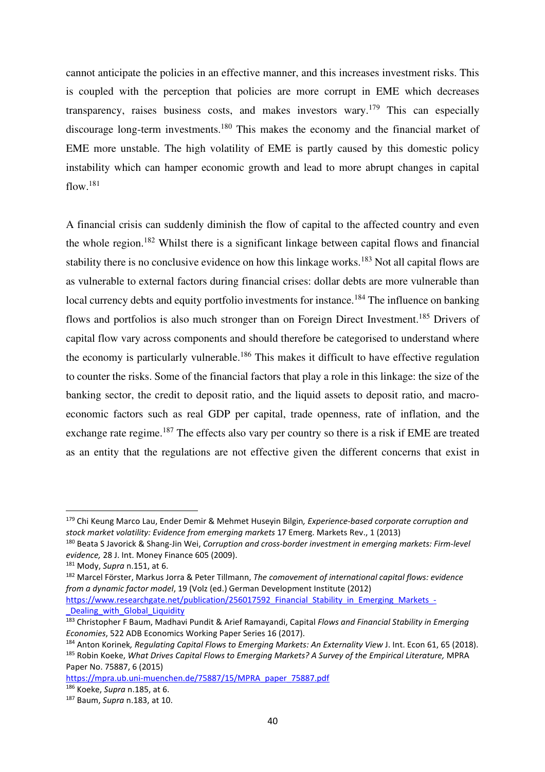cannot anticipate the policies in an effective manner, and this increases investment risks. This is coupled with the perception that policies are more corrupt in EME which decreases transparency, raises business costs, and makes investors wary.[179] This can especially discourage long-term investments.[180] This makes the economy and the financial market of EME more unstable. The high volatility of EME is partly caused by this domestic policy instability which can hamper economic growth and lead to more abrupt changes in capital flow.[181]

A financial crisis can suddenly diminish the flow of capital to the affected country and even the whole region.[182] Whilst there is a significant linkage between capital flows and financial stability there is no conclusive evidence on how this linkage works.[183] Not all capital flows are as vulnerable to external factors during financial crises: dollar debts are more vulnerable than local currency debts and equity portfolio investments for instance.[184] The influence on banking flows and portfolios is also much stronger than on Foreign Direct Investment.[185] Drivers of capital flow vary across components and should therefore be categorised to understand where the economy is particularly vulnerable.[186] This makes it difficult to have effective regulation to counter the risks. Some of the financial factors that play a role in this linkage: the size of the banking sector, the credit to deposit ratio, and the liquid assets to deposit ratio, and macro-economic factors such as real GDP per capital, trade openness, rate of inflation, and the exchange rate regime.[187] The effects also vary per country so there is a risk if EME are treated as an entity that the regulations are not effective given the different concerns that exist in

---

[179] Chi Keung Marco Lau, Ender Demir & Mehmet Huseyin Bilgin*, Experience-based corporate corruption and stock market volatility: Evidence from emerging markets* 17 Emerg. Markets Rev., 1 (2013)

[180] Beata S Javorick & Shang-Jin Wei, *Corruption and cross-border investment in emerging markets: Firm-level evidence,* 28 J. Int. Money Finance 605 (2009).

[181] Mody, *Supra* n.151, at 6.

[182] Marcel Förster, Markus Jorra & Peter Tillmann, *The comovement of international capital flows: evidence from a dynamic factor model*, 19 (Volz (ed.) German Development Institute (2012) https://www.researchgate.net/publication/256017592_Financial_Stability_in_Emerging_Markets_-_Dealing_with_Global_Liquidity

[183] Christopher F Baum, Madhavi Pundit & Arief Ramayandi, Capital *Flows and Financial Stability in Emerging Economies*, 522 ADB Economics Working Paper Series 16 (2017).

[184] Anton Korinek*, Regulating Capital Flows to Emerging Markets: An Externality View* J. Int. Econ 61, 65 (2018).

[185] Robin Koeke, *What Drives Capital Flows to Emerging Markets? A Survey of the Empirical Literature,* MPRA Paper No. 75887, 6 (2015) https://mpra.ub.uni-muenchen.de/75887/15/MPRA_paper_75887.pdf

[186] Koeke, *Supra* n.185, at 6.

[187] Baum, *Supra* n.183, at 10.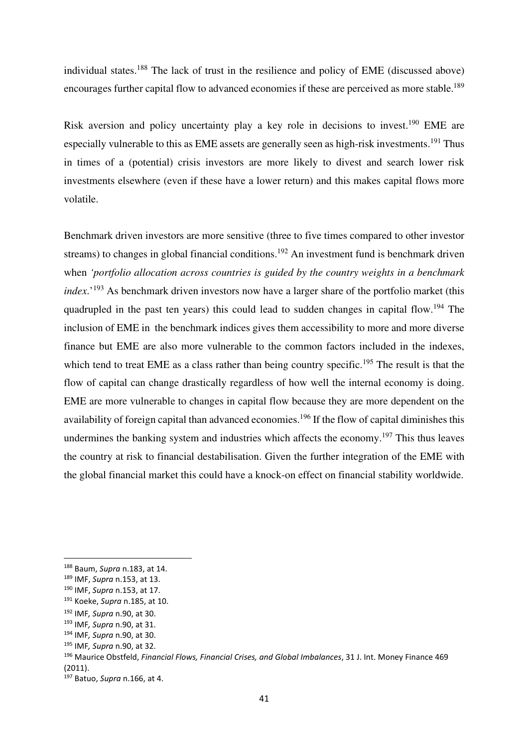individual states.[188] The lack of trust in the resilience and policy of EME (discussed above) encourages further capital flow to advanced economies if these are perceived as more stable.[189]

Risk aversion and policy uncertainty play a key role in decisions to invest.[190] EME are especially vulnerable to this as EME assets are generally seen as high-risk investments.[191] Thus in times of a (potential) crisis investors are more likely to divest and search lower risk investments elsewhere (even if these have a lower return) and this makes capital flows more volatile.

Benchmark driven investors are more sensitive (three to five times compared to other investor streams) to changes in global financial conditions.[192] An investment fund is benchmark driven when *'portfolio allocation across countries is guided by the country weights in a benchmark index.*'[193] As benchmark driven investors now have a larger share of the portfolio market (this quadrupled in the past ten years) this could lead to sudden changes in capital flow.[194] The inclusion of EME in the benchmark indices gives them accessibility to more and more diverse finance but EME are also more vulnerable to the common factors included in the indexes, which tend to treat EME as a class rather than being country specific.[195] The result is that the flow of capital can change drastically regardless of how well the internal economy is doing. EME are more vulnerable to changes in capital flow because they are more dependent on the availability of foreign capital than advanced economies.[196] If the flow of capital diminishes this undermines the banking system and industries which affects the economy.[197] This thus leaves the country at risk to financial destabilisation. Given the further integration of the EME with the global financial market this could have a knock-on effect on financial stability worldwide.

---

[188] Baum, *Supra* n.183, at 14.

[189] IMF, *Supra* n.153, at 13.

[190] IMF, *Supra* n.153, at 17.

[191] Koeke, *Supra* n.185, at 10.

[192] IMF*, Supra* n.90, at 30.

[193] IMF*, Supra* n.90, at 31.

[194] IMF*, Supra* n.90, at 30.

[195] IMF, *Supra* n.90, at 32.

[196] Maurice Obstfeld, *Financial Flows, Financial Crises, and Global Imbalances*, 31 J. Int. Money Finance 469 (2011).

[197] Batuo, *Supra* n.166, at 4.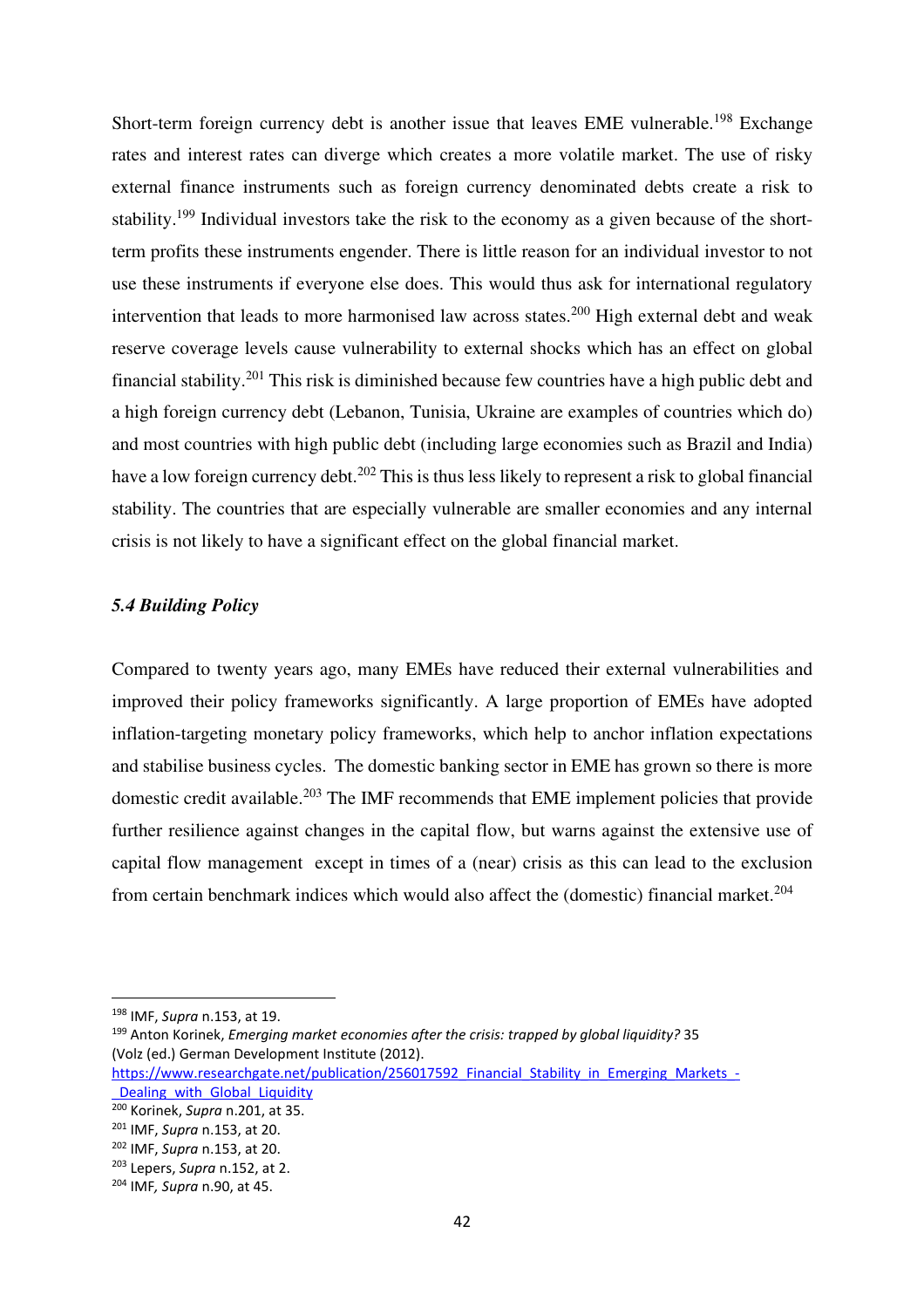Short-term foreign currency debt is another issue that leaves EME vulnerable.[198] Exchange rates and interest rates can diverge which creates a more volatile market. The use of risky external finance instruments such as foreign currency denominated debts create a risk to stability.[199] Individual investors take the risk to the economy as a given because of the short-term profits these instruments engender. There is little reason for an individual investor to not use these instruments if everyone else does. This would thus ask for international regulatory intervention that leads to more harmonised law across states.[200] High external debt and weak reserve coverage levels cause vulnerability to external shocks which has an effect on global financial stability.[201] This risk is diminished because few countries have a high public debt and a high foreign currency debt (Lebanon, Tunisia, Ukraine are examples of countries which do) and most countries with high public debt (including large economies such as Brazil and India) have a low foreign currency debt.[202] This is thus less likely to represent a risk to global financial stability. The countries that are especially vulnerable are smaller economies and any internal crisis is not likely to have a significant effect on the global financial market.

### *5.4 Building Policy*

Compared to twenty years ago, many EMEs have reduced their external vulnerabilities and improved their policy frameworks significantly. A large proportion of EMEs have adopted inflation-targeting monetary policy frameworks, which help to anchor inflation expectations and stabilise business cycles. The domestic banking sector in EME has grown so there is more domestic credit available.[203] The IMF recommends that EME implement policies that provide further resilience against changes in the capital flow, but warns against the extensive use of capital flow management except in times of a (near) crisis as this can lead to the exclusion from certain benchmark indices which would also affect the (domestic) financial market.[204]

---

[198] IMF, *Supra* n.153, at 19.

[199] Anton Korinek, *Emerging market economies after the crisis: trapped by global liquidity?* 35 (Volz (ed.) German Development Institute (2012). https://www.researchgate.net/publication/256017592_Financial_Stability_in_Emerging_Markets_-_Dealing_with_Global_Liquidity

[200] Korinek, *Supra* n.201, at 35.

[201] IMF, *Supra* n.153, at 20.

[202] IMF, *Supra* n.153, at 20.

[203] Lepers, *Supra* n.152, at 2.

[204] IMF, *Supra* n.90, at 45.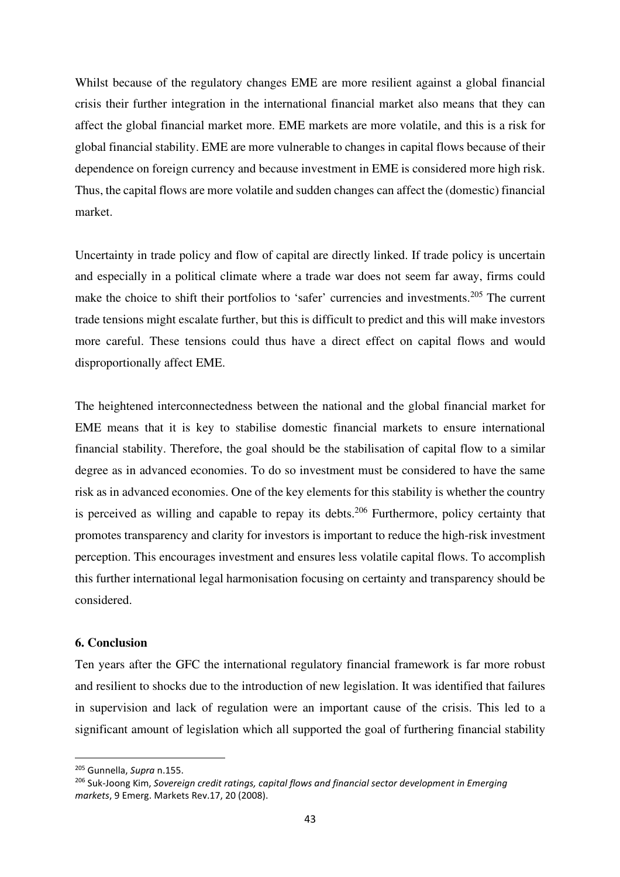Whilst because of the regulatory changes EME are more resilient against a global financial crisis their further integration in the international financial market also means that they can affect the global financial market more. EME markets are more volatile, and this is a risk for global financial stability. EME are more vulnerable to changes in capital flows because of their dependence on foreign currency and because investment in EME is considered more high risk. Thus, the capital flows are more volatile and sudden changes can affect the (domestic) financial market.

Uncertainty in trade policy and flow of capital are directly linked. If trade policy is uncertain and especially in a political climate where a trade war does not seem far away, firms could make the choice to shift their portfolios to 'safer' currencies and investments.[205] The current trade tensions might escalate further, but this is difficult to predict and this will make investors more careful. These tensions could thus have a direct effect on capital flows and would disproportionally affect EME.

The heightened interconnectedness between the national and the global financial market for EME means that it is key to stabilise domestic financial markets to ensure international financial stability. Therefore, the goal should be the stabilisation of capital flow to a similar degree as in advanced economies. To do so investment must be considered to have the same risk as in advanced economies. One of the key elements for this stability is whether the country is perceived as willing and capable to repay its debts.[206] Furthermore, policy certainty that promotes transparency and clarity for investors is important to reduce the high-risk investment perception. This encourages investment and ensures less volatile capital flows. To accomplish this further international legal harmonisation focusing on certainty and transparency should be considered.

**6. Conclusion**

Ten years after the GFC the international regulatory financial framework is far more robust and resilient to shocks due to the introduction of new legislation. It was identified that failures in supervision and lack of regulation were an important cause of the crisis. This led to a significant amount of legislation which all supported the goal of furthering financial stability

---

[205] Gunnella, *Supra* n.155.

[206] Suk-Joong Kim, *Sovereign credit ratings, capital flows and financial sector development in Emerging markets*, 9 Emerg. Markets Rev.17, 20 (2008).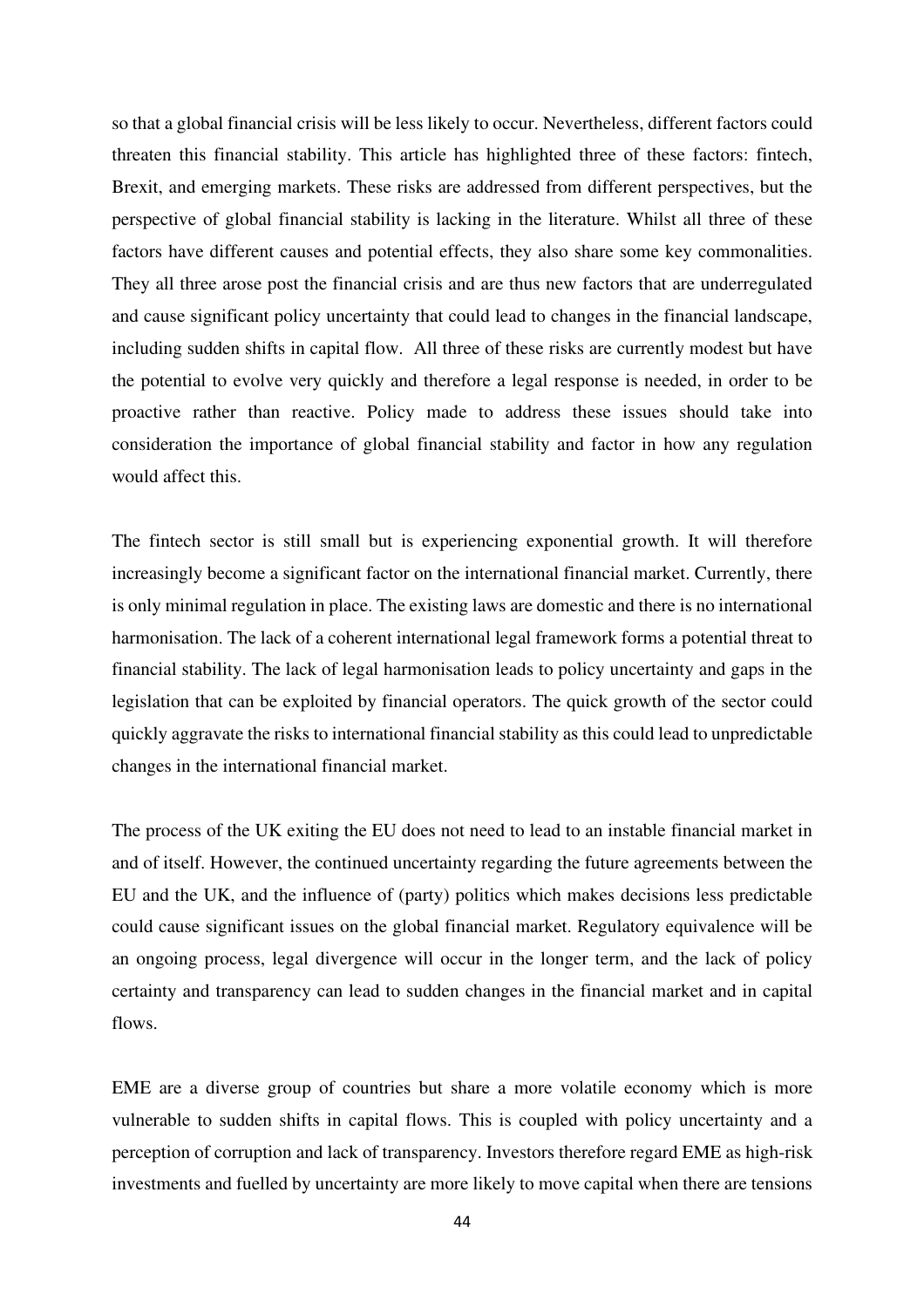so that a global financial crisis will be less likely to occur. Nevertheless, different factors could threaten this financial stability. This article has highlighted three of these factors: fintech, Brexit, and emerging markets. These risks are addressed from different perspectives, but the perspective of global financial stability is lacking in the literature. Whilst all three of these factors have different causes and potential effects, they also share some key commonalities. They all three arose post the financial crisis and are thus new factors that are underregulated and cause significant policy uncertainty that could lead to changes in the financial landscape, including sudden shifts in capital flow.  All three of these risks are currently modest but have the potential to evolve very quickly and therefore a legal response is needed, in order to be proactive rather than reactive. Policy made to address these issues should take into consideration the importance of global financial stability and factor in how any regulation would affect this.

The fintech sector is still small but is experiencing exponential growth. It will therefore increasingly become a significant factor on the international financial market. Currently, there is only minimal regulation in place. The existing laws are domestic and there is no international harmonisation. The lack of a coherent international legal framework forms a potential threat to financial stability. The lack of legal harmonisation leads to policy uncertainty and gaps in the legislation that can be exploited by financial operators. The quick growth of the sector could quickly aggravate the risks to international financial stability as this could lead to unpredictable changes in the international financial market.

The process of the UK exiting the EU does not need to lead to an instable financial market in and of itself. However, the continued uncertainty regarding the future agreements between the EU and the UK, and the influence of (party) politics which makes decisions less predictable could cause significant issues on the global financial market. Regulatory equivalence will be an ongoing process, legal divergence will occur in the longer term, and the lack of policy certainty and transparency can lead to sudden changes in the financial market and in capital flows.

EME are a diverse group of countries but share a more volatile economy which is more vulnerable to sudden shifts in capital flows. This is coupled with policy uncertainty and a perception of corruption and lack of transparency. Investors therefore regard EME as high-risk investments and fuelled by uncertainty are more likely to move capital when there are tensions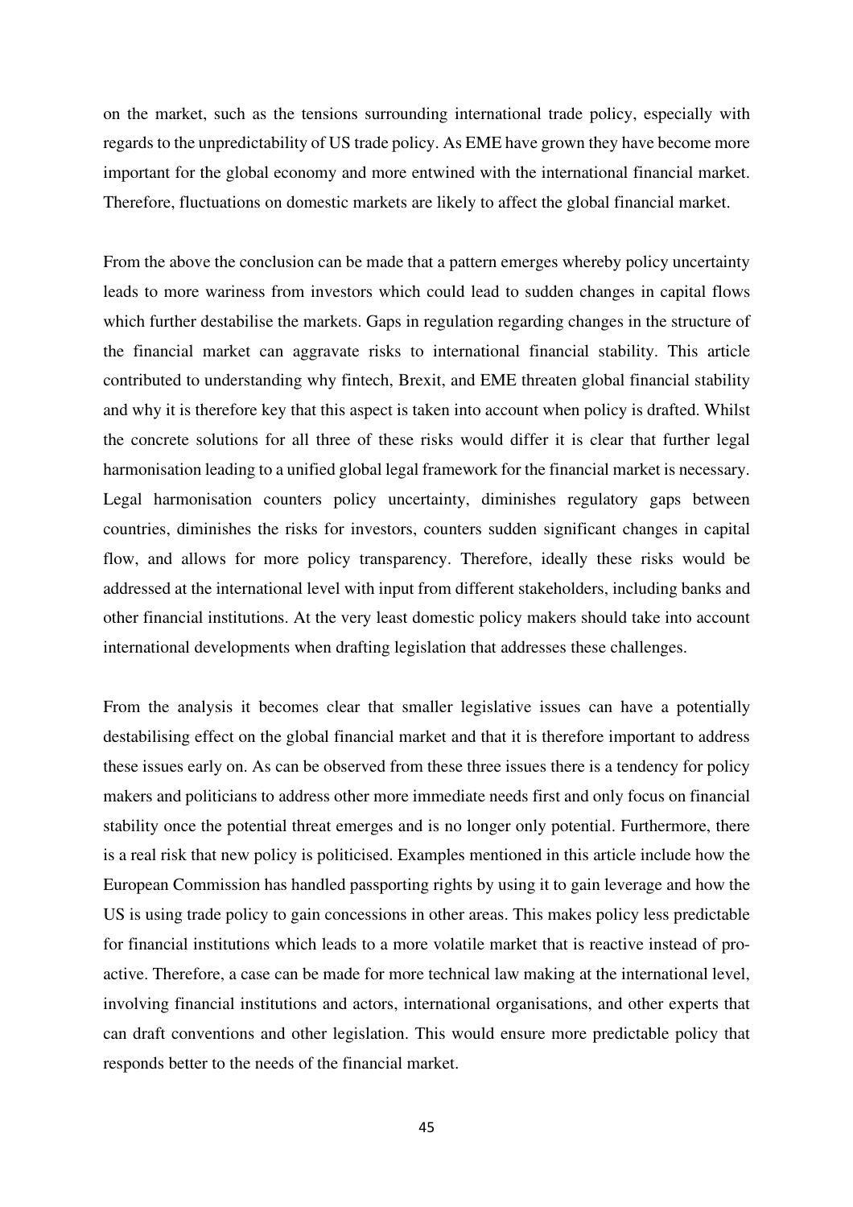on the market, such as the tensions surrounding international trade policy, especially with regards to the unpredictability of US trade policy. As EME have grown they have become more important for the global economy and more entwined with the international financial market. Therefore, fluctuations on domestic markets are likely to affect the global financial market.

From the above the conclusion can be made that a pattern emerges whereby policy uncertainty leads to more wariness from investors which could lead to sudden changes in capital flows which further destabilise the markets. Gaps in regulation regarding changes in the structure of the financial market can aggravate risks to international financial stability. This article contributed to understanding why fintech, Brexit, and EME threaten global financial stability and why it is therefore key that this aspect is taken into account when policy is drafted. Whilst the concrete solutions for all three of these risks would differ it is clear that further legal harmonisation leading to a unified global legal framework for the financial market is necessary. Legal harmonisation counters policy uncertainty, diminishes regulatory gaps between countries, diminishes the risks for investors, counters sudden significant changes in capital flow, and allows for more policy transparency. Therefore, ideally these risks would be addressed at the international level with input from different stakeholders, including banks and other financial institutions. At the very least domestic policy makers should take into account international developments when drafting legislation that addresses these challenges.

From the analysis it becomes clear that smaller legislative issues can have a potentially destabilising effect on the global financial market and that it is therefore important to address these issues early on. As can be observed from these three issues there is a tendency for policy makers and politicians to address other more immediate needs first and only focus on financial stability once the potential threat emerges and is no longer only potential. Furthermore, there is a real risk that new policy is politicised. Examples mentioned in this article include how the European Commission has handled passporting rights by using it to gain leverage and how the US is using trade policy to gain concessions in other areas. This makes policy less predictable for financial institutions which leads to a more volatile market that is reactive instead of pro-active. Therefore, a case can be made for more technical law making at the international level, involving financial institutions and actors, international organisations, and other experts that can draft conventions and other legislation. This would ensure more predictable policy that responds better to the needs of the financial market.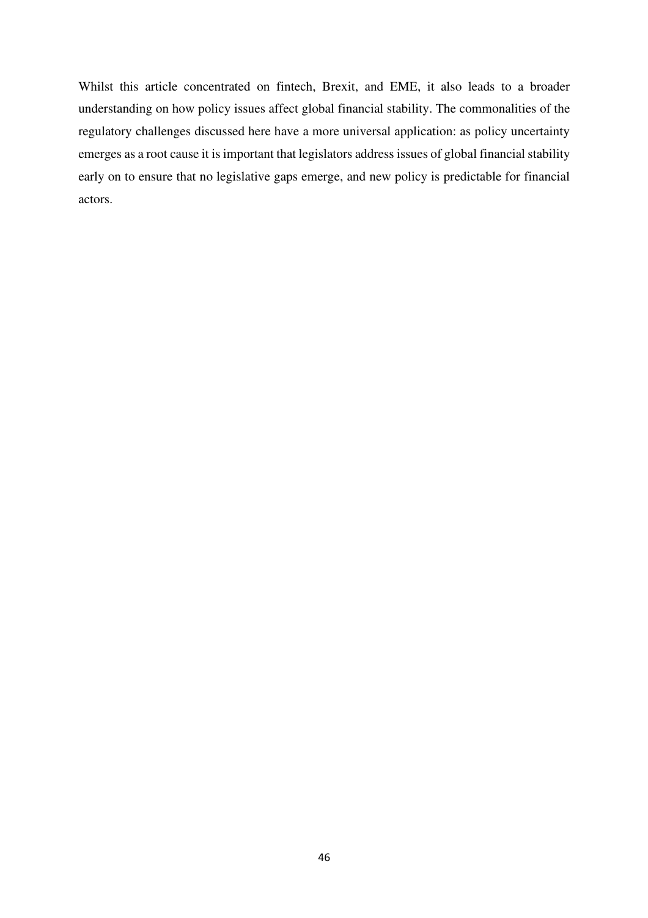Whilst this article concentrated on fintech, Brexit, and EME, it also leads to a broader understanding on how policy issues affect global financial stability. The commonalities of the regulatory challenges discussed here have a more universal application: as policy uncertainty emerges as a root cause it is important that legislators address issues of global financial stability early on to ensure that no legislative gaps emerge, and new policy is predictable for financial actors.